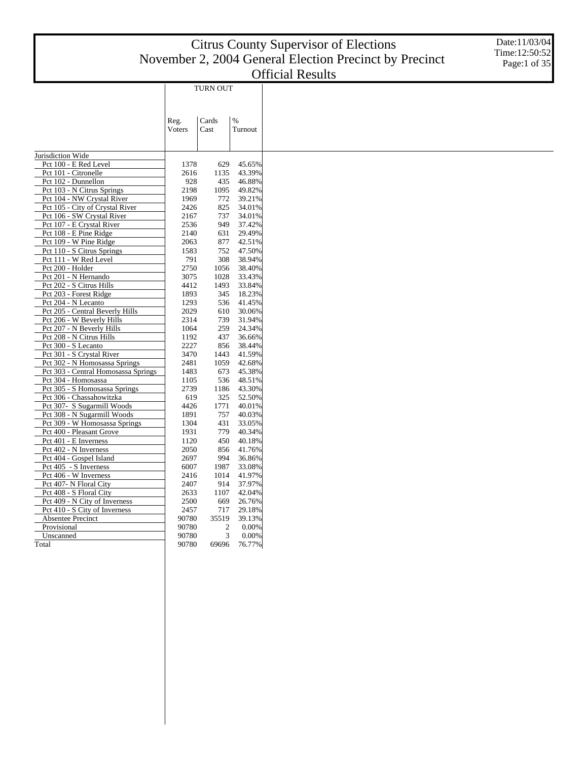# Citrus County Supervisor of Elections
## November 2, 2004 General Election Precinct by Precinct
## Official Results

Date:11/03/04
Time:12:50:52

| | TURN OUT | | |
|---|---|---|---|
| | Reg. Voters | Cards Cast | % Turnout |
| Jurisdiction Wide | | | |
| Pct 100 - E Red Level | 1378 | 629 | 45.65% |
| Pct 101 - Citronelle | 2616 | 1135 | 43.39% |
| Pct 102 - Dunnellon | 928 | 435 | 46.88% |
| Pct 103 - N Citrus Springs | 2198 | 1095 | 49.82% |
| Pct 104 - NW Crystal River | 1969 | 772 | 39.21% |
| Pct 105 - City of Crystal River | 2426 | 825 | 34.01% |
| Pct 106 - SW Crystal River | 2167 | 737 | 34.01% |
| Pct 107 - E Crystal River | 2536 | 949 | 37.42% |
| Pct 108 - E Pine Ridge | 2140 | 631 | 29.49% |
| Pct 109 - W Pine Ridge | 2063 | 877 | 42.51% |
| Pct 110 - S Citrus Springs | 1583 | 752 | 47.50% |
| Pct 111 - W Red Level | 791 | 308 | 38.94% |
| Pct 200 - Holder | 2750 | 1056 | 38.40% |
| Pct 201 - N Hernando | 3075 | 1028 | 33.43% |
| Pct 202 - S Citrus Hills | 4412 | 1493 | 33.84% |
| Pct 203 - Forest Ridge | 1893 | 345 | 18.23% |
| Pct 204 - N Lecanto | 1293 | 536 | 41.45% |
| Pct 205 - Central Beverly Hills | 2029 | 610 | 30.06% |
| Pct 206 - W Beverly Hills | 2314 | 739 | 31.94% |
| Pct 207 - N Beverly Hills | 1064 | 259 | 24.34% |
| Pct 208 - N Citrus Hills | 1192 | 437 | 36.66% |
| Pct 300 - S Lecanto | 2227 | 856 | 38.44% |
| Pct 301 - S Crystal River | 3470 | 1443 | 41.59% |
| Pct 302 - N Homosassa Springs | 2481 | 1059 | 42.68% |
| Pct 303 - Central Homosassa Springs | 1483 | 673 | 45.38% |
| Pct 304 - Homosassa | 1105 | 536 | 48.51% |
| Pct 305 - S Homosassa Springs | 2739 | 1186 | 43.30% |
| Pct 306 - Chassahowitzka | 619 | 325 | 52.50% |
| Pct 307- S Sugarmill Woods | 4426 | 1771 | 40.01% |
| Pct 308 - N Sugarmill Woods | 1891 | 757 | 40.03% |
| Pct 309 - W Homosassa Springs | 1304 | 431 | 33.05% |
| Pct 400 - Pleasant Grove | 1931 | 779 | 40.34% |
| Pct 401 - E Inverness | 1120 | 450 | 40.18% |
| Pct 402 - N Inverness | 2050 | 856 | 41.76% |
| Pct 404 - Gospel Island | 2697 | 994 | 36.86% |
| Pct 405 - S Inverness | 6007 | 1987 | 33.08% |
| Pct 406 - W Inverness | 2416 | 1014 | 41.97% |
| Pct 407- N Floral City | 2407 | 914 | 37.97% |
| Pct 408 - S Floral City | 2633 | 1107 | 42.04% |
| Pct 409 - N City of Inverness | 2500 | 669 | 26.76% |
| Pct 410 - S City of Inverness | 2457 | 717 | 29.18% |
| Absentee Precinct | 90780 | 35519 | 39.13% |
| Provisional | 90780 | 2 | 0.00% |
| Unscanned | 90780 | 3 | 0.00% |
| Total | 90780 | 69696 | 76.77% |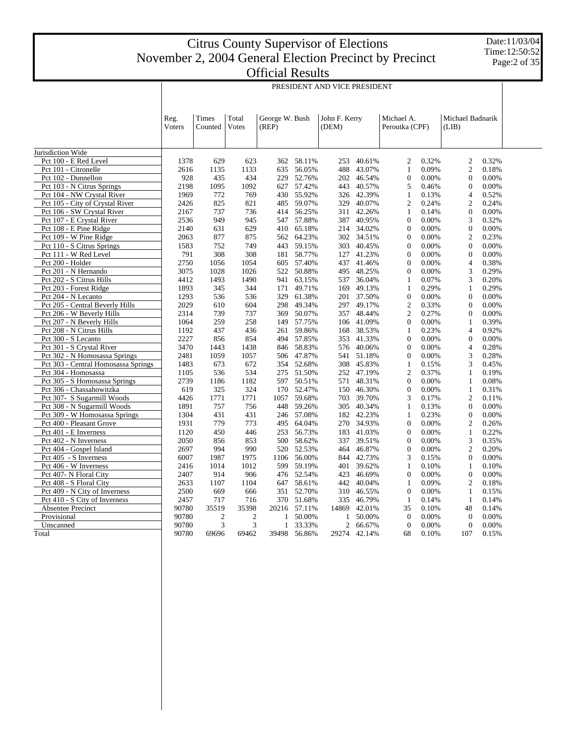# Citrus County Supervisor of Elections
# November 2, 2004 General Election Precinct by Precinct
# Official Results

Date:11/03/04
Time:12:50:52

## PRESIDENT AND VICE PRESIDENT

| | Reg. Voters | Times Counted | Total Votes | George W. Bush (REP) | | John F. Kerry (DEM) | | Michael A. Peroutka (CPF) | | Michael Badnarik (LIB) | |
|---|---|---|---|---|---|---|---|---|---|---|---|
| Jurisdiction Wide | | | | | | | | | | | |
| Pct 100 - E Red Level | 1378 | 629 | 623 | 362 | 58.11% | 253 | 40.61% | 2 | 0.32% | 2 | 0.32% |
| Pct 101 - Citronelle | 2616 | 1135 | 1133 | 635 | 56.05% | 488 | 43.07% | 1 | 0.09% | 2 | 0.18% |
| Pct 102 - Dunnellon | 928 | 435 | 434 | 229 | 52.76% | 202 | 46.54% | 0 | 0.00% | 0 | 0.00% |
| Pct 103 - N Citrus Springs | 2198 | 1095 | 1092 | 627 | 57.42% | 443 | 40.57% | 5 | 0.46% | 0 | 0.00% |
| Pct 104 - NW Crystal River | 1969 | 772 | 769 | 430 | 55.92% | 326 | 42.39% | 1 | 0.13% | 4 | 0.52% |
| Pct 105 - City of Crystal River | 2426 | 825 | 821 | 485 | 59.07% | 329 | 40.07% | 2 | 0.24% | 2 | 0.24% |
| Pct 106 - SW Crystal River | 2167 | 737 | 736 | 414 | 56.25% | 311 | 42.26% | 1 | 0.14% | 0 | 0.00% |
| Pct 107 - E Crystal River | 2536 | 949 | 945 | 547 | 57.88% | 387 | 40.95% | 0 | 0.00% | 3 | 0.32% |
| Pct 108 - E Pine Ridge | 2140 | 631 | 629 | 410 | 65.18% | 214 | 34.02% | 0 | 0.00% | 0 | 0.00% |
| Pct 109 - W Pine Ridge | 2063 | 877 | 875 | 562 | 64.23% | 302 | 34.51% | 0 | 0.00% | 2 | 0.23% |
| Pct 110 - S Citrus Springs | 1583 | 752 | 749 | 443 | 59.15% | 303 | 40.45% | 0 | 0.00% | 0 | 0.00% |
| Pct 111 - W Red Level | 791 | 308 | 308 | 181 | 58.77% | 127 | 41.23% | 0 | 0.00% | 0 | 0.00% |
| Pct 200 - Holder | 2750 | 1056 | 1054 | 605 | 57.40% | 437 | 41.46% | 0 | 0.00% | 4 | 0.38% |
| Pct 201 - N Hernando | 3075 | 1028 | 1026 | 522 | 50.88% | 495 | 48.25% | 0 | 0.00% | 3 | 0.29% |
| Pct 202 - S Citrus Hills | 4412 | 1493 | 1490 | 941 | 63.15% | 537 | 36.04% | 1 | 0.07% | 3 | 0.20% |
| Pct 203 - Forest Ridge | 1893 | 345 | 344 | 171 | 49.71% | 169 | 49.13% | 1 | 0.29% | 1 | 0.29% |
| Pct 204 - N Lecanto | 1293 | 536 | 536 | 329 | 61.38% | 201 | 37.50% | 0 | 0.00% | 0 | 0.00% |
| Pct 205 - Central Beverly Hills | 2029 | 610 | 604 | 298 | 49.34% | 297 | 49.17% | 2 | 0.33% | 0 | 0.00% |
| Pct 206 - W Beverly Hills | 2314 | 739 | 737 | 369 | 50.07% | 357 | 48.44% | 2 | 0.27% | 0 | 0.00% |
| Pct 207 - N Beverly Hills | 1064 | 259 | 258 | 149 | 57.75% | 106 | 41.09% | 0 | 0.00% | 1 | 0.39% |
| Pct 208 - N Citrus Hills | 1192 | 437 | 436 | 261 | 59.86% | 168 | 38.53% | 1 | 0.23% | 4 | 0.92% |
| Pct 300 - S Lecanto | 2227 | 856 | 854 | 494 | 57.85% | 353 | 41.33% | 0 | 0.00% | 0 | 0.00% |
| Pct 301 - S Crystal River | 3470 | 1443 | 1438 | 846 | 58.83% | 576 | 40.06% | 0 | 0.00% | 4 | 0.28% |
| Pct 302 - N Homosassa Springs | 2481 | 1059 | 1057 | 506 | 47.87% | 541 | 51.18% | 0 | 0.00% | 3 | 0.28% |
| Pct 303 - Central Homosassa Springs | 1483 | 673 | 672 | 354 | 52.68% | 308 | 45.83% | 1 | 0.15% | 3 | 0.45% |
| Pct 304 - Homosassa | 1105 | 536 | 534 | 275 | 51.50% | 252 | 47.19% | 2 | 0.37% | 1 | 0.19% |
| Pct 305 - S Homosassa Springs | 2739 | 1186 | 1182 | 597 | 50.51% | 571 | 48.31% | 0 | 0.00% | 1 | 0.08% |
| Pct 306 - Chassahowitzka | 619 | 325 | 324 | 170 | 52.47% | 150 | 46.30% | 0 | 0.00% | 1 | 0.31% |
| Pct 307- S Sugarmill Woods | 4426 | 1771 | 1771 | 1057 | 59.68% | 703 | 39.70% | 3 | 0.17% | 2 | 0.11% |
| Pct 308 - N Sugarmill Woods | 1891 | 757 | 756 | 448 | 59.26% | 305 | 40.34% | 1 | 0.13% | 0 | 0.00% |
| Pct 309 - W Homosassa Springs | 1304 | 431 | 431 | 246 | 57.08% | 182 | 42.23% | 1 | 0.23% | 0 | 0.00% |
| Pct 400 - Pleasant Grove | 1931 | 779 | 773 | 495 | 64.04% | 270 | 34.93% | 0 | 0.00% | 2 | 0.26% |
| Pct 401 - E Inverness | 1120 | 450 | 446 | 253 | 56.73% | 183 | 41.03% | 0 | 0.00% | 1 | 0.22% |
| Pct 402 - N Inverness | 2050 | 856 | 853 | 500 | 58.62% | 337 | 39.51% | 0 | 0.00% | 3 | 0.35% |
| Pct 404 - Gospel Island | 2697 | 994 | 990 | 520 | 52.53% | 464 | 46.87% | 0 | 0.00% | 2 | 0.20% |
| Pct 405 - S Inverness | 6007 | 1987 | 1975 | 1106 | 56.00% | 844 | 42.73% | 3 | 0.15% | 0 | 0.00% |
| Pct 406 - W Inverness | 2416 | 1014 | 1012 | 599 | 59.19% | 401 | 39.62% | 1 | 0.10% | 1 | 0.10% |
| Pct 407- N Floral City | 2407 | 914 | 906 | 476 | 52.54% | 423 | 46.69% | 0 | 0.00% | 0 | 0.00% |
| Pct 408 - S Floral City | 2633 | 1107 | 1104 | 647 | 58.61% | 442 | 40.04% | 1 | 0.09% | 2 | 0.18% |
| Pct 409 - N City of Inverness | 2500 | 669 | 666 | 351 | 52.70% | 310 | 46.55% | 0 | 0.00% | 1 | 0.15% |
| Pct 410 - S City of Inverness | 2457 | 717 | 716 | 370 | 51.68% | 335 | 46.79% | 1 | 0.14% | 1 | 0.14% |
| Absentee Precinct | 90780 | 35519 | 35398 | 20216 | 57.11% | 14869 | 42.01% | 35 | 0.10% | 48 | 0.14% |
| Provisional | 90780 | 2 | 2 | 1 | 50.00% | 1 | 50.00% | 0 | 0.00% | 0 | 0.00% |
| Unscanned | 90780 | 3 | 3 | 1 | 33.33% | 2 | 66.67% | 0 | 0.00% | 0 | 0.00% |
| Total | 90780 | 69696 | 69462 | 39498 | 56.86% | 29274 | 42.14% | 68 | 0.10% | 107 | 0.15% |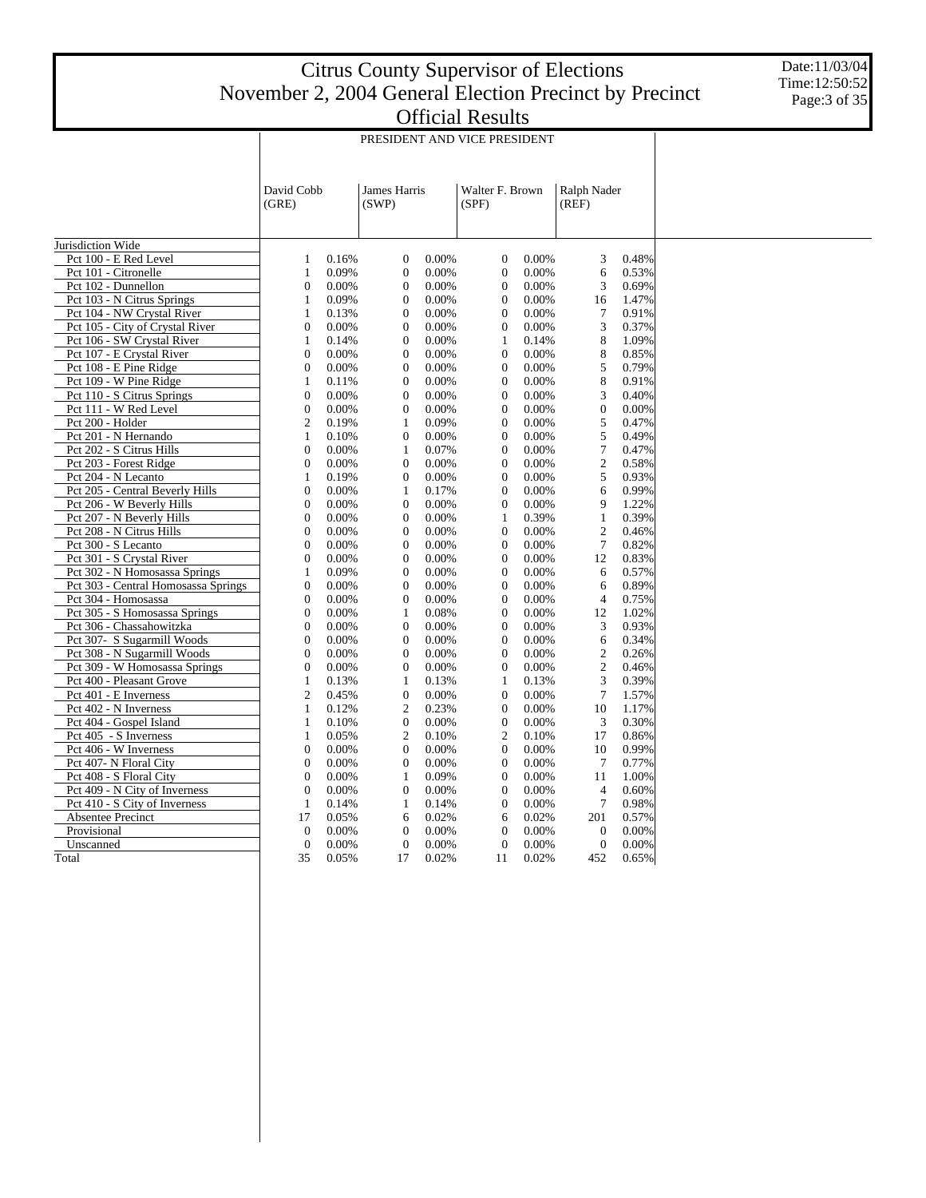# Citrus County Supervisor of Elections
## November 2, 2004 General Election Precinct by Precinct
## Official Results

Date:11/03/04
Time:12:50:52

PRESIDENT AND VICE PRESIDENT

| | David Cobb (GRE) | | James Harris (SWP) | | Walter F. Brown (SPF) | | Ralph Nader (REF) | |
|---|---|---|---|---|---|---|---|---|
| Jurisdiction Wide | | | | | | | | |
| Pct 100 - E Red Level | 1 | 0.16% | 0 | 0.00% | 0 | 0.00% | 3 | 0.48% |
| Pct 101 - Citronelle | 1 | 0.09% | 0 | 0.00% | 0 | 0.00% | 6 | 0.53% |
| Pct 102 - Dunnellon | 0 | 0.00% | 0 | 0.00% | 0 | 0.00% | 3 | 0.69% |
| Pct 103 - N Citrus Springs | 1 | 0.09% | 0 | 0.00% | 0 | 0.00% | 16 | 1.47% |
| Pct 104 - NW Crystal River | 1 | 0.13% | 0 | 0.00% | 0 | 0.00% | 7 | 0.91% |
| Pct 105 - City of Crystal River | 0 | 0.00% | 0 | 0.00% | 0 | 0.00% | 3 | 0.37% |
| Pct 106 - SW Crystal River | 1 | 0.14% | 0 | 0.00% | 1 | 0.14% | 8 | 1.09% |
| Pct 107 - E Crystal River | 0 | 0.00% | 0 | 0.00% | 0 | 0.00% | 8 | 0.85% |
| Pct 108 - E Pine Ridge | 0 | 0.00% | 0 | 0.00% | 0 | 0.00% | 5 | 0.79% |
| Pct 109 - W Pine Ridge | 1 | 0.11% | 0 | 0.00% | 0 | 0.00% | 8 | 0.91% |
| Pct 110 - S Citrus Springs | 0 | 0.00% | 0 | 0.00% | 0 | 0.00% | 3 | 0.40% |
| Pct 111 - W Red Level | 0 | 0.00% | 0 | 0.00% | 0 | 0.00% | 0 | 0.00% |
| Pct 200 - Holder | 2 | 0.19% | 1 | 0.09% | 0 | 0.00% | 5 | 0.47% |
| Pct 201 - N Hernando | 1 | 0.10% | 0 | 0.00% | 0 | 0.00% | 5 | 0.49% |
| Pct 202 - S Citrus Hills | 0 | 0.00% | 1 | 0.07% | 0 | 0.00% | 7 | 0.47% |
| Pct 203 - Forest Ridge | 0 | 0.00% | 0 | 0.00% | 0 | 0.00% | 2 | 0.58% |
| Pct 204 - N Lecanto | 1 | 0.19% | 0 | 0.00% | 0 | 0.00% | 5 | 0.93% |
| Pct 205 - Central Beverly Hills | 0 | 0.00% | 1 | 0.17% | 0 | 0.00% | 6 | 0.99% |
| Pct 206 - W Beverly Hills | 0 | 0.00% | 0 | 0.00% | 0 | 0.00% | 9 | 1.22% |
| Pct 207 - N Beverly Hills | 0 | 0.00% | 0 | 0.00% | 1 | 0.39% | 1 | 0.39% |
| Pct 208 - N Citrus Hills | 0 | 0.00% | 0 | 0.00% | 0 | 0.00% | 2 | 0.46% |
| Pct 300 - S Lecanto | 0 | 0.00% | 0 | 0.00% | 0 | 0.00% | 7 | 0.82% |
| Pct 301 - S Crystal River | 0 | 0.00% | 0 | 0.00% | 0 | 0.00% | 12 | 0.83% |
| Pct 302 - N Homosassa Springs | 1 | 0.09% | 0 | 0.00% | 0 | 0.00% | 6 | 0.57% |
| Pct 303 - Central Homosassa Springs | 0 | 0.00% | 0 | 0.00% | 0 | 0.00% | 6 | 0.89% |
| Pct 304 - Homosassa | 0 | 0.00% | 0 | 0.00% | 0 | 0.00% | 4 | 0.75% |
| Pct 305 - S Homosassa Springs | 0 | 0.00% | 1 | 0.08% | 0 | 0.00% | 12 | 1.02% |
| Pct 306 - Chassahowitzka | 0 | 0.00% | 0 | 0.00% | 0 | 0.00% | 3 | 0.93% |
| Pct 307- S Sugarmill Woods | 0 | 0.00% | 0 | 0.00% | 0 | 0.00% | 6 | 0.34% |
| Pct 308 - N Sugarmill Woods | 0 | 0.00% | 0 | 0.00% | 0 | 0.00% | 2 | 0.26% |
| Pct 309 - W Homosassa Springs | 0 | 0.00% | 0 | 0.00% | 0 | 0.00% | 2 | 0.46% |
| Pct 400 - Pleasant Grove | 1 | 0.13% | 1 | 0.13% | 1 | 0.13% | 3 | 0.39% |
| Pct 401 - E Inverness | 2 | 0.45% | 0 | 0.00% | 0 | 0.00% | 7 | 1.57% |
| Pct 402 - N Inverness | 1 | 0.12% | 2 | 0.23% | 0 | 0.00% | 10 | 1.17% |
| Pct 404 - Gospel Island | 1 | 0.10% | 0 | 0.00% | 0 | 0.00% | 3 | 0.30% |
| Pct 405 - S Inverness | 1 | 0.05% | 2 | 0.10% | 2 | 0.10% | 17 | 0.86% |
| Pct 406 - W Inverness | 0 | 0.00% | 0 | 0.00% | 0 | 0.00% | 10 | 0.99% |
| Pct 407- N Floral City | 0 | 0.00% | 0 | 0.00% | 0 | 0.00% | 7 | 0.77% |
| Pct 408 - S Floral City | 0 | 0.00% | 1 | 0.09% | 0 | 0.00% | 11 | 1.00% |
| Pct 409 - N City of Inverness | 0 | 0.00% | 0 | 0.00% | 0 | 0.00% | 4 | 0.60% |
| Pct 410 - S City of Inverness | 1 | 0.14% | 1 | 0.14% | 0 | 0.00% | 7 | 0.98% |
| Absentee Precinct | 17 | 0.05% | 6 | 0.02% | 6 | 0.02% | 201 | 0.57% |
| Provisional | 0 | 0.00% | 0 | 0.00% | 0 | 0.00% | 0 | 0.00% |
| Unscanned | 0 | 0.00% | 0 | 0.00% | 0 | 0.00% | 0 | 0.00% |
| Total | 35 | 0.05% | 17 | 0.02% | 11 | 0.02% | 452 | 0.65% |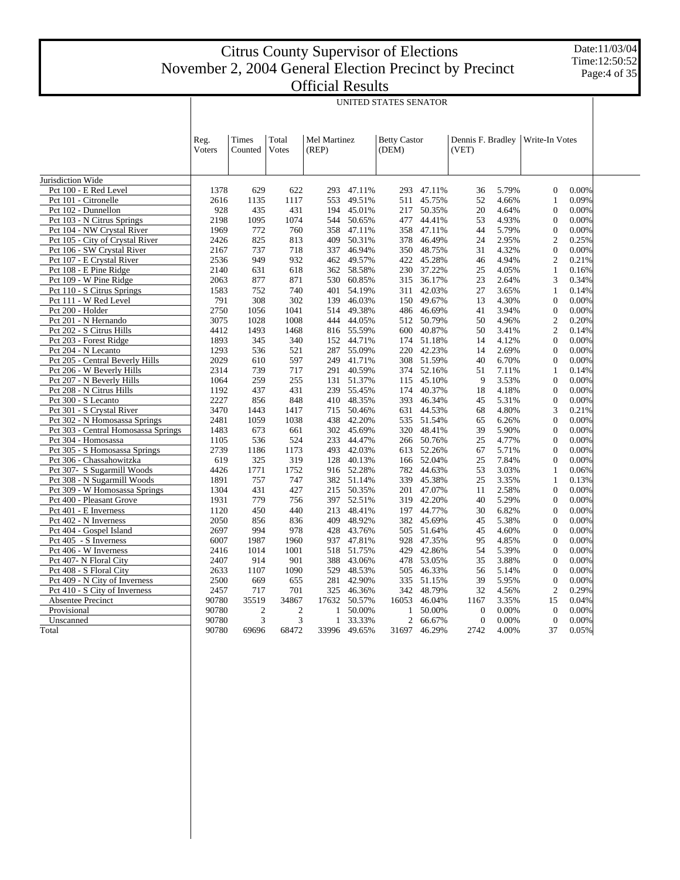# Citrus County Supervisor of Elections
# November 2, 2004 General Election Precinct by Precinct
# Official Results

Date:11/03/04
Time:12:50:52

UNITED STATES SENATOR

| | Reg. Voters | Times Counted | Total Votes | Mel Martinez (REP) | | Betty Castor (DEM) | | Dennis F. Bradley (VET) | | Write-In Votes | |
|---|---|---|---|---|---|---|---|---|---|---|---|
| Jurisdiction Wide | | | | | | | | | | | |
| Pct 100 - E Red Level | 1378 | 629 | 622 | 293 | 47.11% | 293 | 47.11% | 36 | 5.79% | 0 | 0.00% |
| Pct 101 - Citronelle | 2616 | 1135 | 1117 | 553 | 49.51% | 511 | 45.75% | 52 | 4.66% | 1 | 0.09% |
| Pct 102 - Dunnellon | 928 | 435 | 431 | 194 | 45.01% | 217 | 50.35% | 20 | 4.64% | 0 | 0.00% |
| Pct 103 - N Citrus Springs | 2198 | 1095 | 1074 | 544 | 50.65% | 477 | 44.41% | 53 | 4.93% | 0 | 0.00% |
| Pct 104 - NW Crystal River | 1969 | 772 | 760 | 358 | 47.11% | 358 | 47.11% | 44 | 5.79% | 0 | 0.00% |
| Pct 105 - City of Crystal River | 2426 | 825 | 813 | 409 | 50.31% | 378 | 46.49% | 24 | 2.95% | 2 | 0.25% |
| Pct 106 - SW Crystal River | 2167 | 737 | 718 | 337 | 46.94% | 350 | 48.75% | 31 | 4.32% | 0 | 0.00% |
| Pct 107 - E Crystal River | 2536 | 949 | 932 | 462 | 49.57% | 422 | 45.28% | 46 | 4.94% | 2 | 0.21% |
| Pct 108 - E Pine Ridge | 2140 | 631 | 618 | 362 | 58.58% | 230 | 37.22% | 25 | 4.05% | 1 | 0.16% |
| Pct 109 - W Pine Ridge | 2063 | 877 | 871 | 530 | 60.85% | 315 | 36.17% | 23 | 2.64% | 3 | 0.34% |
| Pct 110 - S Citrus Springs | 1583 | 752 | 740 | 401 | 54.19% | 311 | 42.03% | 27 | 3.65% | 1 | 0.14% |
| Pct 111 - W Red Level | 791 | 308 | 302 | 139 | 46.03% | 150 | 49.67% | 13 | 4.30% | 0 | 0.00% |
| Pct 200 - Holder | 2750 | 1056 | 1041 | 514 | 49.38% | 486 | 46.69% | 41 | 3.94% | 0 | 0.00% |
| Pct 201 - N Hernando | 3075 | 1028 | 1008 | 444 | 44.05% | 512 | 50.79% | 50 | 4.96% | 2 | 0.20% |
| Pct 202 - S Citrus Hills | 4412 | 1493 | 1468 | 816 | 55.59% | 600 | 40.87% | 50 | 3.41% | 2 | 0.14% |
| Pct 203 - Forest Ridge | 1893 | 345 | 340 | 152 | 44.71% | 174 | 51.18% | 14 | 4.12% | 0 | 0.00% |
| Pct 204 - N Lecanto | 1293 | 536 | 521 | 287 | 55.09% | 220 | 42.23% | 14 | 2.69% | 0 | 0.00% |
| Pct 205 - Central Beverly Hills | 2029 | 610 | 597 | 249 | 41.71% | 308 | 51.59% | 40 | 6.70% | 0 | 0.00% |
| Pct 206 - W Beverly Hills | 2314 | 739 | 717 | 291 | 40.59% | 374 | 52.16% | 51 | 7.11% | 1 | 0.14% |
| Pct 207 - N Beverly Hills | 1064 | 259 | 255 | 131 | 51.37% | 115 | 45.10% | 9 | 3.53% | 0 | 0.00% |
| Pct 208 - N Citrus Hills | 1192 | 437 | 431 | 239 | 55.45% | 174 | 40.37% | 18 | 4.18% | 0 | 0.00% |
| Pct 300 - S Lecanto | 2227 | 856 | 848 | 410 | 48.35% | 393 | 46.34% | 45 | 5.31% | 0 | 0.00% |
| Pct 301 - S Crystal River | 3470 | 1443 | 1417 | 715 | 50.46% | 631 | 44.53% | 68 | 4.80% | 3 | 0.21% |
| Pct 302 - N Homosassa Springs | 2481 | 1059 | 1038 | 438 | 42.20% | 535 | 51.54% | 65 | 6.26% | 0 | 0.00% |
| Pct 303 - Central Homosassa Springs | 1483 | 673 | 661 | 302 | 45.69% | 320 | 48.41% | 39 | 5.90% | 0 | 0.00% |
| Pct 304 - Homosassa | 1105 | 536 | 524 | 233 | 44.47% | 266 | 50.76% | 25 | 4.77% | 0 | 0.00% |
| Pct 305 - S Homosassa Springs | 2739 | 1186 | 1173 | 493 | 42.03% | 613 | 52.26% | 67 | 5.71% | 0 | 0.00% |
| Pct 306 - Chassahowitzka | 619 | 325 | 319 | 128 | 40.13% | 166 | 52.04% | 25 | 7.84% | 0 | 0.00% |
| Pct 307- S Sugarmill Woods | 4426 | 1771 | 1752 | 916 | 52.28% | 782 | 44.63% | 53 | 3.03% | 1 | 0.06% |
| Pct 308 - N Sugarmill Woods | 1891 | 757 | 747 | 382 | 51.14% | 339 | 45.38% | 25 | 3.35% | 1 | 0.13% |
| Pct 309 - W Homosassa Springs | 1304 | 431 | 427 | 215 | 50.35% | 201 | 47.07% | 11 | 2.58% | 0 | 0.00% |
| Pct 400 - Pleasant Grove | 1931 | 779 | 756 | 397 | 52.51% | 319 | 42.20% | 40 | 5.29% | 0 | 0.00% |
| Pct 401 - E Inverness | 1120 | 450 | 440 | 213 | 48.41% | 197 | 44.77% | 30 | 6.82% | 0 | 0.00% |
| Pct 402 - N Inverness | 2050 | 856 | 836 | 409 | 48.92% | 382 | 45.69% | 45 | 5.38% | 0 | 0.00% |
| Pct 404 - Gospel Island | 2697 | 994 | 978 | 428 | 43.76% | 505 | 51.64% | 45 | 4.60% | 0 | 0.00% |
| Pct 405 - S Inverness | 6007 | 1987 | 1960 | 937 | 47.81% | 928 | 47.35% | 95 | 4.85% | 0 | 0.00% |
| Pct 406 - W Inverness | 2416 | 1014 | 1001 | 518 | 51.75% | 429 | 42.86% | 54 | 5.39% | 0 | 0.00% |
| Pct 407- N Floral City | 2407 | 914 | 901 | 388 | 43.06% | 478 | 53.05% | 35 | 3.88% | 0 | 0.00% |
| Pct 408 - S Floral City | 2633 | 1107 | 1090 | 529 | 48.53% | 505 | 46.33% | 56 | 5.14% | 0 | 0.00% |
| Pct 409 - N City of Inverness | 2500 | 669 | 655 | 281 | 42.90% | 335 | 51.15% | 39 | 5.95% | 0 | 0.00% |
| Pct 410 - S City of Inverness | 2457 | 717 | 701 | 325 | 46.36% | 342 | 48.79% | 32 | 4.56% | 2 | 0.29% |
| Absentee Precinct | 90780 | 35519 | 34867 | 17632 | 50.57% | 16053 | 46.04% | 1167 | 3.35% | 15 | 0.04% |
| Provisional | 90780 | 2 | 2 | 1 | 50.00% | 1 | 50.00% | 0 | 0.00% | 0 | 0.00% |
| Unscanned | 90780 | 3 | 3 | 1 | 33.33% | 2 | 66.67% | 0 | 0.00% | 0 | 0.00% |
| Total | 90780 | 69696 | 68472 | 33996 | 49.65% | 31697 | 46.29% | 2742 | 4.00% | 37 | 0.05% |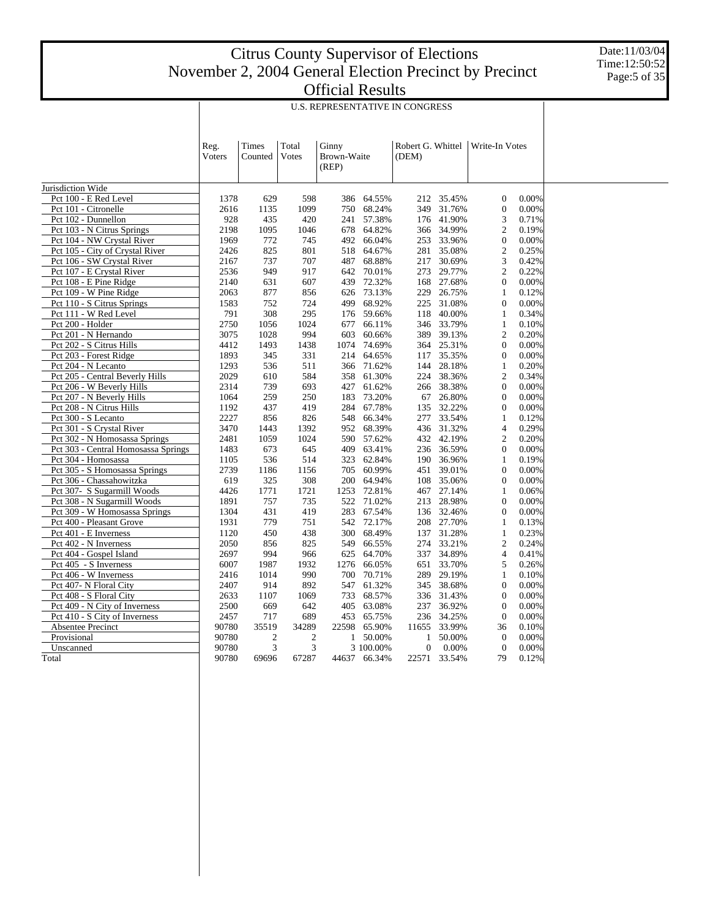# Citrus County Supervisor of Elections
# November 2, 2004 General Election Precinct by Precinct
# Official Results

Date:11/03/04
Time:12:50:52

## U.S. REPRESENTATIVE IN CONGRESS

| | Reg. Voters | Times Counted | Total Votes | Ginny Brown-Waite (REP) | | Robert G. Whittel (DEM) | | Write-In Votes | |
|---|---|---|---|---|---|---|---|---|---|
| Jurisdiction Wide | | | | | | | | | |
| Pct 100 - E Red Level | 1378 | 629 | 598 | 386 | 64.55% | 212 | 35.45% | 0 | 0.00% |
| Pct 101 - Citronelle | 2616 | 1135 | 1099 | 750 | 68.24% | 349 | 31.76% | 0 | 0.00% |
| Pct 102 - Dunnellon | 928 | 435 | 420 | 241 | 57.38% | 176 | 41.90% | 3 | 0.71% |
| Pct 103 - N Citrus Springs | 2198 | 1095 | 1046 | 678 | 64.82% | 366 | 34.99% | 2 | 0.19% |
| Pct 104 - NW Crystal River | 1969 | 772 | 745 | 492 | 66.04% | 253 | 33.96% | 0 | 0.00% |
| Pct 105 - City of Crystal River | 2426 | 825 | 801 | 518 | 64.67% | 281 | 35.08% | 2 | 0.25% |
| Pct 106 - SW Crystal River | 2167 | 737 | 707 | 487 | 68.88% | 217 | 30.69% | 3 | 0.42% |
| Pct 107 - E Crystal River | 2536 | 949 | 917 | 642 | 70.01% | 273 | 29.77% | 2 | 0.22% |
| Pct 108 - E Pine Ridge | 2140 | 631 | 607 | 439 | 72.32% | 168 | 27.68% | 0 | 0.00% |
| Pct 109 - W Pine Ridge | 2063 | 877 | 856 | 626 | 73.13% | 229 | 26.75% | 1 | 0.12% |
| Pct 110 - S Citrus Springs | 1583 | 752 | 724 | 499 | 68.92% | 225 | 31.08% | 0 | 0.00% |
| Pct 111 - W Red Level | 791 | 308 | 295 | 176 | 59.66% | 118 | 40.00% | 1 | 0.34% |
| Pct 200 - Holder | 2750 | 1056 | 1024 | 677 | 66.11% | 346 | 33.79% | 1 | 0.10% |
| Pct 201 - N Hernando | 3075 | 1028 | 994 | 603 | 60.66% | 389 | 39.13% | 2 | 0.20% |
| Pct 202 - S Citrus Hills | 4412 | 1493 | 1438 | 1074 | 74.69% | 364 | 25.31% | 0 | 0.00% |
| Pct 203 - Forest Ridge | 1893 | 345 | 331 | 214 | 64.65% | 117 | 35.35% | 0 | 0.00% |
| Pct 204 - N Lecanto | 1293 | 536 | 511 | 366 | 71.62% | 144 | 28.18% | 1 | 0.20% |
| Pct 205 - Central Beverly Hills | 2029 | 610 | 584 | 358 | 61.30% | 224 | 38.36% | 2 | 0.34% |
| Pct 206 - W Beverly Hills | 2314 | 739 | 693 | 427 | 61.62% | 266 | 38.38% | 0 | 0.00% |
| Pct 207 - N Beverly Hills | 1064 | 259 | 250 | 183 | 73.20% | 67 | 26.80% | 0 | 0.00% |
| Pct 208 - N Citrus Hills | 1192 | 437 | 419 | 284 | 67.78% | 135 | 32.22% | 0 | 0.00% |
| Pct 300 - S Lecanto | 2227 | 856 | 826 | 548 | 66.34% | 277 | 33.54% | 1 | 0.12% |
| Pct 301 - S Crystal River | 3470 | 1443 | 1392 | 952 | 68.39% | 436 | 31.32% | 4 | 0.29% |
| Pct 302 - N Homosassa Springs | 2481 | 1059 | 1024 | 590 | 57.62% | 432 | 42.19% | 2 | 0.20% |
| Pct 303 - Central Homosassa Springs | 1483 | 673 | 645 | 409 | 63.41% | 236 | 36.59% | 0 | 0.00% |
| Pct 304 - Homosassa | 1105 | 536 | 514 | 323 | 62.84% | 190 | 36.96% | 1 | 0.19% |
| Pct 305 - S Homosassa Springs | 2739 | 1186 | 1156 | 705 | 60.99% | 451 | 39.01% | 0 | 0.00% |
| Pct 306 - Chassahowitzka | 619 | 325 | 308 | 200 | 64.94% | 108 | 35.06% | 0 | 0.00% |
| Pct 307- S Sugarmill Woods | 4426 | 1771 | 1721 | 1253 | 72.81% | 467 | 27.14% | 1 | 0.06% |
| Pct 308 - N Sugarmill Woods | 1891 | 757 | 735 | 522 | 71.02% | 213 | 28.98% | 0 | 0.00% |
| Pct 309 - W Homosassa Springs | 1304 | 431 | 419 | 283 | 67.54% | 136 | 32.46% | 0 | 0.00% |
| Pct 400 - Pleasant Grove | 1931 | 779 | 751 | 542 | 72.17% | 208 | 27.70% | 1 | 0.13% |
| Pct 401 - E Inverness | 1120 | 450 | 438 | 300 | 68.49% | 137 | 31.28% | 1 | 0.23% |
| Pct 402 - N Inverness | 2050 | 856 | 825 | 549 | 66.55% | 274 | 33.21% | 2 | 0.24% |
| Pct 404 - Gospel Island | 2697 | 994 | 966 | 625 | 64.70% | 337 | 34.89% | 4 | 0.41% |
| Pct 405 - S Inverness | 6007 | 1987 | 1932 | 1276 | 66.05% | 651 | 33.70% | 5 | 0.26% |
| Pct 406 - W Inverness | 2416 | 1014 | 990 | 700 | 70.71% | 289 | 29.19% | 1 | 0.10% |
| Pct 407- N Floral City | 2407 | 914 | 892 | 547 | 61.32% | 345 | 38.68% | 0 | 0.00% |
| Pct 408 - S Floral City | 2633 | 1107 | 1069 | 733 | 68.57% | 336 | 31.43% | 0 | 0.00% |
| Pct 409 - N City of Inverness | 2500 | 669 | 642 | 405 | 63.08% | 237 | 36.92% | 0 | 0.00% |
| Pct 410 - S City of Inverness | 2457 | 717 | 689 | 453 | 65.75% | 236 | 34.25% | 0 | 0.00% |
| Absentee Precinct | 90780 | 35519 | 34289 | 22598 | 65.90% | 11655 | 33.99% | 36 | 0.10% |
| Provisional | 90780 | 2 | 2 | 1 | 50.00% | 1 | 50.00% | 0 | 0.00% |
| Unscanned | 90780 | 3 | 3 | 3 | 100.00% | 0 | 0.00% | 0 | 0.00% |
| Total | 90780 | 69696 | 67287 | 44637 | 66.34% | 22571 | 33.54% | 79 | 0.12% |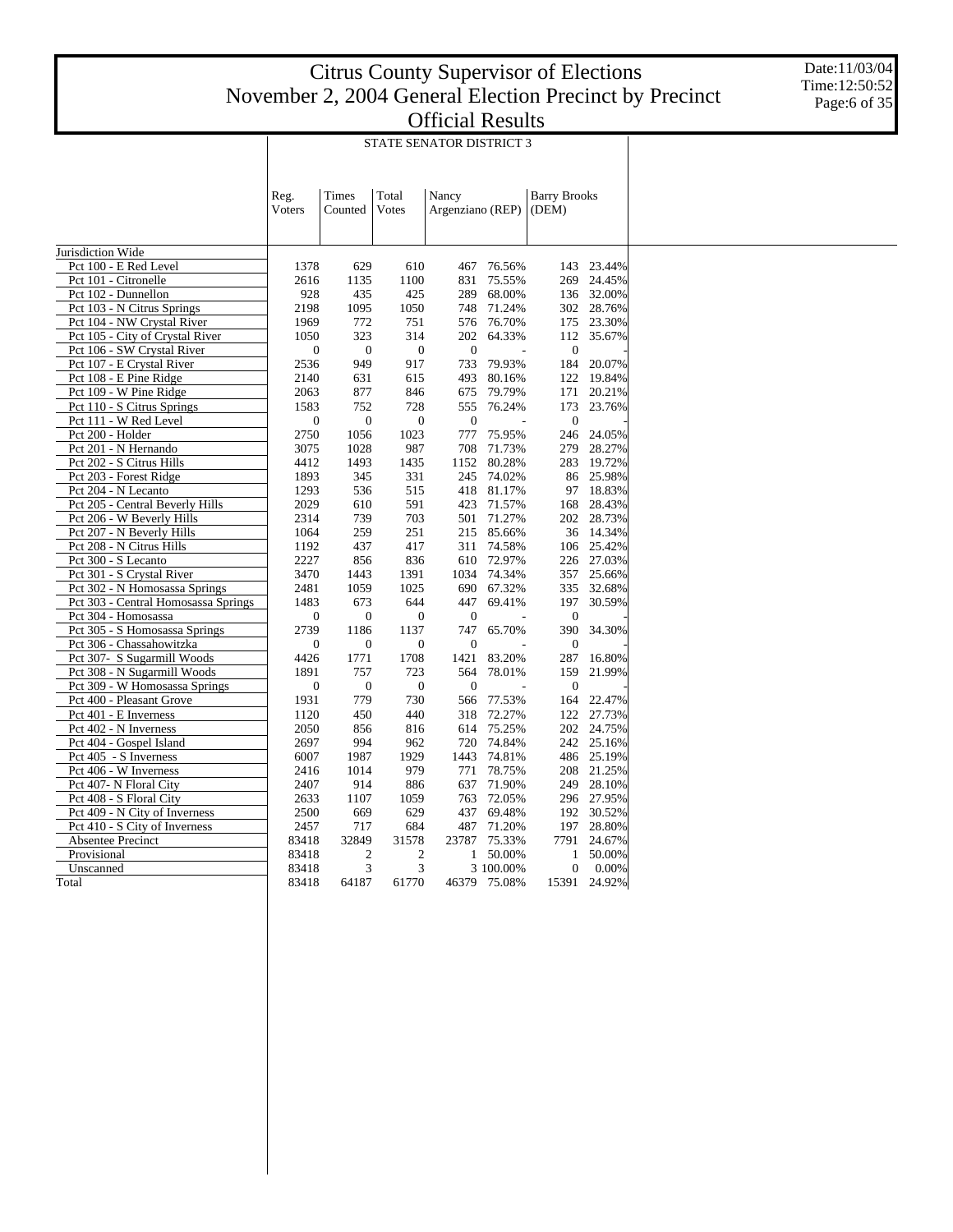# Citrus County Supervisor of Elections
# November 2, 2004 General Election Precinct by Precinct
# Official Results

Date:11/03/04
Time:12:50:52

## STATE SENATOR DISTRICT 3

| | Reg. Voters | Times Counted | Total Votes | Nancy Argenziano (REP) | | Barry Brooks (DEM) | |
|---|---|---|---|---|---|---|---|
| Jurisdiction Wide | | | | | | | |
| Pct 100 - E Red Level | 1378 | 629 | 610 | 467 | 76.56% | 143 | 23.44% |
| Pct 101 - Citronelle | 2616 | 1135 | 1100 | 831 | 75.55% | 269 | 24.45% |
| Pct 102 - Dunnellon | 928 | 435 | 425 | 289 | 68.00% | 136 | 32.00% |
| Pct 103 - N Citrus Springs | 2198 | 1095 | 1050 | 748 | 71.24% | 302 | 28.76% |
| Pct 104 - NW Crystal River | 1969 | 772 | 751 | 576 | 76.70% | 175 | 23.30% |
| Pct 105 - City of Crystal River | 1050 | 323 | 314 | 202 | 64.33% | 112 | 35.67% |
| Pct 106 - SW Crystal River | 0 | 0 | 0 | 0 | - | 0 | - |
| Pct 107 - E Crystal River | 2536 | 949 | 917 | 733 | 79.93% | 184 | 20.07% |
| Pct 108 - E Pine Ridge | 2140 | 631 | 615 | 493 | 80.16% | 122 | 19.84% |
| Pct 109 - W Pine Ridge | 2063 | 877 | 846 | 675 | 79.79% | 171 | 20.21% |
| Pct 110 - S Citrus Springs | 1583 | 752 | 728 | 555 | 76.24% | 173 | 23.76% |
| Pct 111 - W Red Level | 0 | 0 | 0 | 0 | - | 0 | - |
| Pct 200 - Holder | 2750 | 1056 | 1023 | 777 | 75.95% | 246 | 24.05% |
| Pct 201 - N Hernando | 3075 | 1028 | 987 | 708 | 71.73% | 279 | 28.27% |
| Pct 202 - S Citrus Hills | 4412 | 1493 | 1435 | 1152 | 80.28% | 283 | 19.72% |
| Pct 203 - Forest Ridge | 1893 | 345 | 331 | 245 | 74.02% | 86 | 25.98% |
| Pct 204 - N Lecanto | 1293 | 536 | 515 | 418 | 81.17% | 97 | 18.83% |
| Pct 205 - Central Beverly Hills | 2029 | 610 | 591 | 423 | 71.57% | 168 | 28.43% |
| Pct 206 - W Beverly Hills | 2314 | 739 | 703 | 501 | 71.27% | 202 | 28.73% |
| Pct 207 - N Beverly Hills | 1064 | 259 | 251 | 215 | 85.66% | 36 | 14.34% |
| Pct 208 - N Citrus Hills | 1192 | 437 | 417 | 311 | 74.58% | 106 | 25.42% |
| Pct 300 - S Lecanto | 2227 | 856 | 836 | 610 | 72.97% | 226 | 27.03% |
| Pct 301 - S Crystal River | 3470 | 1443 | 1391 | 1034 | 74.34% | 357 | 25.66% |
| Pct 302 - N Homosassa Springs | 2481 | 1059 | 1025 | 690 | 67.32% | 335 | 32.68% |
| Pct 303 - Central Homosassa Springs | 1483 | 673 | 644 | 447 | 69.41% | 197 | 30.59% |
| Pct 304 - Homosassa | 0 | 0 | 0 | 0 | - | 0 | - |
| Pct 305 - S Homosassa Springs | 2739 | 1186 | 1137 | 747 | 65.70% | 390 | 34.30% |
| Pct 306 - Chassahowitzka | 0 | 0 | 0 | 0 | - | 0 | - |
| Pct 307- S Sugarmill Woods | 4426 | 1771 | 1708 | 1421 | 83.20% | 287 | 16.80% |
| Pct 308 - N Sugarmill Woods | 1891 | 757 | 723 | 564 | 78.01% | 159 | 21.99% |
| Pct 309 - W Homosassa Springs | 0 | 0 | 0 | 0 | - | 0 | - |
| Pct 400 - Pleasant Grove | 1931 | 779 | 730 | 566 | 77.53% | 164 | 22.47% |
| Pct 401 - E Inverness | 1120 | 450 | 440 | 318 | 72.27% | 122 | 27.73% |
| Pct 402 - N Inverness | 2050 | 856 | 816 | 614 | 75.25% | 202 | 24.75% |
| Pct 404 - Gospel Island | 2697 | 994 | 962 | 720 | 74.84% | 242 | 25.16% |
| Pct 405 - S Inverness | 6007 | 1987 | 1929 | 1443 | 74.81% | 486 | 25.19% |
| Pct 406 - W Inverness | 2416 | 1014 | 979 | 771 | 78.75% | 208 | 21.25% |
| Pct 407- N Floral City | 2407 | 914 | 886 | 637 | 71.90% | 249 | 28.10% |
| Pct 408 - S Floral City | 2633 | 1107 | 1059 | 763 | 72.05% | 296 | 27.95% |
| Pct 409 - N City of Inverness | 2500 | 669 | 629 | 437 | 69.48% | 192 | 30.52% |
| Pct 410 - S City of Inverness | 2457 | 717 | 684 | 487 | 71.20% | 197 | 28.80% |
| Absentee Precinct | 83418 | 32849 | 31578 | 23787 | 75.33% | 7791 | 24.67% |
| Provisional | 83418 | 2 | 2 | 1 | 50.00% | 1 | 50.00% |
| Unscanned | 83418 | 3 | 3 | 3 | 100.00% | 0 | 0.00% |
| Total | 83418 | 64187 | 61770 | 46379 | 75.08% | 15391 | 24.92% |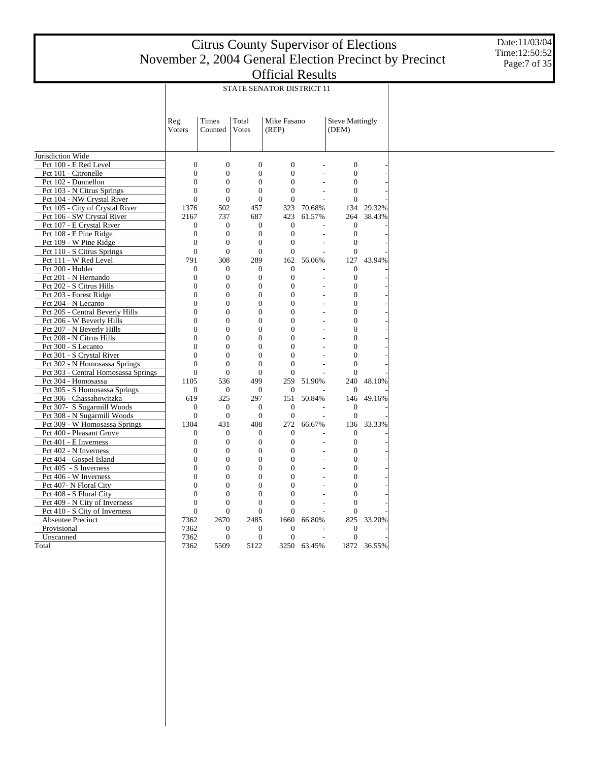# Citrus County Supervisor of Elections
# November 2, 2004 General Election Precinct by Precinct
# Official Results

Date:11/03/04
Time:12:50:52

## STATE SENATOR DISTRICT 11

| | Reg. Voters | Times Counted | Total Votes | Mike Fasano (REP) | | Steve Mattingly (DEM) | |
|---|---|---|---|---|---|---|---|
| Jurisdiction Wide | | | | | | | |
| Pct 100 - E Red Level | 0 | 0 | 0 | 0 | - | 0 | - |
| Pct 101 - Citronelle | 0 | 0 | 0 | 0 | - | 0 | - |
| Pct 102 - Dunnellon | 0 | 0 | 0 | 0 | - | 0 | - |
| Pct 103 - N Citrus Springs | 0 | 0 | 0 | 0 | - | 0 | - |
| Pct 104 - NW Crystal River | 0 | 0 | 0 | 0 | - | 0 | - |
| Pct 105 - City of Crystal River | 1376 | 502 | 457 | 323 | 70.68% | 134 | 29.32% |
| Pct 106 - SW Crystal River | 2167 | 737 | 687 | 423 | 61.57% | 264 | 38.43% |
| Pct 107 - E Crystal River | 0 | 0 | 0 | 0 | - | 0 | - |
| Pct 108 - E Pine Ridge | 0 | 0 | 0 | 0 | - | 0 | - |
| Pct 109 - W Pine Ridge | 0 | 0 | 0 | 0 | - | 0 | - |
| Pct 110 - S Citrus Springs | 0 | 0 | 0 | 0 | - | 0 | - |
| Pct 111 - W Red Level | 791 | 308 | 289 | 162 | 56.06% | 127 | 43.94% |
| Pct 200 - Holder | 0 | 0 | 0 | 0 | - | 0 | - |
| Pct 201 - N Hernando | 0 | 0 | 0 | 0 | - | 0 | - |
| Pct 202 - S Citrus Hills | 0 | 0 | 0 | 0 | - | 0 | - |
| Pct 203 - Forest Ridge | 0 | 0 | 0 | 0 | - | 0 | - |
| Pct 204 - N Lecanto | 0 | 0 | 0 | 0 | - | 0 | - |
| Pct 205 - Central Beverly Hills | 0 | 0 | 0 | 0 | - | 0 | - |
| Pct 206 - W Beverly Hills | 0 | 0 | 0 | 0 | - | 0 | - |
| Pct 207 - N Beverly Hills | 0 | 0 | 0 | 0 | - | 0 | - |
| Pct 208 - N Citrus Hills | 0 | 0 | 0 | 0 | - | 0 | - |
| Pct 300 - S Lecanto | 0 | 0 | 0 | 0 | - | 0 | - |
| Pct 301 - S Crystal River | 0 | 0 | 0 | 0 | - | 0 | - |
| Pct 302 - N Homosassa Springs | 0 | 0 | 0 | 0 | - | 0 | - |
| Pct 303 - Central Homosassa Springs | 0 | 0 | 0 | 0 | - | 0 | - |
| Pct 304 - Homosassa | 1105 | 536 | 499 | 259 | 51.90% | 240 | 48.10% |
| Pct 305 - S Homosassa Springs | 0 | 0 | 0 | 0 | - | 0 | - |
| Pct 306 - Chassahowitzka | 619 | 325 | 297 | 151 | 50.84% | 146 | 49.16% |
| Pct 307- S Sugarmill Woods | 0 | 0 | 0 | 0 | - | 0 | - |
| Pct 308 - N Sugarmill Woods | 0 | 0 | 0 | 0 | - | 0 | - |
| Pct 309 - W Homosassa Springs | 1304 | 431 | 408 | 272 | 66.67% | 136 | 33.33% |
| Pct 400 - Pleasant Grove | 0 | 0 | 0 | 0 | - | 0 | - |
| Pct 401 - E Inverness | 0 | 0 | 0 | 0 | - | 0 | - |
| Pct 402 - N Inverness | 0 | 0 | 0 | 0 | - | 0 | - |
| Pct 404 - Gospel Island | 0 | 0 | 0 | 0 | - | 0 | - |
| Pct 405 - S Inverness | 0 | 0 | 0 | 0 | - | 0 | - |
| Pct 406 - W Inverness | 0 | 0 | 0 | 0 | - | 0 | - |
| Pct 407- N Floral City | 0 | 0 | 0 | 0 | - | 0 | - |
| Pct 408 - S Floral City | 0 | 0 | 0 | 0 | - | 0 | - |
| Pct 409 - N City of Inverness | 0 | 0 | 0 | 0 | - | 0 | - |
| Pct 410 - S City of Inverness | 0 | 0 | 0 | 0 | - | 0 | - |
| Absentee Precinct | 7362 | 2670 | 2485 | 1660 | 66.80% | 825 | 33.20% |
| Provisional | 7362 | 0 | 0 | 0 | - | 0 | - |
| Unscanned | 7362 | 0 | 0 | 0 | - | 0 | - |
| Total | 7362 | 5509 | 5122 | 3250 | 63.45% | 1872 | 36.55% |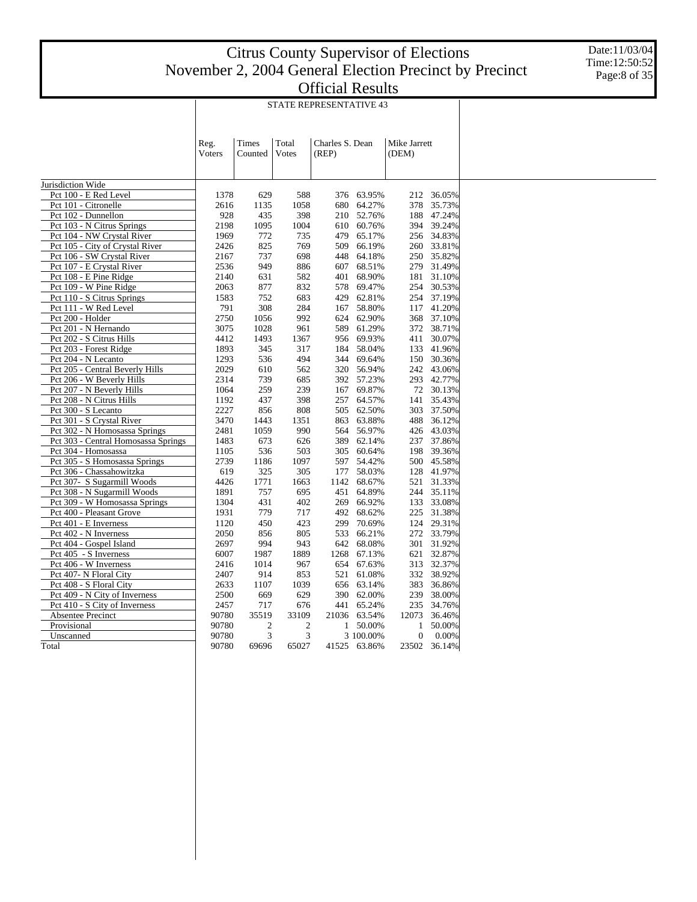# Citrus County Supervisor of Elections
# November 2, 2004 General Election Precinct by Precinct
# Official Results

Date:11/03/04
Time:12:50:52

## STATE REPRESENTATIVE 43

| | Reg. Voters | Times Counted | Total Votes | Charles S. Dean (REP) | | Mike Jarrett (DEM) | |
|---|---|---|---|---|---|---|---|
| Jurisdiction Wide | | | | | | | |
| Pct 100 - E Red Level | 1378 | 629 | 588 | 376 | 63.95% | 212 | 36.05% |
| Pct 101 - Citronelle | 2616 | 1135 | 1058 | 680 | 64.27% | 378 | 35.73% |
| Pct 102 - Dunnellon | 928 | 435 | 398 | 210 | 52.76% | 188 | 47.24% |
| Pct 103 - N Citrus Springs | 2198 | 1095 | 1004 | 610 | 60.76% | 394 | 39.24% |
| Pct 104 - NW Crystal River | 1969 | 772 | 735 | 479 | 65.17% | 256 | 34.83% |
| Pct 105 - City of Crystal River | 2426 | 825 | 769 | 509 | 66.19% | 260 | 33.81% |
| Pct 106 - SW Crystal River | 2167 | 737 | 698 | 448 | 64.18% | 250 | 35.82% |
| Pct 107 - E Crystal River | 2536 | 949 | 886 | 607 | 68.51% | 279 | 31.49% |
| Pct 108 - E Pine Ridge | 2140 | 631 | 582 | 401 | 68.90% | 181 | 31.10% |
| Pct 109 - W Pine Ridge | 2063 | 877 | 832 | 578 | 69.47% | 254 | 30.53% |
| Pct 110 - S Citrus Springs | 1583 | 752 | 683 | 429 | 62.81% | 254 | 37.19% |
| Pct 111 - W Red Level | 791 | 308 | 284 | 167 | 58.80% | 117 | 41.20% |
| Pct 200 - Holder | 2750 | 1056 | 992 | 624 | 62.90% | 368 | 37.10% |
| Pct 201 - N Hernando | 3075 | 1028 | 961 | 589 | 61.29% | 372 | 38.71% |
| Pct 202 - S Citrus Hills | 4412 | 1493 | 1367 | 956 | 69.93% | 411 | 30.07% |
| Pct 203 - Forest Ridge | 1893 | 345 | 317 | 184 | 58.04% | 133 | 41.96% |
| Pct 204 - N Lecanto | 1293 | 536 | 494 | 344 | 69.64% | 150 | 30.36% |
| Pct 205 - Central Beverly Hills | 2029 | 610 | 562 | 320 | 56.94% | 242 | 43.06% |
| Pct 206 - W Beverly Hills | 2314 | 739 | 685 | 392 | 57.23% | 293 | 42.77% |
| Pct 207 - N Beverly Hills | 1064 | 259 | 239 | 167 | 69.87% | 72 | 30.13% |
| Pct 208 - N Citrus Hills | 1192 | 437 | 398 | 257 | 64.57% | 141 | 35.43% |
| Pct 300 - S Lecanto | 2227 | 856 | 808 | 505 | 62.50% | 303 | 37.50% |
| Pct 301 - S Crystal River | 3470 | 1443 | 1351 | 863 | 63.88% | 488 | 36.12% |
| Pct 302 - N Homosassa Springs | 2481 | 1059 | 990 | 564 | 56.97% | 426 | 43.03% |
| Pct 303 - Central Homosassa Springs | 1483 | 673 | 626 | 389 | 62.14% | 237 | 37.86% |
| Pct 304 - Homosassa | 1105 | 536 | 503 | 305 | 60.64% | 198 | 39.36% |
| Pct 305 - S Homosassa Springs | 2739 | 1186 | 1097 | 597 | 54.42% | 500 | 45.58% |
| Pct 306 - Chassahowitzka | 619 | 325 | 305 | 177 | 58.03% | 128 | 41.97% |
| Pct 307- S Sugarmill Woods | 4426 | 1771 | 1663 | 1142 | 68.67% | 521 | 31.33% |
| Pct 308 - N Sugarmill Woods | 1891 | 757 | 695 | 451 | 64.89% | 244 | 35.11% |
| Pct 309 - W Homosassa Springs | 1304 | 431 | 402 | 269 | 66.92% | 133 | 33.08% |
| Pct 400 - Pleasant Grove | 1931 | 779 | 717 | 492 | 68.62% | 225 | 31.38% |
| Pct 401 - E Inverness | 1120 | 450 | 423 | 299 | 70.69% | 124 | 29.31% |
| Pct 402 - N Inverness | 2050 | 856 | 805 | 533 | 66.21% | 272 | 33.79% |
| Pct 404 - Gospel Island | 2697 | 994 | 943 | 642 | 68.08% | 301 | 31.92% |
| Pct 405 - S Inverness | 6007 | 1987 | 1889 | 1268 | 67.13% | 621 | 32.87% |
| Pct 406 - W Inverness | 2416 | 1014 | 967 | 654 | 67.63% | 313 | 32.37% |
| Pct 407- N Floral City | 2407 | 914 | 853 | 521 | 61.08% | 332 | 38.92% |
| Pct 408 - S Floral City | 2633 | 1107 | 1039 | 656 | 63.14% | 383 | 36.86% |
| Pct 409 - N City of Inverness | 2500 | 669 | 629 | 390 | 62.00% | 239 | 38.00% |
| Pct 410 - S City of Inverness | 2457 | 717 | 676 | 441 | 65.24% | 235 | 34.76% |
| Absentee Precinct | 90780 | 35519 | 33109 | 21036 | 63.54% | 12073 | 36.46% |
| Provisional | 90780 | 2 | 2 | 1 | 50.00% | 1 | 50.00% |
| Unscanned | 90780 | 3 | 3 | 3 | 100.00% | 0 | 0.00% |
| Total | 90780 | 69696 | 65027 | 41525 | 63.86% | 23502 | 36.14% |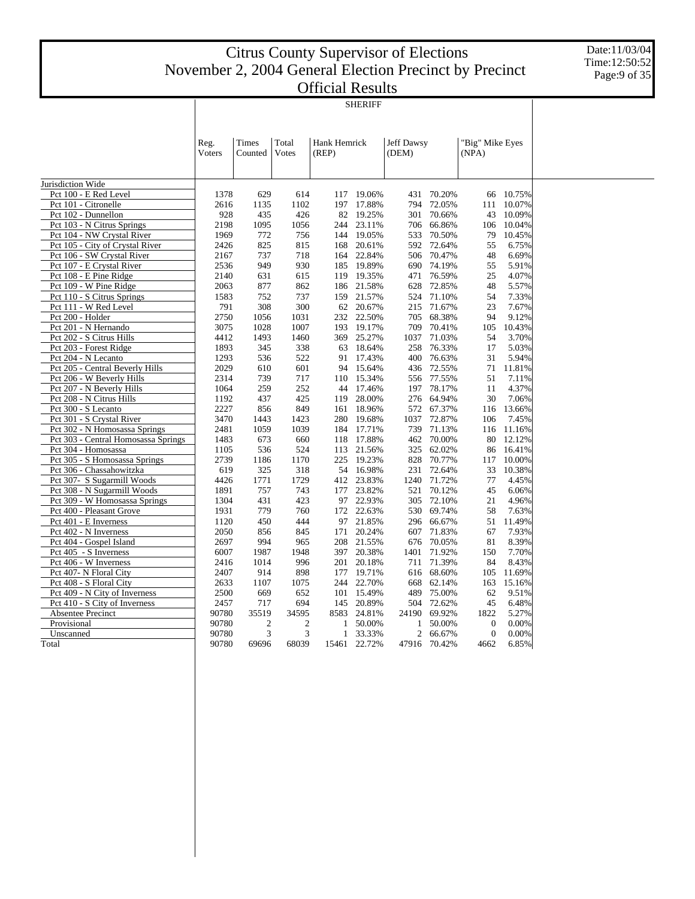# Citrus County Supervisor of Elections
# November 2, 2004 General Election Precinct by Precinct
# Official Results

Date:11/03/04
Time:12:50:52

## SHERIFF

| | Reg. Voters | Times Counted | Total Votes | Hank Hemrick (REP) | | Jeff Dawsy (DEM) | | "Big" Mike Eyes (NPA) | |
|---|---|---|---|---|---|---|---|---|---|
| Jurisdiction Wide | | | | | | | | | |
| Pct 100 - E Red Level | 1378 | 629 | 614 | 117 | 19.06% | 431 | 70.20% | 66 | 10.75% |
| Pct 101 - Citronelle | 2616 | 1135 | 1102 | 197 | 17.88% | 794 | 72.05% | 111 | 10.07% |
| Pct 102 - Dunnellon | 928 | 435 | 426 | 82 | 19.25% | 301 | 70.66% | 43 | 10.09% |
| Pct 103 - N Citrus Springs | 2198 | 1095 | 1056 | 244 | 23.11% | 706 | 66.86% | 106 | 10.04% |
| Pct 104 - NW Crystal River | 1969 | 772 | 756 | 144 | 19.05% | 533 | 70.50% | 79 | 10.45% |
| Pct 105 - City of Crystal River | 2426 | 825 | 815 | 168 | 20.61% | 592 | 72.64% | 55 | 6.75% |
| Pct 106 - SW Crystal River | 2167 | 737 | 718 | 164 | 22.84% | 506 | 70.47% | 48 | 6.69% |
| Pct 107 - E Crystal River | 2536 | 949 | 930 | 185 | 19.89% | 690 | 74.19% | 55 | 5.91% |
| Pct 108 - E Pine Ridge | 2140 | 631 | 615 | 119 | 19.35% | 471 | 76.59% | 25 | 4.07% |
| Pct 109 - W Pine Ridge | 2063 | 877 | 862 | 186 | 21.58% | 628 | 72.85% | 48 | 5.57% |
| Pct 110 - S Citrus Springs | 1583 | 752 | 737 | 159 | 21.57% | 524 | 71.10% | 54 | 7.33% |
| Pct 111 - W Red Level | 791 | 308 | 300 | 62 | 20.67% | 215 | 71.67% | 23 | 7.67% |
| Pct 200 - Holder | 2750 | 1056 | 1031 | 232 | 22.50% | 705 | 68.38% | 94 | 9.12% |
| Pct 201 - N Hernando | 3075 | 1028 | 1007 | 193 | 19.17% | 709 | 70.41% | 105 | 10.43% |
| Pct 202 - S Citrus Hills | 4412 | 1493 | 1460 | 369 | 25.27% | 1037 | 71.03% | 54 | 3.70% |
| Pct 203 - Forest Ridge | 1893 | 345 | 338 | 63 | 18.64% | 258 | 76.33% | 17 | 5.03% |
| Pct 204 - N Lecanto | 1293 | 536 | 522 | 91 | 17.43% | 400 | 76.63% | 31 | 5.94% |
| Pct 205 - Central Beverly Hills | 2029 | 610 | 601 | 94 | 15.64% | 436 | 72.55% | 71 | 11.81% |
| Pct 206 - W Beverly Hills | 2314 | 739 | 717 | 110 | 15.34% | 556 | 77.55% | 51 | 7.11% |
| Pct 207 - N Beverly Hills | 1064 | 259 | 252 | 44 | 17.46% | 197 | 78.17% | 11 | 4.37% |
| Pct 208 - N Citrus Hills | 1192 | 437 | 425 | 119 | 28.00% | 276 | 64.94% | 30 | 7.06% |
| Pct 300 - S Lecanto | 2227 | 856 | 849 | 161 | 18.96% | 572 | 67.37% | 116 | 13.66% |
| Pct 301 - S Crystal River | 3470 | 1443 | 1423 | 280 | 19.68% | 1037 | 72.87% | 106 | 7.45% |
| Pct 302 - N Homosassa Springs | 2481 | 1059 | 1039 | 184 | 17.71% | 739 | 71.13% | 116 | 11.16% |
| Pct 303 - Central Homosassa Springs | 1483 | 673 | 660 | 118 | 17.88% | 462 | 70.00% | 80 | 12.12% |
| Pct 304 - Homosassa | 1105 | 536 | 524 | 113 | 21.56% | 325 | 62.02% | 86 | 16.41% |
| Pct 305 - S Homosassa Springs | 2739 | 1186 | 1170 | 225 | 19.23% | 828 | 70.77% | 117 | 10.00% |
| Pct 306 - Chassahowitzka | 619 | 325 | 318 | 54 | 16.98% | 231 | 72.64% | 33 | 10.38% |
| Pct 307- S Sugarmill Woods | 4426 | 1771 | 1729 | 412 | 23.83% | 1240 | 71.72% | 77 | 4.45% |
| Pct 308 - N Sugarmill Woods | 1891 | 757 | 743 | 177 | 23.82% | 521 | 70.12% | 45 | 6.06% |
| Pct 309 - W Homosassa Springs | 1304 | 431 | 423 | 97 | 22.93% | 305 | 72.10% | 21 | 4.96% |
| Pct 400 - Pleasant Grove | 1931 | 779 | 760 | 172 | 22.63% | 530 | 69.74% | 58 | 7.63% |
| Pct 401 - E Inverness | 1120 | 450 | 444 | 97 | 21.85% | 296 | 66.67% | 51 | 11.49% |
| Pct 402 - N Inverness | 2050 | 856 | 845 | 171 | 20.24% | 607 | 71.83% | 67 | 7.93% |
| Pct 404 - Gospel Island | 2697 | 994 | 965 | 208 | 21.55% | 676 | 70.05% | 81 | 8.39% |
| Pct 405 - S Inverness | 6007 | 1987 | 1948 | 397 | 20.38% | 1401 | 71.92% | 150 | 7.70% |
| Pct 406 - W Inverness | 2416 | 1014 | 996 | 201 | 20.18% | 711 | 71.39% | 84 | 8.43% |
| Pct 407- N Floral City | 2407 | 914 | 898 | 177 | 19.71% | 616 | 68.60% | 105 | 11.69% |
| Pct 408 - S Floral City | 2633 | 1107 | 1075 | 244 | 22.70% | 668 | 62.14% | 163 | 15.16% |
| Pct 409 - N City of Inverness | 2500 | 669 | 652 | 101 | 15.49% | 489 | 75.00% | 62 | 9.51% |
| Pct 410 - S City of Inverness | 2457 | 717 | 694 | 145 | 20.89% | 504 | 72.62% | 45 | 6.48% |
| Absentee Precinct | 90780 | 35519 | 34595 | 8583 | 24.81% | 24190 | 69.92% | 1822 | 5.27% |
| Provisional | 90780 | 2 | 2 | 1 | 50.00% | 1 | 50.00% | 0 | 0.00% |
| Unscanned | 90780 | 3 | 3 | 1 | 33.33% | 2 | 66.67% | 0 | 0.00% |
| Total | 90780 | 69696 | 68039 | 15461 | 22.72% | 47916 | 70.42% | 4662 | 6.85% |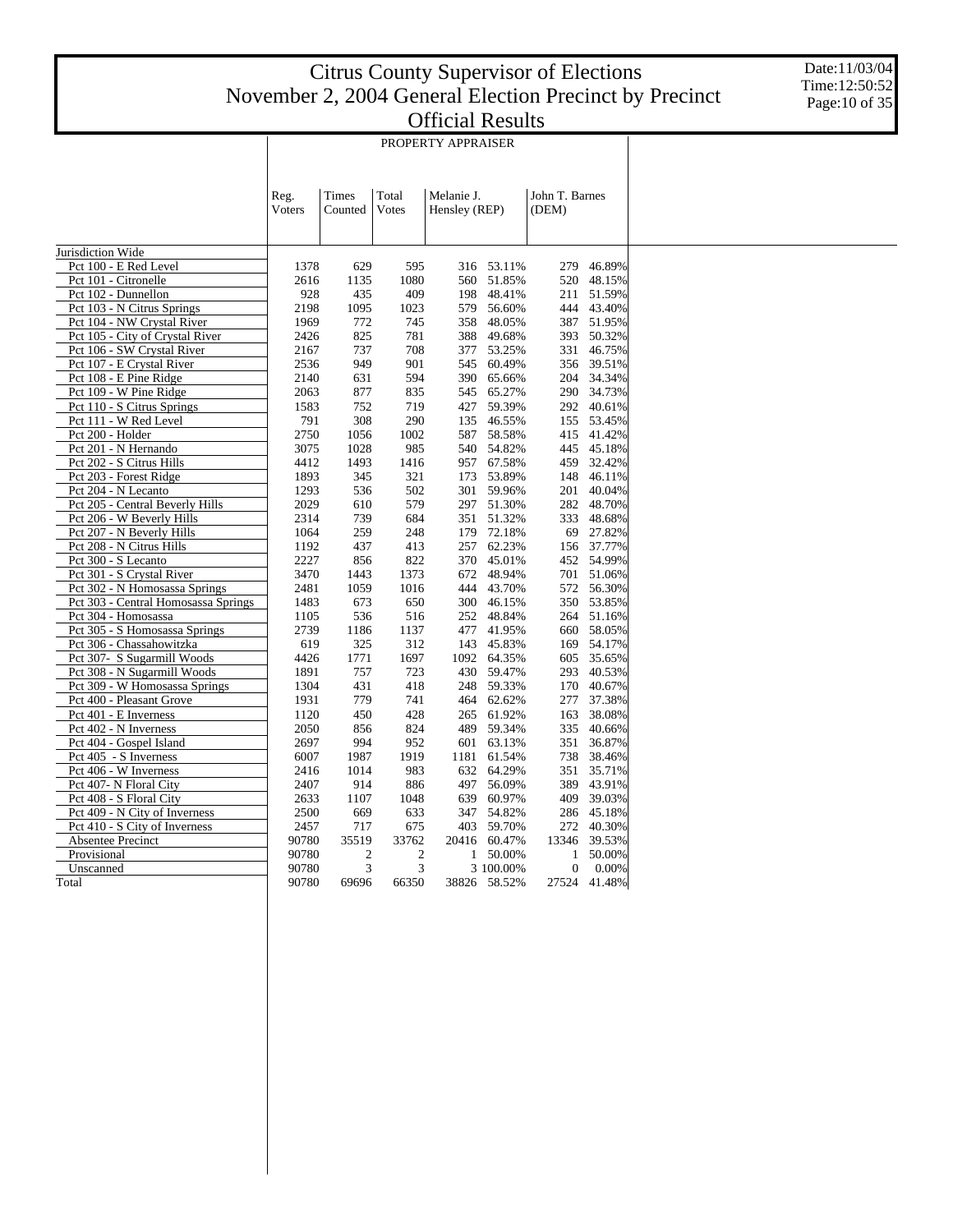# Citrus County Supervisor of Elections
# November 2, 2004 General Election Precinct by Precinct
# Official Results

Date:11/03/04
Time:12:50:52

## PROPERTY APPRAISER

| | Reg. Voters | Times Counted | Total Votes | Melanie J. Hensley (REP) | | John T. Barnes (DEM) | |
|---|---|---|---|---|---|---|---|
| Jurisdiction Wide | | | | | | | |
| Pct 100 - E Red Level | 1378 | 629 | 595 | 316 | 53.11% | 279 | 46.89% |
| Pct 101 - Citronelle | 2616 | 1135 | 1080 | 560 | 51.85% | 520 | 48.15% |
| Pct 102 - Dunnellon | 928 | 435 | 409 | 198 | 48.41% | 211 | 51.59% |
| Pct 103 - N Citrus Springs | 2198 | 1095 | 1023 | 579 | 56.60% | 444 | 43.40% |
| Pct 104 - NW Crystal River | 1969 | 772 | 745 | 358 | 48.05% | 387 | 51.95% |
| Pct 105 - City of Crystal River | 2426 | 825 | 781 | 388 | 49.68% | 393 | 50.32% |
| Pct 106 - SW Crystal River | 2167 | 737 | 708 | 377 | 53.25% | 331 | 46.75% |
| Pct 107 - E Crystal River | 2536 | 949 | 901 | 545 | 60.49% | 356 | 39.51% |
| Pct 108 - E Pine Ridge | 2140 | 631 | 594 | 390 | 65.66% | 204 | 34.34% |
| Pct 109 - W Pine Ridge | 2063 | 877 | 835 | 545 | 65.27% | 290 | 34.73% |
| Pct 110 - S Citrus Springs | 1583 | 752 | 719 | 427 | 59.39% | 292 | 40.61% |
| Pct 111 - W Red Level | 791 | 308 | 290 | 135 | 46.55% | 155 | 53.45% |
| Pct 200 - Holder | 2750 | 1056 | 1002 | 587 | 58.58% | 415 | 41.42% |
| Pct 201 - N Hernando | 3075 | 1028 | 985 | 540 | 54.82% | 445 | 45.18% |
| Pct 202 - S Citrus Hills | 4412 | 1493 | 1416 | 957 | 67.58% | 459 | 32.42% |
| Pct 203 - Forest Ridge | 1893 | 345 | 321 | 173 | 53.89% | 148 | 46.11% |
| Pct 204 - N Lecanto | 1293 | 536 | 502 | 301 | 59.96% | 201 | 40.04% |
| Pct 205 - Central Beverly Hills | 2029 | 610 | 579 | 297 | 51.30% | 282 | 48.70% |
| Pct 206 - W Beverly Hills | 2314 | 739 | 684 | 351 | 51.32% | 333 | 48.68% |
| Pct 207 - N Beverly Hills | 1064 | 259 | 248 | 179 | 72.18% | 69 | 27.82% |
| Pct 208 - N Citrus Hills | 1192 | 437 | 413 | 257 | 62.23% | 156 | 37.77% |
| Pct 300 - S Lecanto | 2227 | 856 | 822 | 370 | 45.01% | 452 | 54.99% |
| Pct 301 - S Crystal River | 3470 | 1443 | 1373 | 672 | 48.94% | 701 | 51.06% |
| Pct 302 - N Homosassa Springs | 2481 | 1059 | 1016 | 444 | 43.70% | 572 | 56.30% |
| Pct 303 - Central Homosassa Springs | 1483 | 673 | 650 | 300 | 46.15% | 350 | 53.85% |
| Pct 304 - Homosassa | 1105 | 536 | 516 | 252 | 48.84% | 264 | 51.16% |
| Pct 305 - S Homosassa Springs | 2739 | 1186 | 1137 | 477 | 41.95% | 660 | 58.05% |
| Pct 306 - Chassahowitzka | 619 | 325 | 312 | 143 | 45.83% | 169 | 54.17% |
| Pct 307- S Sugarmill Woods | 4426 | 1771 | 1697 | 1092 | 64.35% | 605 | 35.65% |
| Pct 308 - N Sugarmill Woods | 1891 | 757 | 723 | 430 | 59.47% | 293 | 40.53% |
| Pct 309 - W Homosassa Springs | 1304 | 431 | 418 | 248 | 59.33% | 170 | 40.67% |
| Pct 400 - Pleasant Grove | 1931 | 779 | 741 | 464 | 62.62% | 277 | 37.38% |
| Pct 401 - E Inverness | 1120 | 450 | 428 | 265 | 61.92% | 163 | 38.08% |
| Pct 402 - N Inverness | 2050 | 856 | 824 | 489 | 59.34% | 335 | 40.66% |
| Pct 404 - Gospel Island | 2697 | 994 | 952 | 601 | 63.13% | 351 | 36.87% |
| Pct 405 - S Inverness | 6007 | 1987 | 1919 | 1181 | 61.54% | 738 | 38.46% |
| Pct 406 - W Inverness | 2416 | 1014 | 983 | 632 | 64.29% | 351 | 35.71% |
| Pct 407- N Floral City | 2407 | 914 | 886 | 497 | 56.09% | 389 | 43.91% |
| Pct 408 - S Floral City | 2633 | 1107 | 1048 | 639 | 60.97% | 409 | 39.03% |
| Pct 409 - N City of Inverness | 2500 | 669 | 633 | 347 | 54.82% | 286 | 45.18% |
| Pct 410 - S City of Inverness | 2457 | 717 | 675 | 403 | 59.70% | 272 | 40.30% |
| Absentee Precinct | 90780 | 35519 | 33762 | 20416 | 60.47% | 13346 | 39.53% |
| Provisional | 90780 | 2 | 2 | 1 | 50.00% | 1 | 50.00% |
| Unscanned | 90780 | 3 | 3 | 3 | 100.00% | 0 | 0.00% |
| Total | 90780 | 69696 | 66350 | 38826 | 58.52% | 27524 | 41.48% |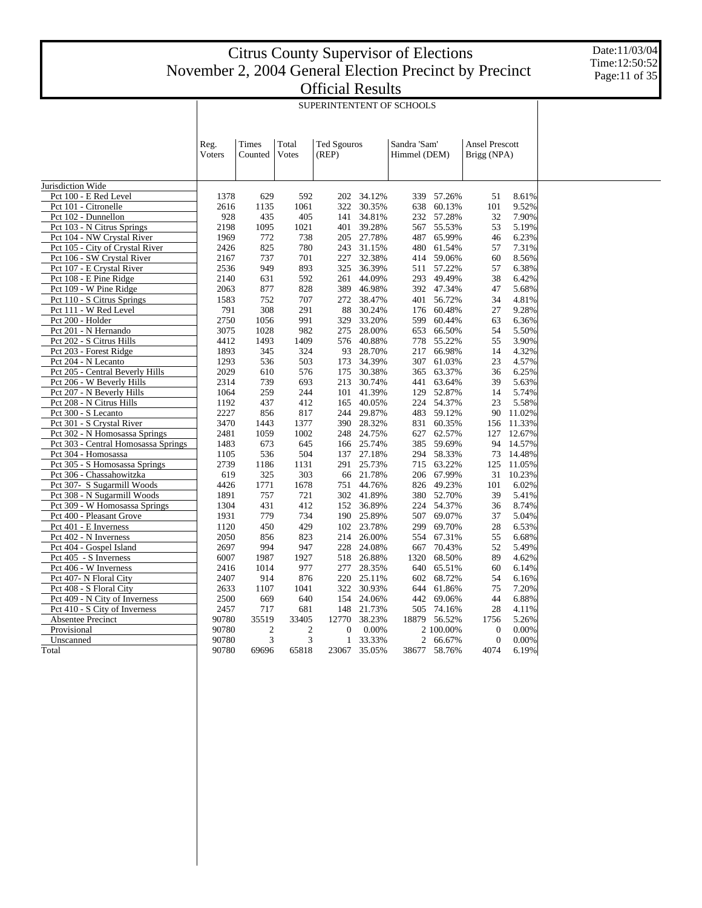# Citrus County Supervisor of Elections
# November 2, 2004 General Election Precinct by Precinct
# Official Results

Date:11/03/04
Time:12:50:52

## SUPERINTENTENT OF SCHOOLS

| | Reg. Voters | Times Counted | Total Votes | Ted Sgouros (REP) | | Sandra 'Sam' Himmel (DEM) | | Ansel Prescott Brigg (NPA) | |
|---|---|---|---|---|---|---|---|---|---|
| Jurisdiction Wide | | | | | | | | | |
| Pct 100 - E Red Level | 1378 | 629 | 592 | 202 | 34.12% | 339 | 57.26% | 51 | 8.61% |
| Pct 101 - Citronelle | 2616 | 1135 | 1061 | 322 | 30.35% | 638 | 60.13% | 101 | 9.52% |
| Pct 102 - Dunnellon | 928 | 435 | 405 | 141 | 34.81% | 232 | 57.28% | 32 | 7.90% |
| Pct 103 - N Citrus Springs | 2198 | 1095 | 1021 | 401 | 39.28% | 567 | 55.53% | 53 | 5.19% |
| Pct 104 - NW Crystal River | 1969 | 772 | 738 | 205 | 27.78% | 487 | 65.99% | 46 | 6.23% |
| Pct 105 - City of Crystal River | 2426 | 825 | 780 | 243 | 31.15% | 480 | 61.54% | 57 | 7.31% |
| Pct 106 - SW Crystal River | 2167 | 737 | 701 | 227 | 32.38% | 414 | 59.06% | 60 | 8.56% |
| Pct 107 - E Crystal River | 2536 | 949 | 893 | 325 | 36.39% | 511 | 57.22% | 57 | 6.38% |
| Pct 108 - E Pine Ridge | 2140 | 631 | 592 | 261 | 44.09% | 293 | 49.49% | 38 | 6.42% |
| Pct 109 - W Pine Ridge | 2063 | 877 | 828 | 389 | 46.98% | 392 | 47.34% | 47 | 5.68% |
| Pct 110 - S Citrus Springs | 1583 | 752 | 707 | 272 | 38.47% | 401 | 56.72% | 34 | 4.81% |
| Pct 111 - W Red Level | 791 | 308 | 291 | 88 | 30.24% | 176 | 60.48% | 27 | 9.28% |
| Pct 200 - Holder | 2750 | 1056 | 991 | 329 | 33.20% | 599 | 60.44% | 63 | 6.36% |
| Pct 201 - N Hernando | 3075 | 1028 | 982 | 275 | 28.00% | 653 | 66.50% | 54 | 5.50% |
| Pct 202 - S Citrus Hills | 4412 | 1493 | 1409 | 576 | 40.88% | 778 | 55.22% | 55 | 3.90% |
| Pct 203 - Forest Ridge | 1893 | 345 | 324 | 93 | 28.70% | 217 | 66.98% | 14 | 4.32% |
| Pct 204 - N Lecanto | 1293 | 536 | 503 | 173 | 34.39% | 307 | 61.03% | 23 | 4.57% |
| Pct 205 - Central Beverly Hills | 2029 | 610 | 576 | 175 | 30.38% | 365 | 63.37% | 36 | 6.25% |
| Pct 206 - W Beverly Hills | 2314 | 739 | 693 | 213 | 30.74% | 441 | 63.64% | 39 | 5.63% |
| Pct 207 - N Beverly Hills | 1064 | 259 | 244 | 101 | 41.39% | 129 | 52.87% | 14 | 5.74% |
| Pct 208 - N Citrus Hills | 1192 | 437 | 412 | 165 | 40.05% | 224 | 54.37% | 23 | 5.58% |
| Pct 300 - S Lecanto | 2227 | 856 | 817 | 244 | 29.87% | 483 | 59.12% | 90 | 11.02% |
| Pct 301 - S Crystal River | 3470 | 1443 | 1377 | 390 | 28.32% | 831 | 60.35% | 156 | 11.33% |
| Pct 302 - N Homosassa Springs | 2481 | 1059 | 1002 | 248 | 24.75% | 627 | 62.57% | 127 | 12.67% |
| Pct 303 - Central Homosassa Springs | 1483 | 673 | 645 | 166 | 25.74% | 385 | 59.69% | 94 | 14.57% |
| Pct 304 - Homosassa | 1105 | 536 | 504 | 137 | 27.18% | 294 | 58.33% | 73 | 14.48% |
| Pct 305 - S Homosassa Springs | 2739 | 1186 | 1131 | 291 | 25.73% | 715 | 63.22% | 125 | 11.05% |
| Pct 306 - Chassahowitzka | 619 | 325 | 303 | 66 | 21.78% | 206 | 67.99% | 31 | 10.23% |
| Pct 307- S Sugarmill Woods | 4426 | 1771 | 1678 | 751 | 44.76% | 826 | 49.23% | 101 | 6.02% |
| Pct 308 - N Sugarmill Woods | 1891 | 757 | 721 | 302 | 41.89% | 380 | 52.70% | 39 | 5.41% |
| Pct 309 - W Homosassa Springs | 1304 | 431 | 412 | 152 | 36.89% | 224 | 54.37% | 36 | 8.74% |
| Pct 400 - Pleasant Grove | 1931 | 779 | 734 | 190 | 25.89% | 507 | 69.07% | 37 | 5.04% |
| Pct 401 - E Inverness | 1120 | 450 | 429 | 102 | 23.78% | 299 | 69.70% | 28 | 6.53% |
| Pct 402 - N Inverness | 2050 | 856 | 823 | 214 | 26.00% | 554 | 67.31% | 55 | 6.68% |
| Pct 404 - Gospel Island | 2697 | 994 | 947 | 228 | 24.08% | 667 | 70.43% | 52 | 5.49% |
| Pct 405 - S Inverness | 6007 | 1987 | 1927 | 518 | 26.88% | 1320 | 68.50% | 89 | 4.62% |
| Pct 406 - W Inverness | 2416 | 1014 | 977 | 277 | 28.35% | 640 | 65.51% | 60 | 6.14% |
| Pct 407- N Floral City | 2407 | 914 | 876 | 220 | 25.11% | 602 | 68.72% | 54 | 6.16% |
| Pct 408 - S Floral City | 2633 | 1107 | 1041 | 322 | 30.93% | 644 | 61.86% | 75 | 7.20% |
| Pct 409 - N City of Inverness | 2500 | 669 | 640 | 154 | 24.06% | 442 | 69.06% | 44 | 6.88% |
| Pct 410 - S City of Inverness | 2457 | 717 | 681 | 148 | 21.73% | 505 | 74.16% | 28 | 4.11% |
| Absentee Precinct | 90780 | 35519 | 33405 | 12770 | 38.23% | 18879 | 56.52% | 1756 | 5.26% |
| Provisional | 90780 | 2 | 2 | 0 | 0.00% | 2 | 100.00% | 0 | 0.00% |
| Unscanned | 90780 | 3 | 3 | 1 | 33.33% | 2 | 66.67% | 0 | 0.00% |
| Total | 90780 | 69696 | 65818 | 23067 | 35.05% | 38677 | 58.76% | 4074 | 6.19% |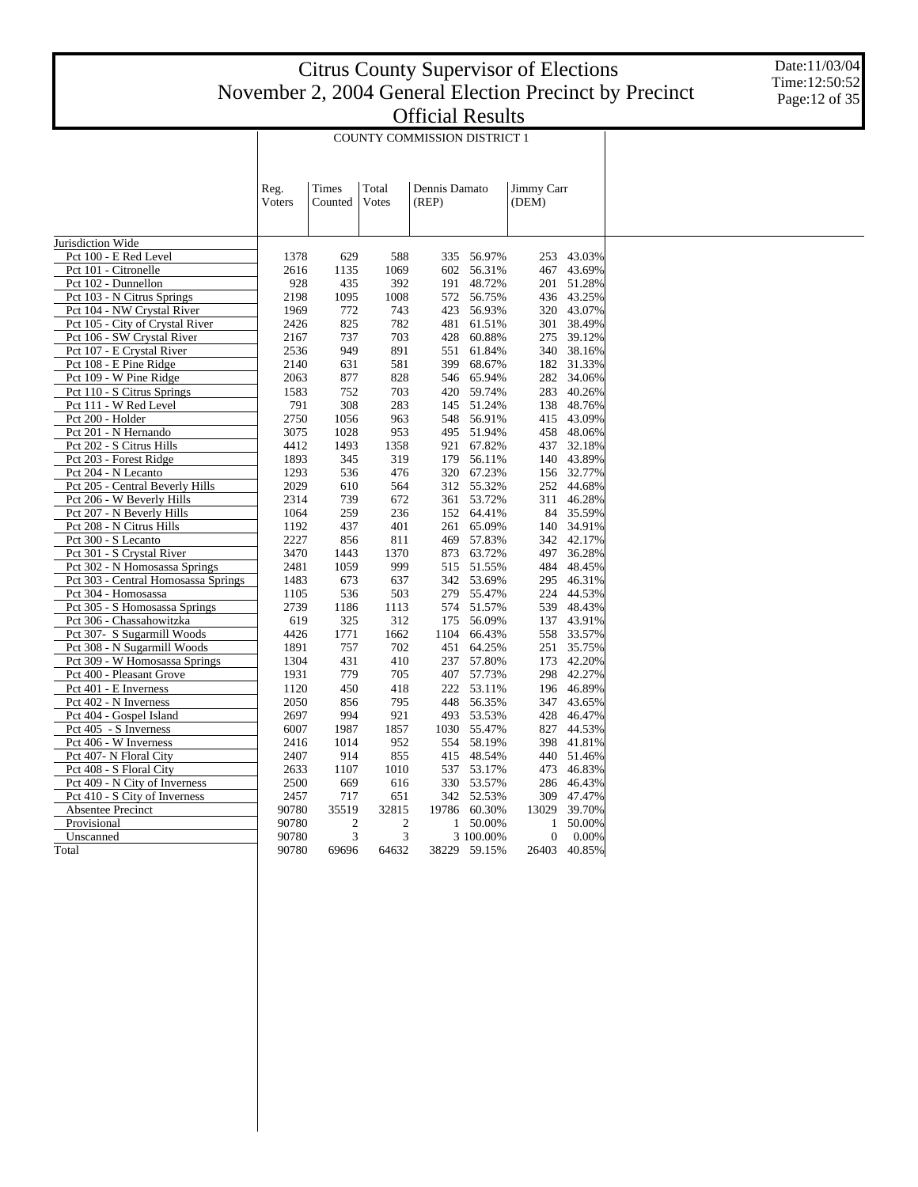# Citrus County Supervisor of Elections
# November 2, 2004 General Election Precinct by Precinct
# Official Results

Date:11/03/04
Time:12:50:52

## COUNTY COMMISSION DISTRICT 1

| | Reg. Voters | Times Counted | Total Votes | Dennis Damato (REP) | | Jimmy Carr (DEM) | |
|---|---|---|---|---|---|---|---|
| Jurisdiction Wide | | | | | | | |
| Pct 100 - E Red Level | 1378 | 629 | 588 | 335 | 56.97% | 253 | 43.03% |
| Pct 101 - Citronelle | 2616 | 1135 | 1069 | 602 | 56.31% | 467 | 43.69% |
| Pct 102 - Dunnellon | 928 | 435 | 392 | 191 | 48.72% | 201 | 51.28% |
| Pct 103 - N Citrus Springs | 2198 | 1095 | 1008 | 572 | 56.75% | 436 | 43.25% |
| Pct 104 - NW Crystal River | 1969 | 772 | 743 | 423 | 56.93% | 320 | 43.07% |
| Pct 105 - City of Crystal River | 2426 | 825 | 782 | 481 | 61.51% | 301 | 38.49% |
| Pct 106 - SW Crystal River | 2167 | 737 | 703 | 428 | 60.88% | 275 | 39.12% |
| Pct 107 - E Crystal River | 2536 | 949 | 891 | 551 | 61.84% | 340 | 38.16% |
| Pct 108 - E Pine Ridge | 2140 | 631 | 581 | 399 | 68.67% | 182 | 31.33% |
| Pct 109 - W Pine Ridge | 2063 | 877 | 828 | 546 | 65.94% | 282 | 34.06% |
| Pct 110 - S Citrus Springs | 1583 | 752 | 703 | 420 | 59.74% | 283 | 40.26% |
| Pct 111 - W Red Level | 791 | 308 | 283 | 145 | 51.24% | 138 | 48.76% |
| Pct 200 - Holder | 2750 | 1056 | 963 | 548 | 56.91% | 415 | 43.09% |
| Pct 201 - N Hernando | 3075 | 1028 | 953 | 495 | 51.94% | 458 | 48.06% |
| Pct 202 - S Citrus Hills | 4412 | 1493 | 1358 | 921 | 67.82% | 437 | 32.18% |
| Pct 203 - Forest Ridge | 1893 | 345 | 319 | 179 | 56.11% | 140 | 43.89% |
| Pct 204 - N Lecanto | 1293 | 536 | 476 | 320 | 67.23% | 156 | 32.77% |
| Pct 205 - Central Beverly Hills | 2029 | 610 | 564 | 312 | 55.32% | 252 | 44.68% |
| Pct 206 - W Beverly Hills | 2314 | 739 | 672 | 361 | 53.72% | 311 | 46.28% |
| Pct 207 - N Beverly Hills | 1064 | 259 | 236 | 152 | 64.41% | 84 | 35.59% |
| Pct 208 - N Citrus Hills | 1192 | 437 | 401 | 261 | 65.09% | 140 | 34.91% |
| Pct 300 - S Lecanto | 2227 | 856 | 811 | 469 | 57.83% | 342 | 42.17% |
| Pct 301 - S Crystal River | 3470 | 1443 | 1370 | 873 | 63.72% | 497 | 36.28% |
| Pct 302 - N Homosassa Springs | 2481 | 1059 | 999 | 515 | 51.55% | 484 | 48.45% |
| Pct 303 - Central Homosassa Springs | 1483 | 673 | 637 | 342 | 53.69% | 295 | 46.31% |
| Pct 304 - Homosassa | 1105 | 536 | 503 | 279 | 55.47% | 224 | 44.53% |
| Pct 305 - S Homosassa Springs | 2739 | 1186 | 1113 | 574 | 51.57% | 539 | 48.43% |
| Pct 306 - Chassahowitzka | 619 | 325 | 312 | 175 | 56.09% | 137 | 43.91% |
| Pct 307- S Sugarmill Woods | 4426 | 1771 | 1662 | 1104 | 66.43% | 558 | 33.57% |
| Pct 308 - N Sugarmill Woods | 1891 | 757 | 702 | 451 | 64.25% | 251 | 35.75% |
| Pct 309 - W Homosassa Springs | 1304 | 431 | 410 | 237 | 57.80% | 173 | 42.20% |
| Pct 400 - Pleasant Grove | 1931 | 779 | 705 | 407 | 57.73% | 298 | 42.27% |
| Pct 401 - E Inverness | 1120 | 450 | 418 | 222 | 53.11% | 196 | 46.89% |
| Pct 402 - N Inverness | 2050 | 856 | 795 | 448 | 56.35% | 347 | 43.65% |
| Pct 404 - Gospel Island | 2697 | 994 | 921 | 493 | 53.53% | 428 | 46.47% |
| Pct 405 - S Inverness | 6007 | 1987 | 1857 | 1030 | 55.47% | 827 | 44.53% |
| Pct 406 - W Inverness | 2416 | 1014 | 952 | 554 | 58.19% | 398 | 41.81% |
| Pct 407- N Floral City | 2407 | 914 | 855 | 415 | 48.54% | 440 | 51.46% |
| Pct 408 - S Floral City | 2633 | 1107 | 1010 | 537 | 53.17% | 473 | 46.83% |
| Pct 409 - N City of Inverness | 2500 | 669 | 616 | 330 | 53.57% | 286 | 46.43% |
| Pct 410 - S City of Inverness | 2457 | 717 | 651 | 342 | 52.53% | 309 | 47.47% |
| Absentee Precinct | 90780 | 35519 | 32815 | 19786 | 60.30% | 13029 | 39.70% |
| Provisional | 90780 | 2 | 2 | 1 | 50.00% | 1 | 50.00% |
| Unscanned | 90780 | 3 | 3 | 3 | 100.00% | 0 | 0.00% |
| Total | 90780 | 69696 | 64632 | 38229 | 59.15% | 26403 | 40.85% |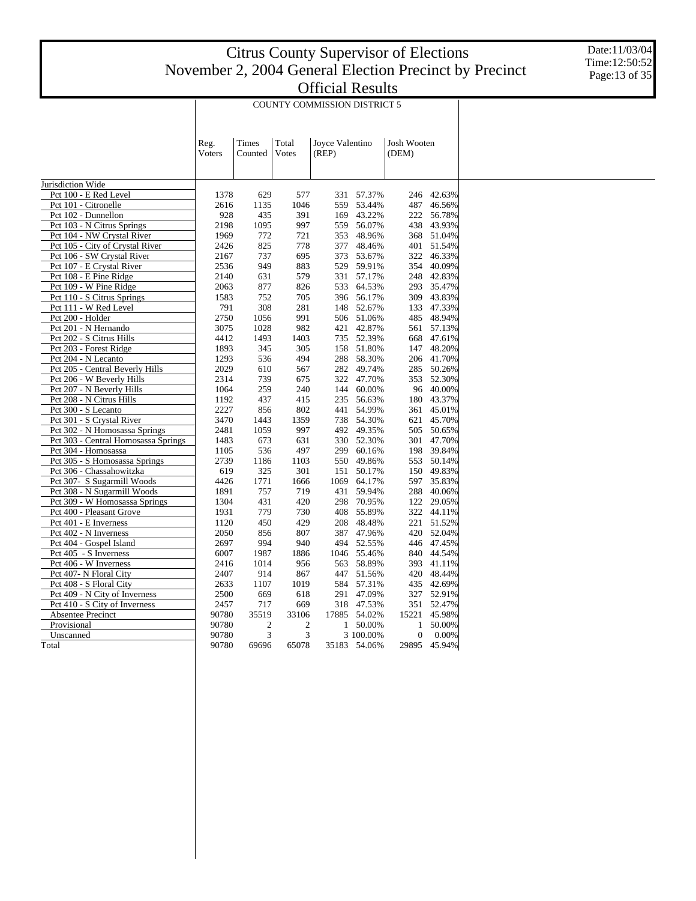# Citrus County Supervisor of Elections
# November 2, 2004 General Election Precinct by Precinct
# Official Results

Date:11/03/04
Time:12:50:52

## COUNTY COMMISSION DISTRICT 5

| | Reg. Voters | Times Counted | Total Votes | Joyce Valentino (REP) | | Josh Wooten (DEM) | |
|---|---|---|---|---|---|---|---|
| Jurisdiction Wide | | | | | | | |
| Pct 100 - E Red Level | 1378 | 629 | 577 | 331 | 57.37% | 246 | 42.63% |
| Pct 101 - Citronelle | 2616 | 1135 | 1046 | 559 | 53.44% | 487 | 46.56% |
| Pct 102 - Dunnellon | 928 | 435 | 391 | 169 | 43.22% | 222 | 56.78% |
| Pct 103 - N Citrus Springs | 2198 | 1095 | 997 | 559 | 56.07% | 438 | 43.93% |
| Pct 104 - NW Crystal River | 1969 | 772 | 721 | 353 | 48.96% | 368 | 51.04% |
| Pct 105 - City of Crystal River | 2426 | 825 | 778 | 377 | 48.46% | 401 | 51.54% |
| Pct 106 - SW Crystal River | 2167 | 737 | 695 | 373 | 53.67% | 322 | 46.33% |
| Pct 107 - E Crystal River | 2536 | 949 | 883 | 529 | 59.91% | 354 | 40.09% |
| Pct 108 - E Pine Ridge | 2140 | 631 | 579 | 331 | 57.17% | 248 | 42.83% |
| Pct 109 - W Pine Ridge | 2063 | 877 | 826 | 533 | 64.53% | 293 | 35.47% |
| Pct 110 - S Citrus Springs | 1583 | 752 | 705 | 396 | 56.17% | 309 | 43.83% |
| Pct 111 - W Red Level | 791 | 308 | 281 | 148 | 52.67% | 133 | 47.33% |
| Pct 200 - Holder | 2750 | 1056 | 991 | 506 | 51.06% | 485 | 48.94% |
| Pct 201 - N Hernando | 3075 | 1028 | 982 | 421 | 42.87% | 561 | 57.13% |
| Pct 202 - S Citrus Hills | 4412 | 1493 | 1403 | 735 | 52.39% | 668 | 47.61% |
| Pct 203 - Forest Ridge | 1893 | 345 | 305 | 158 | 51.80% | 147 | 48.20% |
| Pct 204 - N Lecanto | 1293 | 536 | 494 | 288 | 58.30% | 206 | 41.70% |
| Pct 205 - Central Beverly Hills | 2029 | 610 | 567 | 282 | 49.74% | 285 | 50.26% |
| Pct 206 - W Beverly Hills | 2314 | 739 | 675 | 322 | 47.70% | 353 | 52.30% |
| Pct 207 - N Beverly Hills | 1064 | 259 | 240 | 144 | 60.00% | 96 | 40.00% |
| Pct 208 - N Citrus Hills | 1192 | 437 | 415 | 235 | 56.63% | 180 | 43.37% |
| Pct 300 - S Lecanto | 2227 | 856 | 802 | 441 | 54.99% | 361 | 45.01% |
| Pct 301 - S Crystal River | 3470 | 1443 | 1359 | 738 | 54.30% | 621 | 45.70% |
| Pct 302 - N Homosassa Springs | 2481 | 1059 | 997 | 492 | 49.35% | 505 | 50.65% |
| Pct 303 - Central Homosassa Springs | 1483 | 673 | 631 | 330 | 52.30% | 301 | 47.70% |
| Pct 304 - Homosassa | 1105 | 536 | 497 | 299 | 60.16% | 198 | 39.84% |
| Pct 305 - S Homosassa Springs | 2739 | 1186 | 1103 | 550 | 49.86% | 553 | 50.14% |
| Pct 306 - Chassahowitzka | 619 | 325 | 301 | 151 | 50.17% | 150 | 49.83% |
| Pct 307- S Sugarmill Woods | 4426 | 1771 | 1666 | 1069 | 64.17% | 597 | 35.83% |
| Pct 308 - N Sugarmill Woods | 1891 | 757 | 719 | 431 | 59.94% | 288 | 40.06% |
| Pct 309 - W Homosassa Springs | 1304 | 431 | 420 | 298 | 70.95% | 122 | 29.05% |
| Pct 400 - Pleasant Grove | 1931 | 779 | 730 | 408 | 55.89% | 322 | 44.11% |
| Pct 401 - E Inverness | 1120 | 450 | 429 | 208 | 48.48% | 221 | 51.52% |
| Pct 402 - N Inverness | 2050 | 856 | 807 | 387 | 47.96% | 420 | 52.04% |
| Pct 404 - Gospel Island | 2697 | 994 | 940 | 494 | 52.55% | 446 | 47.45% |
| Pct 405 - S Inverness | 6007 | 1987 | 1886 | 1046 | 55.46% | 840 | 44.54% |
| Pct 406 - W Inverness | 2416 | 1014 | 956 | 563 | 58.89% | 393 | 41.11% |
| Pct 407- N Floral City | 2407 | 914 | 867 | 447 | 51.56% | 420 | 48.44% |
| Pct 408 - S Floral City | 2633 | 1107 | 1019 | 584 | 57.31% | 435 | 42.69% |
| Pct 409 - N City of Inverness | 2500 | 669 | 618 | 291 | 47.09% | 327 | 52.91% |
| Pct 410 - S City of Inverness | 2457 | 717 | 669 | 318 | 47.53% | 351 | 52.47% |
| Absentee Precinct | 90780 | 35519 | 33106 | 17885 | 54.02% | 15221 | 45.98% |
| Provisional | 90780 | 2 | 2 | 1 | 50.00% | 1 | 50.00% |
| Unscanned | 90780 | 3 | 3 | 3 | 100.00% | 0 | 0.00% |
| Total | 90780 | 69696 | 65078 | 35183 | 54.06% | 29895 | 45.94% |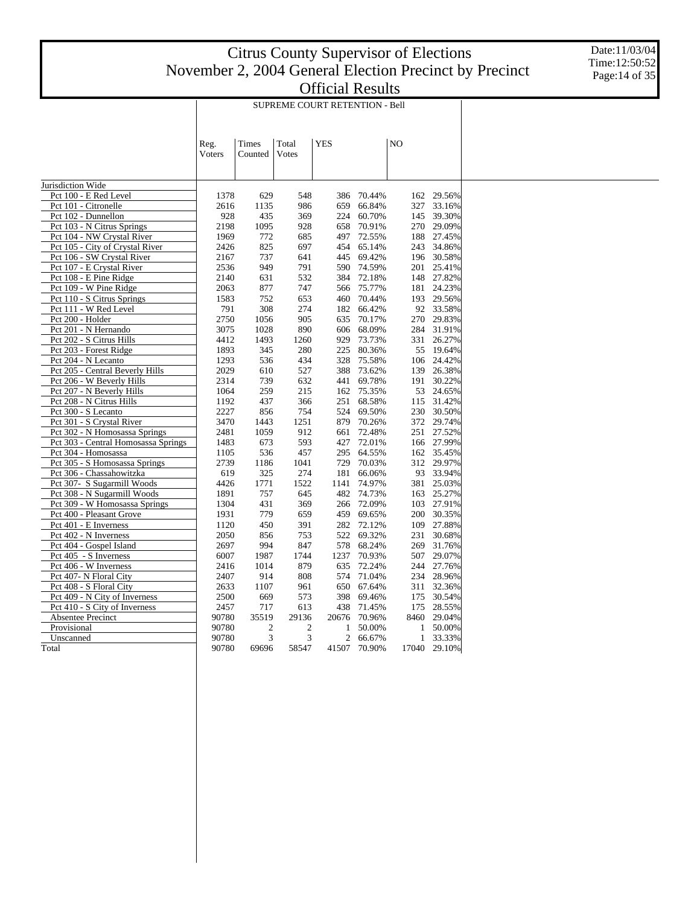# Citrus County Supervisor of Elections
# November 2, 2004 General Election Precinct by Precinct
# Official Results

Date:11/03/04
Time:12:50:52

SUPREME COURT RETENTION - Bell

| | Reg. Voters | Times Counted | Total Votes | YES | | NO | |
|---|---|---|---|---|---|---|---|
| Jurisdiction Wide | | | | | | | |
| Pct 100 - E Red Level | 1378 | 629 | 548 | 386 | 70.44% | 162 | 29.56% |
| Pct 101 - Citronelle | 2616 | 1135 | 986 | 659 | 66.84% | 327 | 33.16% |
| Pct 102 - Dunnellon | 928 | 435 | 369 | 224 | 60.70% | 145 | 39.30% |
| Pct 103 - N Citrus Springs | 2198 | 1095 | 928 | 658 | 70.91% | 270 | 29.09% |
| Pct 104 - NW Crystal River | 1969 | 772 | 685 | 497 | 72.55% | 188 | 27.45% |
| Pct 105 - City of Crystal River | 2426 | 825 | 697 | 454 | 65.14% | 243 | 34.86% |
| Pct 106 - SW Crystal River | 2167 | 737 | 641 | 445 | 69.42% | 196 | 30.58% |
| Pct 107 - E Crystal River | 2536 | 949 | 791 | 590 | 74.59% | 201 | 25.41% |
| Pct 108 - E Pine Ridge | 2140 | 631 | 532 | 384 | 72.18% | 148 | 27.82% |
| Pct 109 - W Pine Ridge | 2063 | 877 | 747 | 566 | 75.77% | 181 | 24.23% |
| Pct 110 - S Citrus Springs | 1583 | 752 | 653 | 460 | 70.44% | 193 | 29.56% |
| Pct 111 - W Red Level | 791 | 308 | 274 | 182 | 66.42% | 92 | 33.58% |
| Pct 200 - Holder | 2750 | 1056 | 905 | 635 | 70.17% | 270 | 29.83% |
| Pct 201 - N Hernando | 3075 | 1028 | 890 | 606 | 68.09% | 284 | 31.91% |
| Pct 202 - S Citrus Hills | 4412 | 1493 | 1260 | 929 | 73.73% | 331 | 26.27% |
| Pct 203 - Forest Ridge | 1893 | 345 | 280 | 225 | 80.36% | 55 | 19.64% |
| Pct 204 - N Lecanto | 1293 | 536 | 434 | 328 | 75.58% | 106 | 24.42% |
| Pct 205 - Central Beverly Hills | 2029 | 610 | 527 | 388 | 73.62% | 139 | 26.38% |
| Pct 206 - W Beverly Hills | 2314 | 739 | 632 | 441 | 69.78% | 191 | 30.22% |
| Pct 207 - N Beverly Hills | 1064 | 259 | 215 | 162 | 75.35% | 53 | 24.65% |
| Pct 208 - N Citrus Hills | 1192 | 437 | 366 | 251 | 68.58% | 115 | 31.42% |
| Pct 300 - S Lecanto | 2227 | 856 | 754 | 524 | 69.50% | 230 | 30.50% |
| Pct 301 - S Crystal River | 3470 | 1443 | 1251 | 879 | 70.26% | 372 | 29.74% |
| Pct 302 - N Homosassa Springs | 2481 | 1059 | 912 | 661 | 72.48% | 251 | 27.52% |
| Pct 303 - Central Homosassa Springs | 1483 | 673 | 593 | 427 | 72.01% | 166 | 27.99% |
| Pct 304 - Homosassa | 1105 | 536 | 457 | 295 | 64.55% | 162 | 35.45% |
| Pct 305 - S Homosassa Springs | 2739 | 1186 | 1041 | 729 | 70.03% | 312 | 29.97% |
| Pct 306 - Chassahowitzka | 619 | 325 | 274 | 181 | 66.06% | 93 | 33.94% |
| Pct 307- S Sugarmill Woods | 4426 | 1771 | 1522 | 1141 | 74.97% | 381 | 25.03% |
| Pct 308 - N Sugarmill Woods | 1891 | 757 | 645 | 482 | 74.73% | 163 | 25.27% |
| Pct 309 - W Homosassa Springs | 1304 | 431 | 369 | 266 | 72.09% | 103 | 27.91% |
| Pct 400 - Pleasant Grove | 1931 | 779 | 659 | 459 | 69.65% | 200 | 30.35% |
| Pct 401 - E Inverness | 1120 | 450 | 391 | 282 | 72.12% | 109 | 27.88% |
| Pct 402 - N Inverness | 2050 | 856 | 753 | 522 | 69.32% | 231 | 30.68% |
| Pct 404 - Gospel Island | 2697 | 994 | 847 | 578 | 68.24% | 269 | 31.76% |
| Pct 405 - S Inverness | 6007 | 1987 | 1744 | 1237 | 70.93% | 507 | 29.07% |
| Pct 406 - W Inverness | 2416 | 1014 | 879 | 635 | 72.24% | 244 | 27.76% |
| Pct 407- N Floral City | 2407 | 914 | 808 | 574 | 71.04% | 234 | 28.96% |
| Pct 408 - S Floral City | 2633 | 1107 | 961 | 650 | 67.64% | 311 | 32.36% |
| Pct 409 - N City of Inverness | 2500 | 669 | 573 | 398 | 69.46% | 175 | 30.54% |
| Pct 410 - S City of Inverness | 2457 | 717 | 613 | 438 | 71.45% | 175 | 28.55% |
| Absentee Precinct | 90780 | 35519 | 29136 | 20676 | 70.96% | 8460 | 29.04% |
| Provisional | 90780 | 2 | 2 | 1 | 50.00% | 1 | 50.00% |
| Unscanned | 90780 | 3 | 3 | 2 | 66.67% | 1 | 33.33% |
| Total | 90780 | 69696 | 58547 | 41507 | 70.90% | 17040 | 29.10% |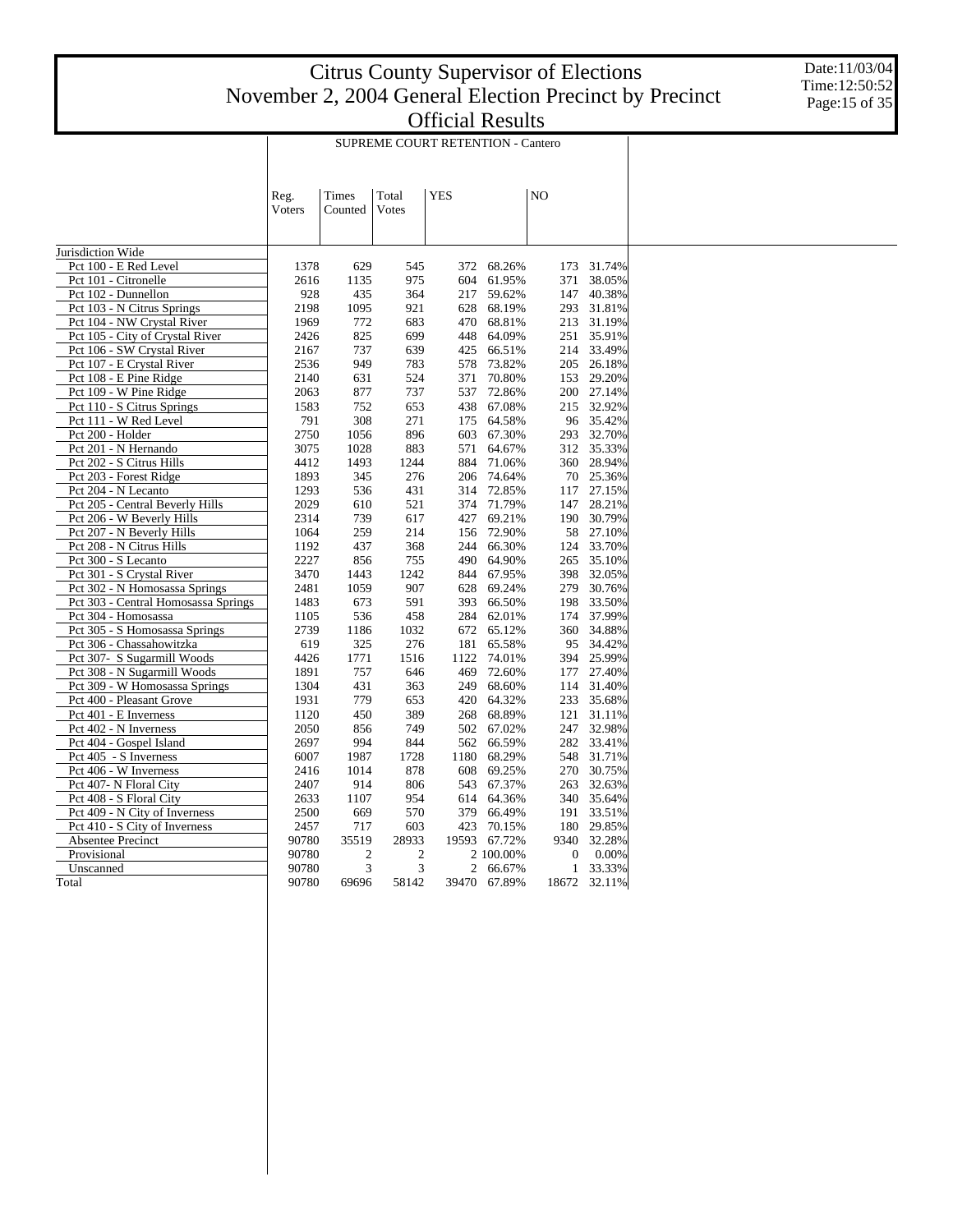# Citrus County Supervisor of Elections
## November 2, 2004 General Election Precinct by Precinct
## Official Results

Date:11/03/04
Time:12:50:52

### SUPREME COURT RETENTION - Cantero

| | Reg. Voters | Times Counted | Total Votes | YES | | NO | |
|---|---|---|---|---|---|---|---|
| Jurisdiction Wide | | | | | | | |
| Pct 100 - E Red Level | 1378 | 629 | 545 | 372 | 68.26% | 173 | 31.74% |
| Pct 101 - Citronelle | 2616 | 1135 | 975 | 604 | 61.95% | 371 | 38.05% |
| Pct 102 - Dunnellon | 928 | 435 | 364 | 217 | 59.62% | 147 | 40.38% |
| Pct 103 - N Citrus Springs | 2198 | 1095 | 921 | 628 | 68.19% | 293 | 31.81% |
| Pct 104 - NW Crystal River | 1969 | 772 | 683 | 470 | 68.81% | 213 | 31.19% |
| Pct 105 - City of Crystal River | 2426 | 825 | 699 | 448 | 64.09% | 251 | 35.91% |
| Pct 106 - SW Crystal River | 2167 | 737 | 639 | 425 | 66.51% | 214 | 33.49% |
| Pct 107 - E Crystal River | 2536 | 949 | 783 | 578 | 73.82% | 205 | 26.18% |
| Pct 108 - E Pine Ridge | 2140 | 631 | 524 | 371 | 70.80% | 153 | 29.20% |
| Pct 109 - W Pine Ridge | 2063 | 877 | 737 | 537 | 72.86% | 200 | 27.14% |
| Pct 110 - S Citrus Springs | 1583 | 752 | 653 | 438 | 67.08% | 215 | 32.92% |
| Pct 111 - W Red Level | 791 | 308 | 271 | 175 | 64.58% | 96 | 35.42% |
| Pct 200 - Holder | 2750 | 1056 | 896 | 603 | 67.30% | 293 | 32.70% |
| Pct 201 - N Hernando | 3075 | 1028 | 883 | 571 | 64.67% | 312 | 35.33% |
| Pct 202 - S Citrus Hills | 4412 | 1493 | 1244 | 884 | 71.06% | 360 | 28.94% |
| Pct 203 - Forest Ridge | 1893 | 345 | 276 | 206 | 74.64% | 70 | 25.36% |
| Pct 204 - N Lecanto | 1293 | 536 | 431 | 314 | 72.85% | 117 | 27.15% |
| Pct 205 - Central Beverly Hills | 2029 | 610 | 521 | 374 | 71.79% | 147 | 28.21% |
| Pct 206 - W Beverly Hills | 2314 | 739 | 617 | 427 | 69.21% | 190 | 30.79% |
| Pct 207 - N Beverly Hills | 1064 | 259 | 214 | 156 | 72.90% | 58 | 27.10% |
| Pct 208 - N Citrus Hills | 1192 | 437 | 368 | 244 | 66.30% | 124 | 33.70% |
| Pct 300 - S Lecanto | 2227 | 856 | 755 | 490 | 64.90% | 265 | 35.10% |
| Pct 301 - S Crystal River | 3470 | 1443 | 1242 | 844 | 67.95% | 398 | 32.05% |
| Pct 302 - N Homosassa Springs | 2481 | 1059 | 907 | 628 | 69.24% | 279 | 30.76% |
| Pct 303 - Central Homosassa Springs | 1483 | 673 | 591 | 393 | 66.50% | 198 | 33.50% |
| Pct 304 - Homosassa | 1105 | 536 | 458 | 284 | 62.01% | 174 | 37.99% |
| Pct 305 - S Homosassa Springs | 2739 | 1186 | 1032 | 672 | 65.12% | 360 | 34.88% |
| Pct 306 - Chassahowitzka | 619 | 325 | 276 | 181 | 65.58% | 95 | 34.42% |
| Pct 307- S Sugarmill Woods | 4426 | 1771 | 1516 | 1122 | 74.01% | 394 | 25.99% |
| Pct 308 - N Sugarmill Woods | 1891 | 757 | 646 | 469 | 72.60% | 177 | 27.40% |
| Pct 309 - W Homosassa Springs | 1304 | 431 | 363 | 249 | 68.60% | 114 | 31.40% |
| Pct 400 - Pleasant Grove | 1931 | 779 | 653 | 420 | 64.32% | 233 | 35.68% |
| Pct 401 - E Inverness | 1120 | 450 | 389 | 268 | 68.89% | 121 | 31.11% |
| Pct 402 - N Inverness | 2050 | 856 | 749 | 502 | 67.02% | 247 | 32.98% |
| Pct 404 - Gospel Island | 2697 | 994 | 844 | 562 | 66.59% | 282 | 33.41% |
| Pct 405 - S Inverness | 6007 | 1987 | 1728 | 1180 | 68.29% | 548 | 31.71% |
| Pct 406 - W Inverness | 2416 | 1014 | 878 | 608 | 69.25% | 270 | 30.75% |
| Pct 407- N Floral City | 2407 | 914 | 806 | 543 | 67.37% | 263 | 32.63% |
| Pct 408 - S Floral City | 2633 | 1107 | 954 | 614 | 64.36% | 340 | 35.64% |
| Pct 409 - N City of Inverness | 2500 | 669 | 570 | 379 | 66.49% | 191 | 33.51% |
| Pct 410 - S City of Inverness | 2457 | 717 | 603 | 423 | 70.15% | 180 | 29.85% |
| Absentee Precinct | 90780 | 35519 | 28933 | 19593 | 67.72% | 9340 | 32.28% |
| Provisional | 90780 | 2 | 2 | 2 | 100.00% | 0 | 0.00% |
| Unscanned | 90780 | 3 | 3 | 2 | 66.67% | 1 | 33.33% |
| Total | 90780 | 69696 | 58142 | 39470 | 67.89% | 18672 | 32.11% |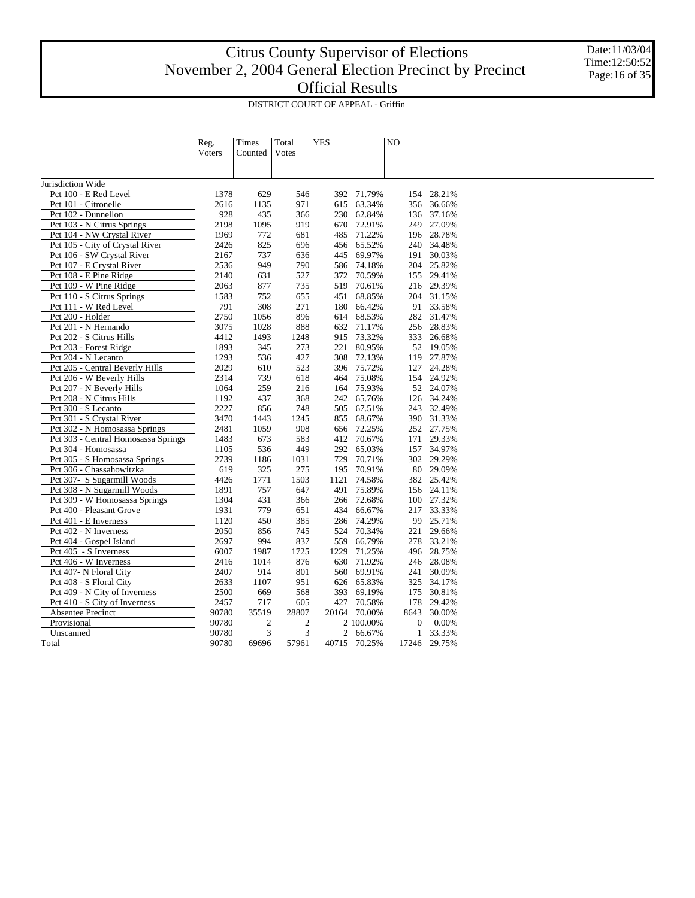# Citrus County Supervisor of Elections
# November 2, 2004 General Election Precinct by Precinct
# Official Results

Date:11/03/04
Time:12:50:52

DISTRICT COURT OF APPEAL - Griffin

| | Reg. Voters | Times Counted | Total Votes | YES | | NO | |
|---|---|---|---|---|---|---|---|
| Jurisdiction Wide | | | | | | | |
| Pct 100 - E Red Level | 1378 | 629 | 546 | 392 | 71.79% | 154 | 28.21% |
| Pct 101 - Citronelle | 2616 | 1135 | 971 | 615 | 63.34% | 356 | 36.66% |
| Pct 102 - Dunnellon | 928 | 435 | 366 | 230 | 62.84% | 136 | 37.16% |
| Pct 103 - N Citrus Springs | 2198 | 1095 | 919 | 670 | 72.91% | 249 | 27.09% |
| Pct 104 - NW Crystal River | 1969 | 772 | 681 | 485 | 71.22% | 196 | 28.78% |
| Pct 105 - City of Crystal River | 2426 | 825 | 696 | 456 | 65.52% | 240 | 34.48% |
| Pct 106 - SW Crystal River | 2167 | 737 | 636 | 445 | 69.97% | 191 | 30.03% |
| Pct 107 - E Crystal River | 2536 | 949 | 790 | 586 | 74.18% | 204 | 25.82% |
| Pct 108 - E Pine Ridge | 2140 | 631 | 527 | 372 | 70.59% | 155 | 29.41% |
| Pct 109 - W Pine Ridge | 2063 | 877 | 735 | 519 | 70.61% | 216 | 29.39% |
| Pct 110 - S Citrus Springs | 1583 | 752 | 655 | 451 | 68.85% | 204 | 31.15% |
| Pct 111 - W Red Level | 791 | 308 | 271 | 180 | 66.42% | 91 | 33.58% |
| Pct 200 - Holder | 2750 | 1056 | 896 | 614 | 68.53% | 282 | 31.47% |
| Pct 201 - N Hernando | 3075 | 1028 | 888 | 632 | 71.17% | 256 | 28.83% |
| Pct 202 - S Citrus Hills | 4412 | 1493 | 1248 | 915 | 73.32% | 333 | 26.68% |
| Pct 203 - Forest Ridge | 1893 | 345 | 273 | 221 | 80.95% | 52 | 19.05% |
| Pct 204 - N Lecanto | 1293 | 536 | 427 | 308 | 72.13% | 119 | 27.87% |
| Pct 205 - Central Beverly Hills | 2029 | 610 | 523 | 396 | 75.72% | 127 | 24.28% |
| Pct 206 - W Beverly Hills | 2314 | 739 | 618 | 464 | 75.08% | 154 | 24.92% |
| Pct 207 - N Beverly Hills | 1064 | 259 | 216 | 164 | 75.93% | 52 | 24.07% |
| Pct 208 - N Citrus Hills | 1192 | 437 | 368 | 242 | 65.76% | 126 | 34.24% |
| Pct 300 - S Lecanto | 2227 | 856 | 748 | 505 | 67.51% | 243 | 32.49% |
| Pct 301 - S Crystal River | 3470 | 1443 | 1245 | 855 | 68.67% | 390 | 31.33% |
| Pct 302 - N Homosassa Springs | 2481 | 1059 | 908 | 656 | 72.25% | 252 | 27.75% |
| Pct 303 - Central Homosassa Springs | 1483 | 673 | 583 | 412 | 70.67% | 171 | 29.33% |
| Pct 304 - Homosassa | 1105 | 536 | 449 | 292 | 65.03% | 157 | 34.97% |
| Pct 305 - S Homosassa Springs | 2739 | 1186 | 1031 | 729 | 70.71% | 302 | 29.29% |
| Pct 306 - Chassahowitzka | 619 | 325 | 275 | 195 | 70.91% | 80 | 29.09% |
| Pct 307- S Sugarmill Woods | 4426 | 1771 | 1503 | 1121 | 74.58% | 382 | 25.42% |
| Pct 308 - N Sugarmill Woods | 1891 | 757 | 647 | 491 | 75.89% | 156 | 24.11% |
| Pct 309 - W Homosassa Springs | 1304 | 431 | 366 | 266 | 72.68% | 100 | 27.32% |
| Pct 400 - Pleasant Grove | 1931 | 779 | 651 | 434 | 66.67% | 217 | 33.33% |
| Pct 401 - E Inverness | 1120 | 450 | 385 | 286 | 74.29% | 99 | 25.71% |
| Pct 402 - N Inverness | 2050 | 856 | 745 | 524 | 70.34% | 221 | 29.66% |
| Pct 404 - Gospel Island | 2697 | 994 | 837 | 559 | 66.79% | 278 | 33.21% |
| Pct 405 - S Inverness | 6007 | 1987 | 1725 | 1229 | 71.25% | 496 | 28.75% |
| Pct 406 - W Inverness | 2416 | 1014 | 876 | 630 | 71.92% | 246 | 28.08% |
| Pct 407- N Floral City | 2407 | 914 | 801 | 560 | 69.91% | 241 | 30.09% |
| Pct 408 - S Floral City | 2633 | 1107 | 951 | 626 | 65.83% | 325 | 34.17% |
| Pct 409 - N City of Inverness | 2500 | 669 | 568 | 393 | 69.19% | 175 | 30.81% |
| Pct 410 - S City of Inverness | 2457 | 717 | 605 | 427 | 70.58% | 178 | 29.42% |
| Absentee Precinct | 90780 | 35519 | 28807 | 20164 | 70.00% | 8643 | 30.00% |
| Provisional | 90780 | 2 | 2 | 2 | 100.00% | 0 | 0.00% |
| Unscanned | 90780 | 3 | 3 | 2 | 66.67% | 1 | 33.33% |
| Total | 90780 | 69696 | 57961 | 40715 | 70.25% | 17246 | 29.75% |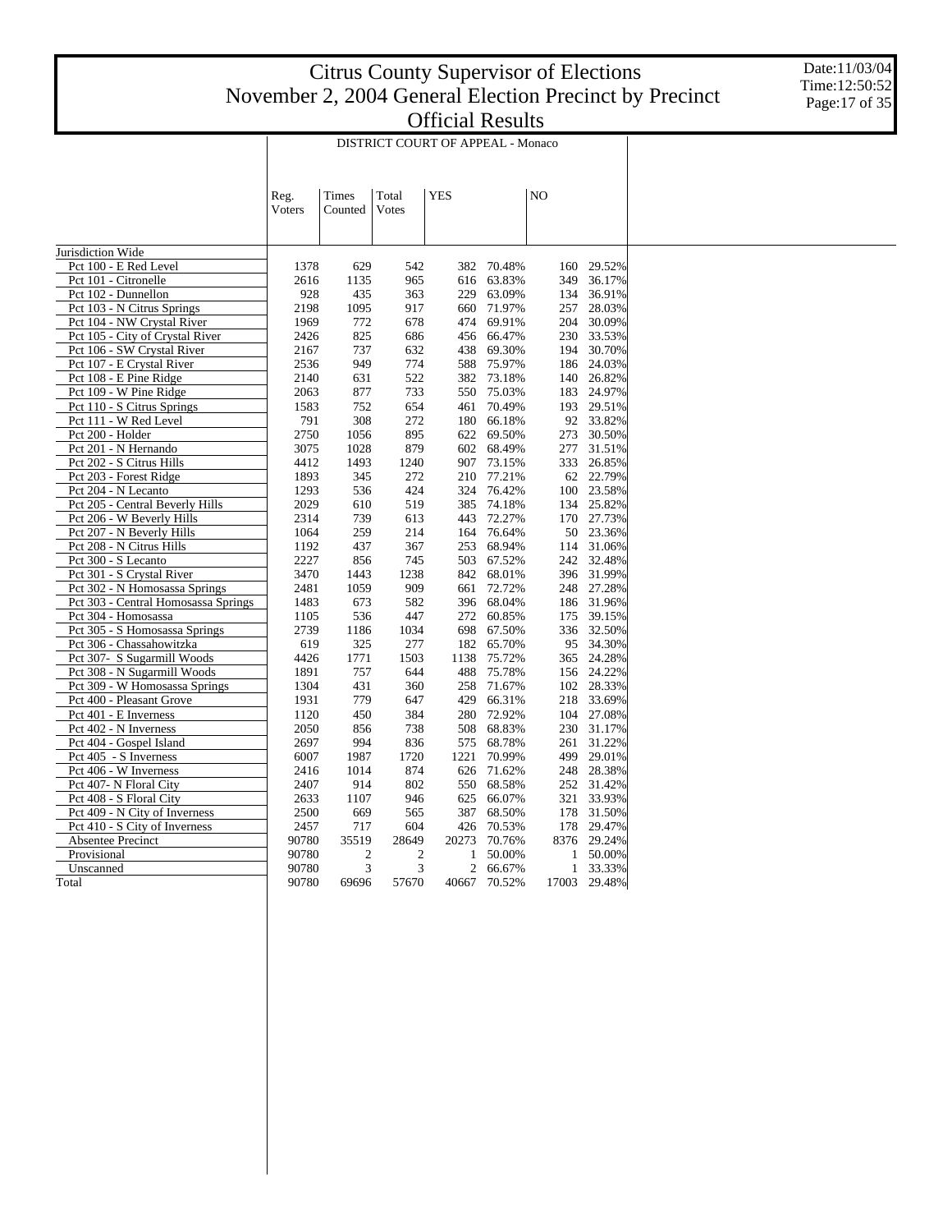# Citrus County Supervisor of Elections
## November 2, 2004 General Election Precinct by Precinct
### Official Results

Date:11/03/04
Time:12:50:52

DISTRICT COURT OF APPEAL - Monaco

| | Reg. Voters | Times Counted | Total Votes | YES | | NO | |
|---|---|---|---|---|---|---|---|
| Jurisdiction Wide | | | | | | | |
| Pct 100 - E Red Level | 1378 | 629 | 542 | 382 | 70.48% | 160 | 29.52% |
| Pct 101 - Citronelle | 2616 | 1135 | 965 | 616 | 63.83% | 349 | 36.17% |
| Pct 102 - Dunnellon | 928 | 435 | 363 | 229 | 63.09% | 134 | 36.91% |
| Pct 103 - N Citrus Springs | 2198 | 1095 | 917 | 660 | 71.97% | 257 | 28.03% |
| Pct 104 - NW Crystal River | 1969 | 772 | 678 | 474 | 69.91% | 204 | 30.09% |
| Pct 105 - City of Crystal River | 2426 | 825 | 686 | 456 | 66.47% | 230 | 33.53% |
| Pct 106 - SW Crystal River | 2167 | 737 | 632 | 438 | 69.30% | 194 | 30.70% |
| Pct 107 - E Crystal River | 2536 | 949 | 774 | 588 | 75.97% | 186 | 24.03% |
| Pct 108 - E Pine Ridge | 2140 | 631 | 522 | 382 | 73.18% | 140 | 26.82% |
| Pct 109 - W Pine Ridge | 2063 | 877 | 733 | 550 | 75.03% | 183 | 24.97% |
| Pct 110 - S Citrus Springs | 1583 | 752 | 654 | 461 | 70.49% | 193 | 29.51% |
| Pct 111 - W Red Level | 791 | 308 | 272 | 180 | 66.18% | 92 | 33.82% |
| Pct 200 - Holder | 2750 | 1056 | 895 | 622 | 69.50% | 273 | 30.50% |
| Pct 201 - N Hernando | 3075 | 1028 | 879 | 602 | 68.49% | 277 | 31.51% |
| Pct 202 - S Citrus Hills | 4412 | 1493 | 1240 | 907 | 73.15% | 333 | 26.85% |
| Pct 203 - Forest Ridge | 1893 | 345 | 272 | 210 | 77.21% | 62 | 22.79% |
| Pct 204 - N Lecanto | 1293 | 536 | 424 | 324 | 76.42% | 100 | 23.58% |
| Pct 205 - Central Beverly Hills | 2029 | 610 | 519 | 385 | 74.18% | 134 | 25.82% |
| Pct 206 - W Beverly Hills | 2314 | 739 | 613 | 443 | 72.27% | 170 | 27.73% |
| Pct 207 - N Beverly Hills | 1064 | 259 | 214 | 164 | 76.64% | 50 | 23.36% |
| Pct 208 - N Citrus Hills | 1192 | 437 | 367 | 253 | 68.94% | 114 | 31.06% |
| Pct 300 - S Lecanto | 2227 | 856 | 745 | 503 | 67.52% | 242 | 32.48% |
| Pct 301 - S Crystal River | 3470 | 1443 | 1238 | 842 | 68.01% | 396 | 31.99% |
| Pct 302 - N Homosassa Springs | 2481 | 1059 | 909 | 661 | 72.72% | 248 | 27.28% |
| Pct 303 - Central Homosassa Springs | 1483 | 673 | 582 | 396 | 68.04% | 186 | 31.96% |
| Pct 304 - Homosassa | 1105 | 536 | 447 | 272 | 60.85% | 175 | 39.15% |
| Pct 305 - S Homosassa Springs | 2739 | 1186 | 1034 | 698 | 67.50% | 336 | 32.50% |
| Pct 306 - Chassahowitzka | 619 | 325 | 277 | 182 | 65.70% | 95 | 34.30% |
| Pct 307- S Sugarmill Woods | 4426 | 1771 | 1503 | 1138 | 75.72% | 365 | 24.28% |
| Pct 308 - N Sugarmill Woods | 1891 | 757 | 644 | 488 | 75.78% | 156 | 24.22% |
| Pct 309 - W Homosassa Springs | 1304 | 431 | 360 | 258 | 71.67% | 102 | 28.33% |
| Pct 400 - Pleasant Grove | 1931 | 779 | 647 | 429 | 66.31% | 218 | 33.69% |
| Pct 401 - E Inverness | 1120 | 450 | 384 | 280 | 72.92% | 104 | 27.08% |
| Pct 402 - N Inverness | 2050 | 856 | 738 | 508 | 68.83% | 230 | 31.17% |
| Pct 404 - Gospel Island | 2697 | 994 | 836 | 575 | 68.78% | 261 | 31.22% |
| Pct 405 - S Inverness | 6007 | 1987 | 1720 | 1221 | 70.99% | 499 | 29.01% |
| Pct 406 - W Inverness | 2416 | 1014 | 874 | 626 | 71.62% | 248 | 28.38% |
| Pct 407- N Floral City | 2407 | 914 | 802 | 550 | 68.58% | 252 | 31.42% |
| Pct 408 - S Floral City | 2633 | 1107 | 946 | 625 | 66.07% | 321 | 33.93% |
| Pct 409 - N City of Inverness | 2500 | 669 | 565 | 387 | 68.50% | 178 | 31.50% |
| Pct 410 - S City of Inverness | 2457 | 717 | 604 | 426 | 70.53% | 178 | 29.47% |
| Absentee Precinct | 90780 | 35519 | 28649 | 20273 | 70.76% | 8376 | 29.24% |
| Provisional | 90780 | 2 | 2 | 1 | 50.00% | 1 | 50.00% |
| Unscanned | 90780 | 3 | 3 | 2 | 66.67% | 1 | 33.33% |
| Total | 90780 | 69696 | 57670 | 40667 | 70.52% | 17003 | 29.48% |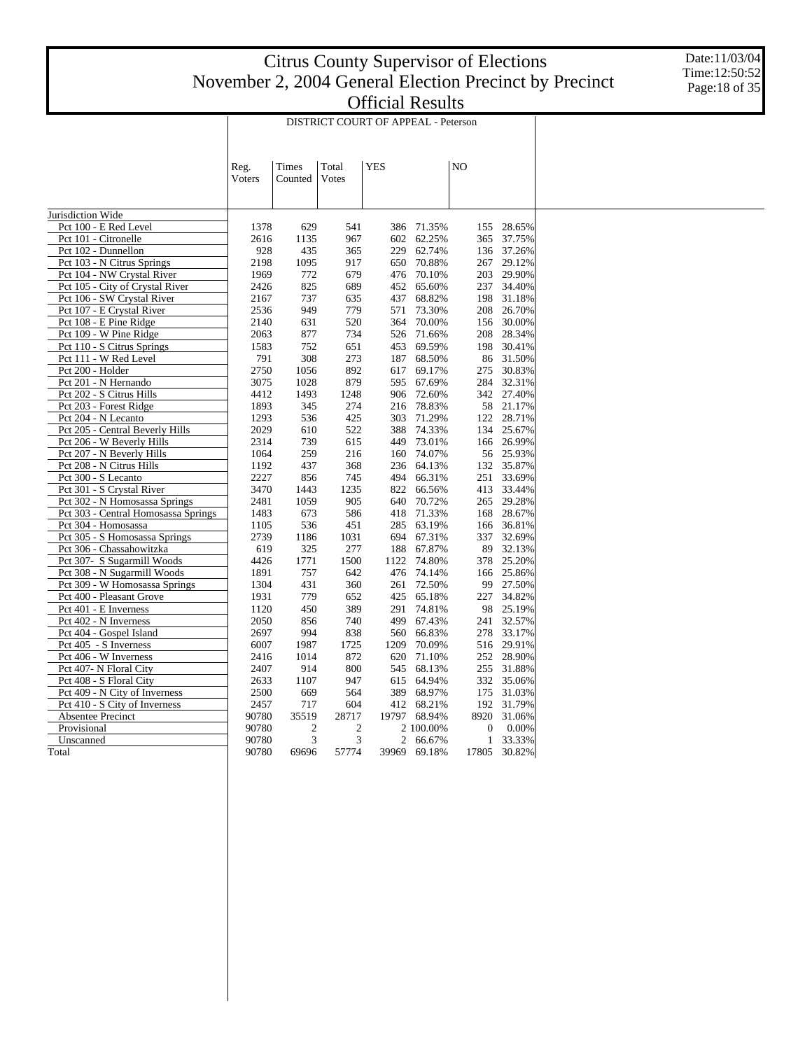# Citrus County Supervisor of Elections
# November 2, 2004 General Election Precinct by Precinct
# Official Results

Date:11/03/04
Time:12:50:52

DISTRICT COURT OF APPEAL - Peterson

| | Reg. Voters | Times Counted | Total Votes | YES | | NO | |
|---|---|---|---|---|---|---|---|
| Jurisdiction Wide | | | | | | | |
| Pct 100 - E Red Level | 1378 | 629 | 541 | 386 | 71.35% | 155 | 28.65% |
| Pct 101 - Citronelle | 2616 | 1135 | 967 | 602 | 62.25% | 365 | 37.75% |
| Pct 102 - Dunnellon | 928 | 435 | 365 | 229 | 62.74% | 136 | 37.26% |
| Pct 103 - N Citrus Springs | 2198 | 1095 | 917 | 650 | 70.88% | 267 | 29.12% |
| Pct 104 - NW Crystal River | 1969 | 772 | 679 | 476 | 70.10% | 203 | 29.90% |
| Pct 105 - City of Crystal River | 2426 | 825 | 689 | 452 | 65.60% | 237 | 34.40% |
| Pct 106 - SW Crystal River | 2167 | 737 | 635 | 437 | 68.82% | 198 | 31.18% |
| Pct 107 - E Crystal River | 2536 | 949 | 779 | 571 | 73.30% | 208 | 26.70% |
| Pct 108 - E Pine Ridge | 2140 | 631 | 520 | 364 | 70.00% | 156 | 30.00% |
| Pct 109 - W Pine Ridge | 2063 | 877 | 734 | 526 | 71.66% | 208 | 28.34% |
| Pct 110 - S Citrus Springs | 1583 | 752 | 651 | 453 | 69.59% | 198 | 30.41% |
| Pct 111 - W Red Level | 791 | 308 | 273 | 187 | 68.50% | 86 | 31.50% |
| Pct 200 - Holder | 2750 | 1056 | 892 | 617 | 69.17% | 275 | 30.83% |
| Pct 201 - N Hernando | 3075 | 1028 | 879 | 595 | 67.69% | 284 | 32.31% |
| Pct 202 - S Citrus Hills | 4412 | 1493 | 1248 | 906 | 72.60% | 342 | 27.40% |
| Pct 203 - Forest Ridge | 1893 | 345 | 274 | 216 | 78.83% | 58 | 21.17% |
| Pct 204 - N Lecanto | 1293 | 536 | 425 | 303 | 71.29% | 122 | 28.71% |
| Pct 205 - Central Beverly Hills | 2029 | 610 | 522 | 388 | 74.33% | 134 | 25.67% |
| Pct 206 - W Beverly Hills | 2314 | 739 | 615 | 449 | 73.01% | 166 | 26.99% |
| Pct 207 - N Beverly Hills | 1064 | 259 | 216 | 160 | 74.07% | 56 | 25.93% |
| Pct 208 - N Citrus Hills | 1192 | 437 | 368 | 236 | 64.13% | 132 | 35.87% |
| Pct 300 - S Lecanto | 2227 | 856 | 745 | 494 | 66.31% | 251 | 33.69% |
| Pct 301 - S Crystal River | 3470 | 1443 | 1235 | 822 | 66.56% | 413 | 33.44% |
| Pct 302 - N Homosassa Springs | 2481 | 1059 | 905 | 640 | 70.72% | 265 | 29.28% |
| Pct 303 - Central Homosassa Springs | 1483 | 673 | 586 | 418 | 71.33% | 168 | 28.67% |
| Pct 304 - Homosassa | 1105 | 536 | 451 | 285 | 63.19% | 166 | 36.81% |
| Pct 305 - S Homosassa Springs | 2739 | 1186 | 1031 | 694 | 67.31% | 337 | 32.69% |
| Pct 306 - Chassahowitzka | 619 | 325 | 277 | 188 | 67.87% | 89 | 32.13% |
| Pct 307- S Sugarmill Woods | 4426 | 1771 | 1500 | 1122 | 74.80% | 378 | 25.20% |
| Pct 308 - N Sugarmill Woods | 1891 | 757 | 642 | 476 | 74.14% | 166 | 25.86% |
| Pct 309 - W Homosassa Springs | 1304 | 431 | 360 | 261 | 72.50% | 99 | 27.50% |
| Pct 400 - Pleasant Grove | 1931 | 779 | 652 | 425 | 65.18% | 227 | 34.82% |
| Pct 401 - E Inverness | 1120 | 450 | 389 | 291 | 74.81% | 98 | 25.19% |
| Pct 402 - N Inverness | 2050 | 856 | 740 | 499 | 67.43% | 241 | 32.57% |
| Pct 404 - Gospel Island | 2697 | 994 | 838 | 560 | 66.83% | 278 | 33.17% |
| Pct 405 - S Inverness | 6007 | 1987 | 1725 | 1209 | 70.09% | 516 | 29.91% |
| Pct 406 - W Inverness | 2416 | 1014 | 872 | 620 | 71.10% | 252 | 28.90% |
| Pct 407- N Floral City | 2407 | 914 | 800 | 545 | 68.13% | 255 | 31.88% |
| Pct 408 - S Floral City | 2633 | 1107 | 947 | 615 | 64.94% | 332 | 35.06% |
| Pct 409 - N City of Inverness | 2500 | 669 | 564 | 389 | 68.97% | 175 | 31.03% |
| Pct 410 - S City of Inverness | 2457 | 717 | 604 | 412 | 68.21% | 192 | 31.79% |
| Absentee Precinct | 90780 | 35519 | 28717 | 19797 | 68.94% | 8920 | 31.06% |
| Provisional | 90780 | 2 | 2 | 2 | 100.00% | 0 | 0.00% |
| Unscanned | 90780 | 3 | 3 | 2 | 66.67% | 1 | 33.33% |
| Total | 90780 | 69696 | 57774 | 39969 | 69.18% | 17805 | 30.82% |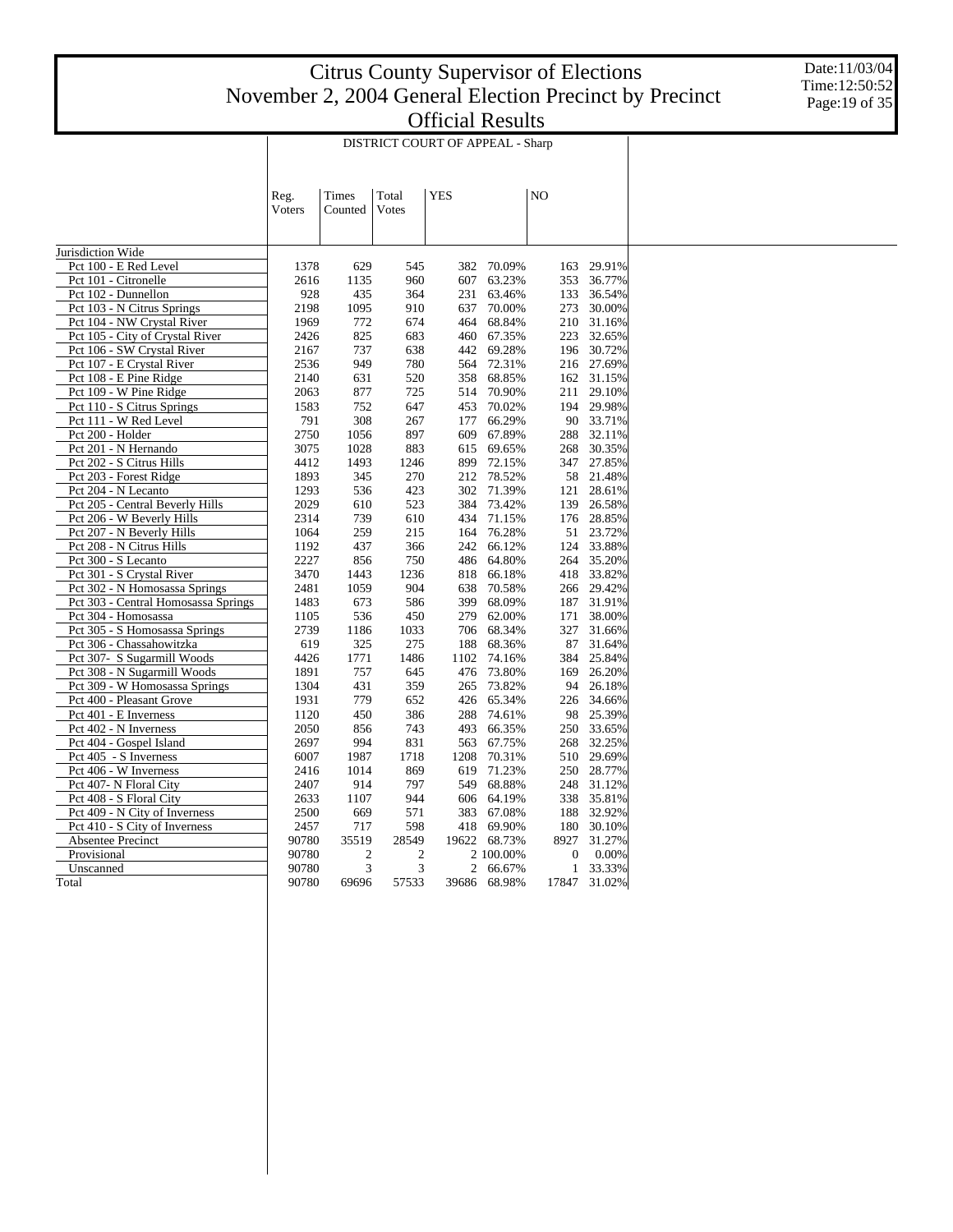# Citrus County Supervisor of Elections
# November 2, 2004 General Election Precinct by Precinct
# Official Results

Date:11/03/04
Time:12:50:52

## DISTRICT COURT OF APPEAL - Sharp

| | Reg. Voters | Times Counted | Total Votes | YES | | NO | |
|---|---|---|---|---|---|---|---|
| Jurisdiction Wide | | | | | | | |
| Pct 100 - E Red Level | 1378 | 629 | 545 | 382 | 70.09% | 163 | 29.91% |
| Pct 101 - Citronelle | 2616 | 1135 | 960 | 607 | 63.23% | 353 | 36.77% |
| Pct 102 - Dunnellon | 928 | 435 | 364 | 231 | 63.46% | 133 | 36.54% |
| Pct 103 - N Citrus Springs | 2198 | 1095 | 910 | 637 | 70.00% | 273 | 30.00% |
| Pct 104 - NW Crystal River | 1969 | 772 | 674 | 464 | 68.84% | 210 | 31.16% |
| Pct 105 - City of Crystal River | 2426 | 825 | 683 | 460 | 67.35% | 223 | 32.65% |
| Pct 106 - SW Crystal River | 2167 | 737 | 638 | 442 | 69.28% | 196 | 30.72% |
| Pct 107 - E Crystal River | 2536 | 949 | 780 | 564 | 72.31% | 216 | 27.69% |
| Pct 108 - E Pine Ridge | 2140 | 631 | 520 | 358 | 68.85% | 162 | 31.15% |
| Pct 109 - W Pine Ridge | 2063 | 877 | 725 | 514 | 70.90% | 211 | 29.10% |
| Pct 110 - S Citrus Springs | 1583 | 752 | 647 | 453 | 70.02% | 194 | 29.98% |
| Pct 111 - W Red Level | 791 | 308 | 267 | 177 | 66.29% | 90 | 33.71% |
| Pct 200 - Holder | 2750 | 1056 | 897 | 609 | 67.89% | 288 | 32.11% |
| Pct 201 - N Hernando | 3075 | 1028 | 883 | 615 | 69.65% | 268 | 30.35% |
| Pct 202 - S Citrus Hills | 4412 | 1493 | 1246 | 899 | 72.15% | 347 | 27.85% |
| Pct 203 - Forest Ridge | 1893 | 345 | 270 | 212 | 78.52% | 58 | 21.48% |
| Pct 204 - N Lecanto | 1293 | 536 | 423 | 302 | 71.39% | 121 | 28.61% |
| Pct 205 - Central Beverly Hills | 2029 | 610 | 523 | 384 | 73.42% | 139 | 26.58% |
| Pct 206 - W Beverly Hills | 2314 | 739 | 610 | 434 | 71.15% | 176 | 28.85% |
| Pct 207 - N Beverly Hills | 1064 | 259 | 215 | 164 | 76.28% | 51 | 23.72% |
| Pct 208 - N Citrus Hills | 1192 | 437 | 366 | 242 | 66.12% | 124 | 33.88% |
| Pct 300 - S Lecanto | 2227 | 856 | 750 | 486 | 64.80% | 264 | 35.20% |
| Pct 301 - S Crystal River | 3470 | 1443 | 1236 | 818 | 66.18% | 418 | 33.82% |
| Pct 302 - N Homosassa Springs | 2481 | 1059 | 904 | 638 | 70.58% | 266 | 29.42% |
| Pct 303 - Central Homosassa Springs | 1483 | 673 | 586 | 399 | 68.09% | 187 | 31.91% |
| Pct 304 - Homosassa | 1105 | 536 | 450 | 279 | 62.00% | 171 | 38.00% |
| Pct 305 - S Homosassa Springs | 2739 | 1186 | 1033 | 706 | 68.34% | 327 | 31.66% |
| Pct 306 - Chassahowitzka | 619 | 325 | 275 | 188 | 68.36% | 87 | 31.64% |
| Pct 307- S Sugarmill Woods | 4426 | 1771 | 1486 | 1102 | 74.16% | 384 | 25.84% |
| Pct 308 - N Sugarmill Woods | 1891 | 757 | 645 | 476 | 73.80% | 169 | 26.20% |
| Pct 309 - W Homosassa Springs | 1304 | 431 | 359 | 265 | 73.82% | 94 | 26.18% |
| Pct 400 - Pleasant Grove | 1931 | 779 | 652 | 426 | 65.34% | 226 | 34.66% |
| Pct 401 - E Inverness | 1120 | 450 | 386 | 288 | 74.61% | 98 | 25.39% |
| Pct 402 - N Inverness | 2050 | 856 | 743 | 493 | 66.35% | 250 | 33.65% |
| Pct 404 - Gospel Island | 2697 | 994 | 831 | 563 | 67.75% | 268 | 32.25% |
| Pct 405 - S Inverness | 6007 | 1987 | 1718 | 1208 | 70.31% | 510 | 29.69% |
| Pct 406 - W Inverness | 2416 | 1014 | 869 | 619 | 71.23% | 250 | 28.77% |
| Pct 407- N Floral City | 2407 | 914 | 797 | 549 | 68.88% | 248 | 31.12% |
| Pct 408 - S Floral City | 2633 | 1107 | 944 | 606 | 64.19% | 338 | 35.81% |
| Pct 409 - N City of Inverness | 2500 | 669 | 571 | 383 | 67.08% | 188 | 32.92% |
| Pct 410 - S City of Inverness | 2457 | 717 | 598 | 418 | 69.90% | 180 | 30.10% |
| Absentee Precinct | 90780 | 35519 | 28549 | 19622 | 68.73% | 8927 | 31.27% |
| Provisional | 90780 | 2 | 2 | 2 | 100.00% | 0 | 0.00% |
| Unscanned | 90780 | 3 | 3 | 2 | 66.67% | 1 | 33.33% |
| Total | 90780 | 69696 | 57533 | 39686 | 68.98% | 17847 | 31.02% |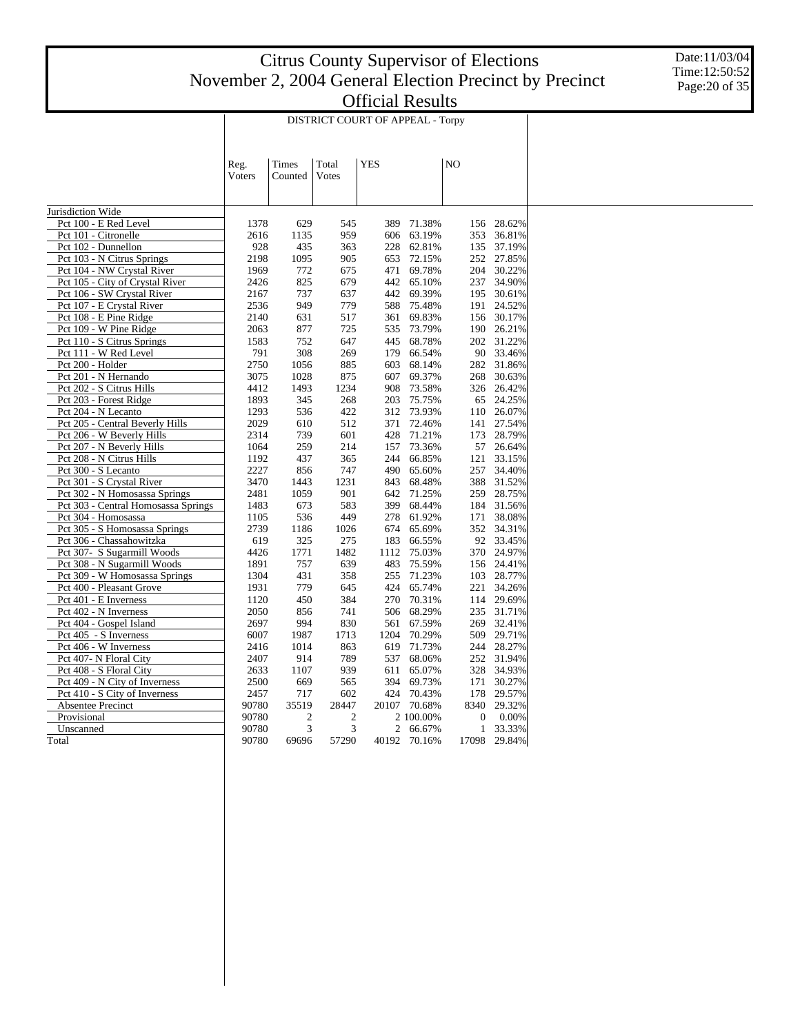# Citrus County Supervisor of Elections
# November 2, 2004 General Election Precinct by Precinct
# Official Results

Date:11/03/04
Time:12:50:52

## DISTRICT COURT OF APPEAL - Torpy

| | Reg. Voters | Times Counted | Total Votes | YES | | NO | |
|---|---|---|---|---|---|---|---|
| Jurisdiction Wide | | | | | | | |
| Pct 100 - E Red Level | 1378 | 629 | 545 | 389 | 71.38% | 156 | 28.62% |
| Pct 101 - Citronelle | 2616 | 1135 | 959 | 606 | 63.19% | 353 | 36.81% |
| Pct 102 - Dunnellon | 928 | 435 | 363 | 228 | 62.81% | 135 | 37.19% |
| Pct 103 - N Citrus Springs | 2198 | 1095 | 905 | 653 | 72.15% | 252 | 27.85% |
| Pct 104 - NW Crystal River | 1969 | 772 | 675 | 471 | 69.78% | 204 | 30.22% |
| Pct 105 - City of Crystal River | 2426 | 825 | 679 | 442 | 65.10% | 237 | 34.90% |
| Pct 106 - SW Crystal River | 2167 | 737 | 637 | 442 | 69.39% | 195 | 30.61% |
| Pct 107 - E Crystal River | 2536 | 949 | 779 | 588 | 75.48% | 191 | 24.52% |
| Pct 108 - E Pine Ridge | 2140 | 631 | 517 | 361 | 69.83% | 156 | 30.17% |
| Pct 109 - W Pine Ridge | 2063 | 877 | 725 | 535 | 73.79% | 190 | 26.21% |
| Pct 110 - S Citrus Springs | 1583 | 752 | 647 | 445 | 68.78% | 202 | 31.22% |
| Pct 111 - W Red Level | 791 | 308 | 269 | 179 | 66.54% | 90 | 33.46% |
| Pct 200 - Holder | 2750 | 1056 | 885 | 603 | 68.14% | 282 | 31.86% |
| Pct 201 - N Hernando | 3075 | 1028 | 875 | 607 | 69.37% | 268 | 30.63% |
| Pct 202 - S Citrus Hills | 4412 | 1493 | 1234 | 908 | 73.58% | 326 | 26.42% |
| Pct 203 - Forest Ridge | 1893 | 345 | 268 | 203 | 75.75% | 65 | 24.25% |
| Pct 204 - N Lecanto | 1293 | 536 | 422 | 312 | 73.93% | 110 | 26.07% |
| Pct 205 - Central Beverly Hills | 2029 | 610 | 512 | 371 | 72.46% | 141 | 27.54% |
| Pct 206 - W Beverly Hills | 2314 | 739 | 601 | 428 | 71.21% | 173 | 28.79% |
| Pct 207 - N Beverly Hills | 1064 | 259 | 214 | 157 | 73.36% | 57 | 26.64% |
| Pct 208 - N Citrus Hills | 1192 | 437 | 365 | 244 | 66.85% | 121 | 33.15% |
| Pct 300 - S Lecanto | 2227 | 856 | 747 | 490 | 65.60% | 257 | 34.40% |
| Pct 301 - S Crystal River | 3470 | 1443 | 1231 | 843 | 68.48% | 388 | 31.52% |
| Pct 302 - N Homosassa Springs | 2481 | 1059 | 901 | 642 | 71.25% | 259 | 28.75% |
| Pct 303 - Central Homosassa Springs | 1483 | 673 | 583 | 399 | 68.44% | 184 | 31.56% |
| Pct 304 - Homosassa | 1105 | 536 | 449 | 278 | 61.92% | 171 | 38.08% |
| Pct 305 - S Homosassa Springs | 2739 | 1186 | 1026 | 674 | 65.69% | 352 | 34.31% |
| Pct 306 - Chassahowitzka | 619 | 325 | 275 | 183 | 66.55% | 92 | 33.45% |
| Pct 307- S Sugarmill Woods | 4426 | 1771 | 1482 | 1112 | 75.03% | 370 | 24.97% |
| Pct 308 - N Sugarmill Woods | 1891 | 757 | 639 | 483 | 75.59% | 156 | 24.41% |
| Pct 309 - W Homosassa Springs | 1304 | 431 | 358 | 255 | 71.23% | 103 | 28.77% |
| Pct 400 - Pleasant Grove | 1931 | 779 | 645 | 424 | 65.74% | 221 | 34.26% |
| Pct 401 - E Inverness | 1120 | 450 | 384 | 270 | 70.31% | 114 | 29.69% |
| Pct 402 - N Inverness | 2050 | 856 | 741 | 506 | 68.29% | 235 | 31.71% |
| Pct 404 - Gospel Island | 2697 | 994 | 830 | 561 | 67.59% | 269 | 32.41% |
| Pct 405 - S Inverness | 6007 | 1987 | 1713 | 1204 | 70.29% | 509 | 29.71% |
| Pct 406 - W Inverness | 2416 | 1014 | 863 | 619 | 71.73% | 244 | 28.27% |
| Pct 407- N Floral City | 2407 | 914 | 789 | 537 | 68.06% | 252 | 31.94% |
| Pct 408 - S Floral City | 2633 | 1107 | 939 | 611 | 65.07% | 328 | 34.93% |
| Pct 409 - N City of Inverness | 2500 | 669 | 565 | 394 | 69.73% | 171 | 30.27% |
| Pct 410 - S City of Inverness | 2457 | 717 | 602 | 424 | 70.43% | 178 | 29.57% |
| Absentee Precinct | 90780 | 35519 | 28447 | 20107 | 70.68% | 8340 | 29.32% |
| Provisional | 90780 | 2 | 2 | 2 | 100.00% | 0 | 0.00% |
| Unscanned | 90780 | 3 | 3 | 2 | 66.67% | 1 | 33.33% |
| Total | 90780 | 69696 | 57290 | 40192 | 70.16% | 17098 | 29.84% |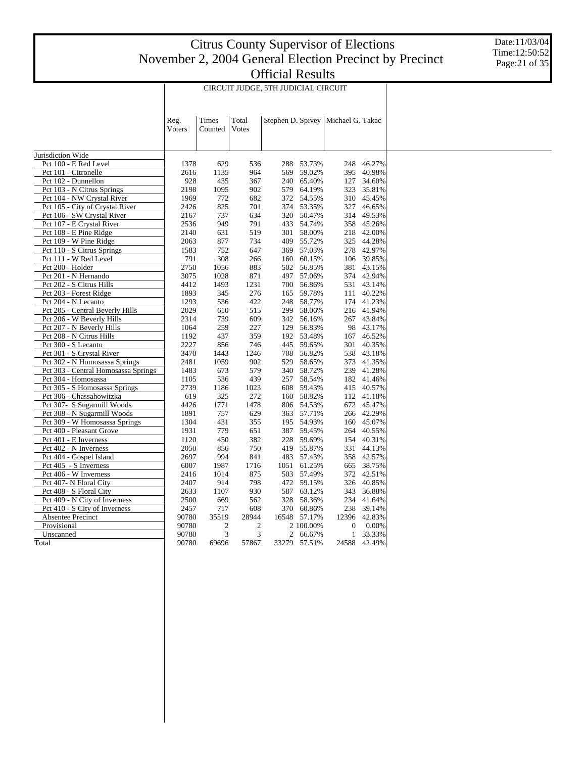# Citrus County Supervisor of Elections
# November 2, 2004 General Election Precinct by Precinct
# Official Results

Date:11/03/04
Time:12:50:52

## CIRCUIT JUDGE, 5TH JUDICIAL CIRCUIT

| | Reg. Voters | Times Counted | Total Votes | Stephen D. Spivey | | Michael G. Takac | |
|---|---|---|---|---|---|---|---|
| Jurisdiction Wide | | | | | | | |
| Pct 100 - E Red Level | 1378 | 629 | 536 | 288 | 53.73% | 248 | 46.27% |
| Pct 101 - Citronelle | 2616 | 1135 | 964 | 569 | 59.02% | 395 | 40.98% |
| Pct 102 - Dunnellon | 928 | 435 | 367 | 240 | 65.40% | 127 | 34.60% |
| Pct 103 - N Citrus Springs | 2198 | 1095 | 902 | 579 | 64.19% | 323 | 35.81% |
| Pct 104 - NW Crystal River | 1969 | 772 | 682 | 372 | 54.55% | 310 | 45.45% |
| Pct 105 - City of Crystal River | 2426 | 825 | 701 | 374 | 53.35% | 327 | 46.65% |
| Pct 106 - SW Crystal River | 2167 | 737 | 634 | 320 | 50.47% | 314 | 49.53% |
| Pct 107 - E Crystal River | 2536 | 949 | 791 | 433 | 54.74% | 358 | 45.26% |
| Pct 108 - E Pine Ridge | 2140 | 631 | 519 | 301 | 58.00% | 218 | 42.00% |
| Pct 109 - W Pine Ridge | 2063 | 877 | 734 | 409 | 55.72% | 325 | 44.28% |
| Pct 110 - S Citrus Springs | 1583 | 752 | 647 | 369 | 57.03% | 278 | 42.97% |
| Pct 111 - W Red Level | 791 | 308 | 266 | 160 | 60.15% | 106 | 39.85% |
| Pct 200 - Holder | 2750 | 1056 | 883 | 502 | 56.85% | 381 | 43.15% |
| Pct 201 - N Hernando | 3075 | 1028 | 871 | 497 | 57.06% | 374 | 42.94% |
| Pct 202 - S Citrus Hills | 4412 | 1493 | 1231 | 700 | 56.86% | 531 | 43.14% |
| Pct 203 - Forest Ridge | 1893 | 345 | 276 | 165 | 59.78% | 111 | 40.22% |
| Pct 204 - N Lecanto | 1293 | 536 | 422 | 248 | 58.77% | 174 | 41.23% |
| Pct 205 - Central Beverly Hills | 2029 | 610 | 515 | 299 | 58.06% | 216 | 41.94% |
| Pct 206 - W Beverly Hills | 2314 | 739 | 609 | 342 | 56.16% | 267 | 43.84% |
| Pct 207 - N Beverly Hills | 1064 | 259 | 227 | 129 | 56.83% | 98 | 43.17% |
| Pct 208 - N Citrus Hills | 1192 | 437 | 359 | 192 | 53.48% | 167 | 46.52% |
| Pct 300 - S Lecanto | 2227 | 856 | 746 | 445 | 59.65% | 301 | 40.35% |
| Pct 301 - S Crystal River | 3470 | 1443 | 1246 | 708 | 56.82% | 538 | 43.18% |
| Pct 302 - N Homosassa Springs | 2481 | 1059 | 902 | 529 | 58.65% | 373 | 41.35% |
| Pct 303 - Central Homosassa Springs | 1483 | 673 | 579 | 340 | 58.72% | 239 | 41.28% |
| Pct 304 - Homosassa | 1105 | 536 | 439 | 257 | 58.54% | 182 | 41.46% |
| Pct 305 - S Homosassa Springs | 2739 | 1186 | 1023 | 608 | 59.43% | 415 | 40.57% |
| Pct 306 - Chassahowitzka | 619 | 325 | 272 | 160 | 58.82% | 112 | 41.18% |
| Pct 307- S Sugarmill Woods | 4426 | 1771 | 1478 | 806 | 54.53% | 672 | 45.47% |
| Pct 308 - N Sugarmill Woods | 1891 | 757 | 629 | 363 | 57.71% | 266 | 42.29% |
| Pct 309 - W Homosassa Springs | 1304 | 431 | 355 | 195 | 54.93% | 160 | 45.07% |
| Pct 400 - Pleasant Grove | 1931 | 779 | 651 | 387 | 59.45% | 264 | 40.55% |
| Pct 401 - E Inverness | 1120 | 450 | 382 | 228 | 59.69% | 154 | 40.31% |
| Pct 402 - N Inverness | 2050 | 856 | 750 | 419 | 55.87% | 331 | 44.13% |
| Pct 404 - Gospel Island | 2697 | 994 | 841 | 483 | 57.43% | 358 | 42.57% |
| Pct 405 - S Inverness | 6007 | 1987 | 1716 | 1051 | 61.25% | 665 | 38.75% |
| Pct 406 - W Inverness | 2416 | 1014 | 875 | 503 | 57.49% | 372 | 42.51% |
| Pct 407- N Floral City | 2407 | 914 | 798 | 472 | 59.15% | 326 | 40.85% |
| Pct 408 - S Floral City | 2633 | 1107 | 930 | 587 | 63.12% | 343 | 36.88% |
| Pct 409 - N City of Inverness | 2500 | 669 | 562 | 328 | 58.36% | 234 | 41.64% |
| Pct 410 - S City of Inverness | 2457 | 717 | 608 | 370 | 60.86% | 238 | 39.14% |
| Absentee Precinct | 90780 | 35519 | 28944 | 16548 | 57.17% | 12396 | 42.83% |
| Provisional | 90780 | 2 | 2 | 2 | 100.00% | 0 | 0.00% |
| Unscanned | 90780 | 3 | 3 | 2 | 66.67% | 1 | 33.33% |
| Total | 90780 | 69696 | 57867 | 33279 | 57.51% | 24588 | 42.49% |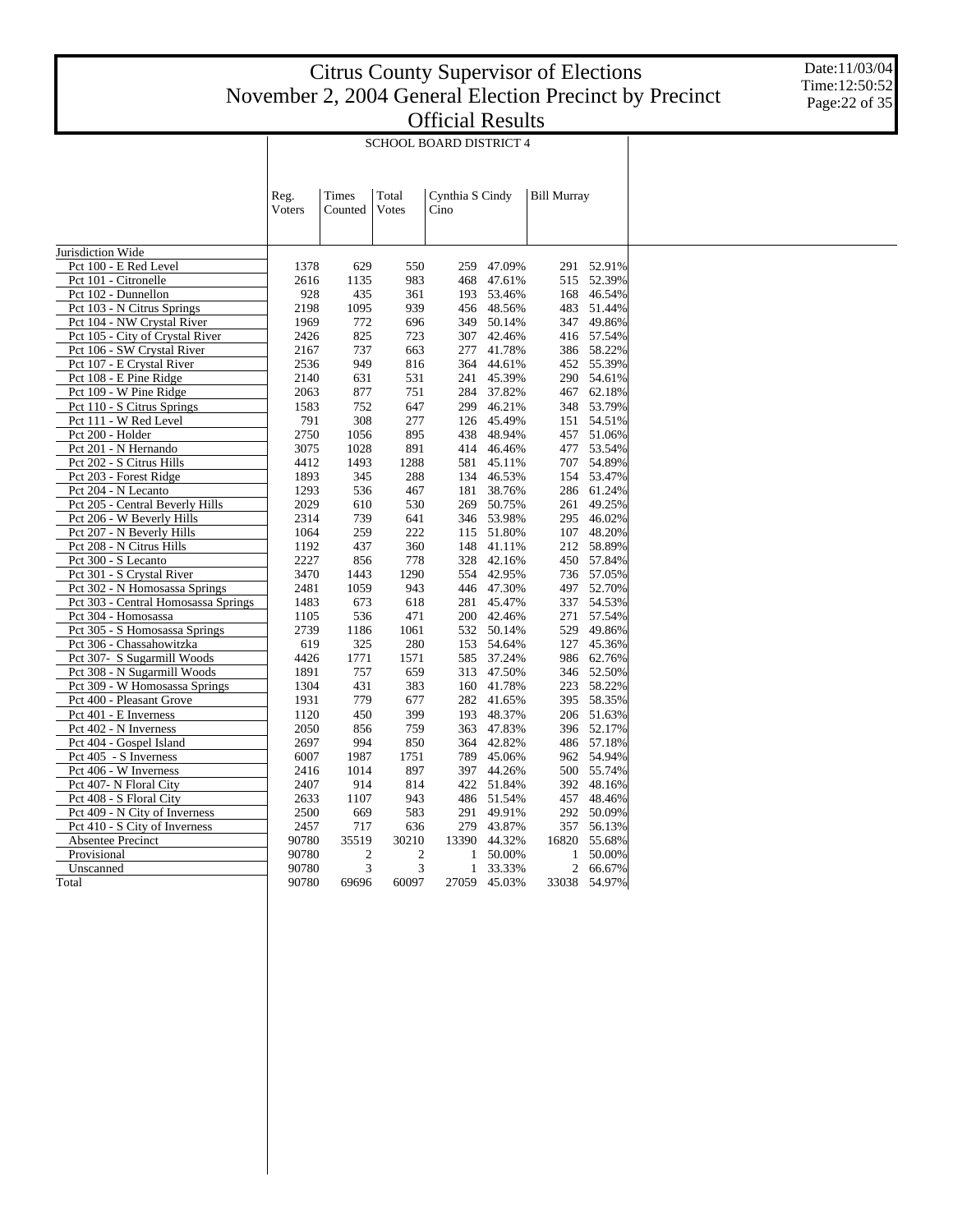# Citrus County Supervisor of Elections
# November 2, 2004 General Election Precinct by Precinct
# Official Results

Date:11/03/04
Time:12:50:52

## SCHOOL BOARD DISTRICT 4

| | Reg. Voters | Times Counted | Total Votes | Cynthia S Cindy Cino | | Bill Murray | |
|---|---|---|---|---|---|---|---|
| Jurisdiction Wide | | | | | | | |
| Pct 100 - E Red Level | 1378 | 629 | 550 | 259 | 47.09% | 291 | 52.91% |
| Pct 101 - Citronelle | 2616 | 1135 | 983 | 468 | 47.61% | 515 | 52.39% |
| Pct 102 - Dunnellon | 928 | 435 | 361 | 193 | 53.46% | 168 | 46.54% |
| Pct 103 - N Citrus Springs | 2198 | 1095 | 939 | 456 | 48.56% | 483 | 51.44% |
| Pct 104 - NW Crystal River | 1969 | 772 | 696 | 349 | 50.14% | 347 | 49.86% |
| Pct 105 - City of Crystal River | 2426 | 825 | 723 | 307 | 42.46% | 416 | 57.54% |
| Pct 106 - SW Crystal River | 2167 | 737 | 663 | 277 | 41.78% | 386 | 58.22% |
| Pct 107 - E Crystal River | 2536 | 949 | 816 | 364 | 44.61% | 452 | 55.39% |
| Pct 108 - E Pine Ridge | 2140 | 631 | 531 | 241 | 45.39% | 290 | 54.61% |
| Pct 109 - W Pine Ridge | 2063 | 877 | 751 | 284 | 37.82% | 467 | 62.18% |
| Pct 110 - S Citrus Springs | 1583 | 752 | 647 | 299 | 46.21% | 348 | 53.79% |
| Pct 111 - W Red Level | 791 | 308 | 277 | 126 | 45.49% | 151 | 54.51% |
| Pct 200 - Holder | 2750 | 1056 | 895 | 438 | 48.94% | 457 | 51.06% |
| Pct 201 - N Hernando | 3075 | 1028 | 891 | 414 | 46.46% | 477 | 53.54% |
| Pct 202 - S Citrus Hills | 4412 | 1493 | 1288 | 581 | 45.11% | 707 | 54.89% |
| Pct 203 - Forest Ridge | 1893 | 345 | 288 | 134 | 46.53% | 154 | 53.47% |
| Pct 204 - N Lecanto | 1293 | 536 | 467 | 181 | 38.76% | 286 | 61.24% |
| Pct 205 - Central Beverly Hills | 2029 | 610 | 530 | 269 | 50.75% | 261 | 49.25% |
| Pct 206 - W Beverly Hills | 2314 | 739 | 641 | 346 | 53.98% | 295 | 46.02% |
| Pct 207 - N Beverly Hills | 1064 | 259 | 222 | 115 | 51.80% | 107 | 48.20% |
| Pct 208 - N Citrus Hills | 1192 | 437 | 360 | 148 | 41.11% | 212 | 58.89% |
| Pct 300 - S Lecanto | 2227 | 856 | 778 | 328 | 42.16% | 450 | 57.84% |
| Pct 301 - S Crystal River | 3470 | 1443 | 1290 | 554 | 42.95% | 736 | 57.05% |
| Pct 302 - N Homosassa Springs | 2481 | 1059 | 943 | 446 | 47.30% | 497 | 52.70% |
| Pct 303 - Central Homosassa Springs | 1483 | 673 | 618 | 281 | 45.47% | 337 | 54.53% |
| Pct 304 - Homosassa | 1105 | 536 | 471 | 200 | 42.46% | 271 | 57.54% |
| Pct 305 - S Homosassa Springs | 2739 | 1186 | 1061 | 532 | 50.14% | 529 | 49.86% |
| Pct 306 - Chassahowitzka | 619 | 325 | 280 | 153 | 54.64% | 127 | 45.36% |
| Pct 307- S Sugarmill Woods | 4426 | 1771 | 1571 | 585 | 37.24% | 986 | 62.76% |
| Pct 308 - N Sugarmill Woods | 1891 | 757 | 659 | 313 | 47.50% | 346 | 52.50% |
| Pct 309 - W Homosassa Springs | 1304 | 431 | 383 | 160 | 41.78% | 223 | 58.22% |
| Pct 400 - Pleasant Grove | 1931 | 779 | 677 | 282 | 41.65% | 395 | 58.35% |
| Pct 401 - E Inverness | 1120 | 450 | 399 | 193 | 48.37% | 206 | 51.63% |
| Pct 402 - N Inverness | 2050 | 856 | 759 | 363 | 47.83% | 396 | 52.17% |
| Pct 404 - Gospel Island | 2697 | 994 | 850 | 364 | 42.82% | 486 | 57.18% |
| Pct 405 - S Inverness | 6007 | 1987 | 1751 | 789 | 45.06% | 962 | 54.94% |
| Pct 406 - W Inverness | 2416 | 1014 | 897 | 397 | 44.26% | 500 | 55.74% |
| Pct 407- N Floral City | 2407 | 914 | 814 | 422 | 51.84% | 392 | 48.16% |
| Pct 408 - S Floral City | 2633 | 1107 | 943 | 486 | 51.54% | 457 | 48.46% |
| Pct 409 - N City of Inverness | 2500 | 669 | 583 | 291 | 49.91% | 292 | 50.09% |
| Pct 410 - S City of Inverness | 2457 | 717 | 636 | 279 | 43.87% | 357 | 56.13% |
| Absentee Precinct | 90780 | 35519 | 30210 | 13390 | 44.32% | 16820 | 55.68% |
| Provisional | 90780 | 2 | 2 | 1 | 50.00% | 1 | 50.00% |
| Unscanned | 90780 | 3 | 3 | 1 | 33.33% | 2 | 66.67% |
| Total | 90780 | 69696 | 60097 | 27059 | 45.03% | 33038 | 54.97% |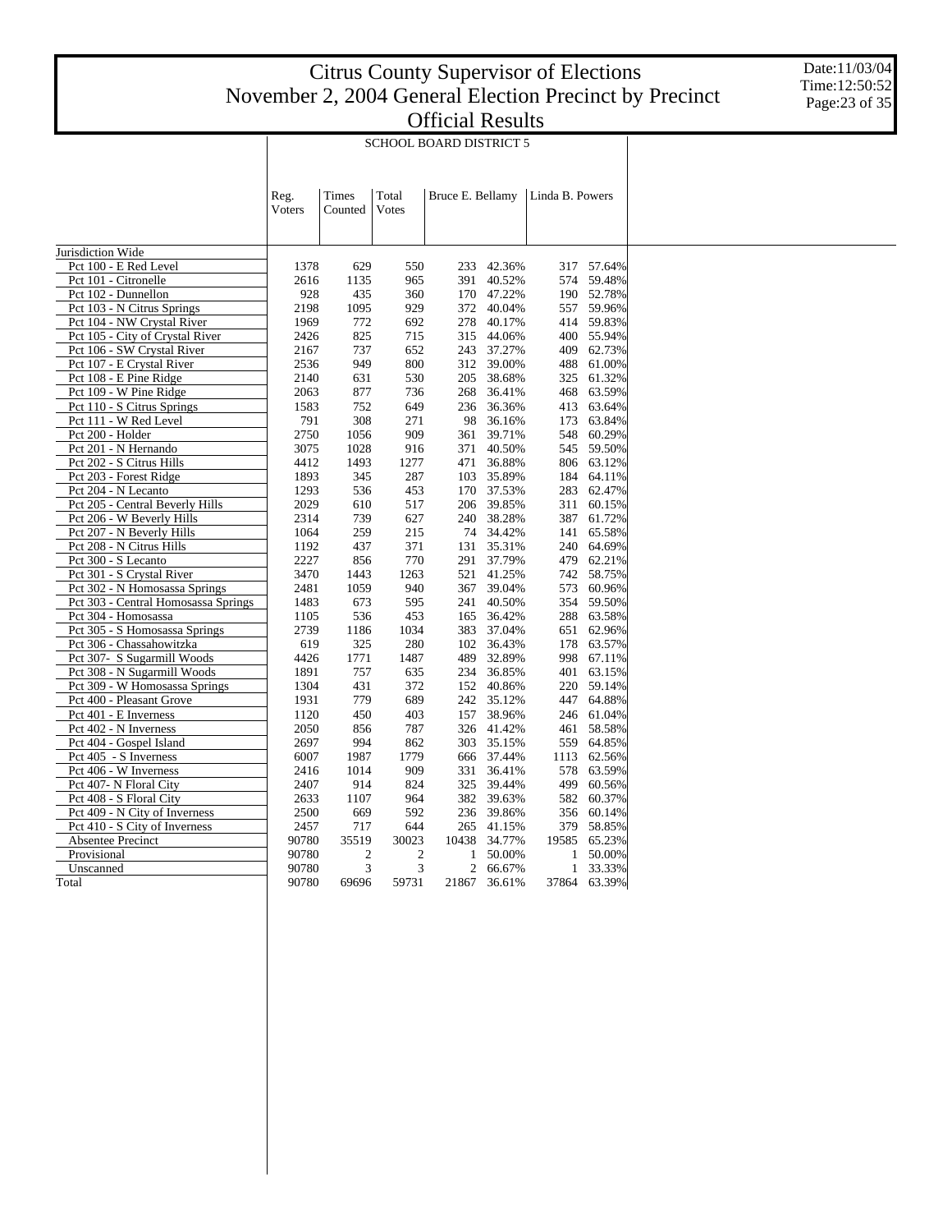# Citrus County Supervisor of Elections
# November 2, 2004 General Election Precinct by Precinct
# Official Results

Date:11/03/04
Time:12:50:52

## SCHOOL BOARD DISTRICT 5

| | Reg. Voters | Times Counted | Total Votes | Bruce E. Bellamy | | Linda B. Powers | |
|---|---|---|---|---|---|---|---|
| Jurisdiction Wide | | | | | | | |
| Pct 100 - E Red Level | 1378 | 629 | 550 | 233 | 42.36% | 317 | 57.64% |
| Pct 101 - Citronelle | 2616 | 1135 | 965 | 391 | 40.52% | 574 | 59.48% |
| Pct 102 - Dunnellon | 928 | 435 | 360 | 170 | 47.22% | 190 | 52.78% |
| Pct 103 - N Citrus Springs | 2198 | 1095 | 929 | 372 | 40.04% | 557 | 59.96% |
| Pct 104 - NW Crystal River | 1969 | 772 | 692 | 278 | 40.17% | 414 | 59.83% |
| Pct 105 - City of Crystal River | 2426 | 825 | 715 | 315 | 44.06% | 400 | 55.94% |
| Pct 106 - SW Crystal River | 2167 | 737 | 652 | 243 | 37.27% | 409 | 62.73% |
| Pct 107 - E Crystal River | 2536 | 949 | 800 | 312 | 39.00% | 488 | 61.00% |
| Pct 108 - E Pine Ridge | 2140 | 631 | 530 | 205 | 38.68% | 325 | 61.32% |
| Pct 109 - W Pine Ridge | 2063 | 877 | 736 | 268 | 36.41% | 468 | 63.59% |
| Pct 110 - S Citrus Springs | 1583 | 752 | 649 | 236 | 36.36% | 413 | 63.64% |
| Pct 111 - W Red Level | 791 | 308 | 271 | 98 | 36.16% | 173 | 63.84% |
| Pct 200 - Holder | 2750 | 1056 | 909 | 361 | 39.71% | 548 | 60.29% |
| Pct 201 - N Hernando | 3075 | 1028 | 916 | 371 | 40.50% | 545 | 59.50% |
| Pct 202 - S Citrus Hills | 4412 | 1493 | 1277 | 471 | 36.88% | 806 | 63.12% |
| Pct 203 - Forest Ridge | 1893 | 345 | 287 | 103 | 35.89% | 184 | 64.11% |
| Pct 204 - N Lecanto | 1293 | 536 | 453 | 170 | 37.53% | 283 | 62.47% |
| Pct 205 - Central Beverly Hills | 2029 | 610 | 517 | 206 | 39.85% | 311 | 60.15% |
| Pct 206 - W Beverly Hills | 2314 | 739 | 627 | 240 | 38.28% | 387 | 61.72% |
| Pct 207 - N Beverly Hills | 1064 | 259 | 215 | 74 | 34.42% | 141 | 65.58% |
| Pct 208 - N Citrus Hills | 1192 | 437 | 371 | 131 | 35.31% | 240 | 64.69% |
| Pct 300 - S Lecanto | 2227 | 856 | 770 | 291 | 37.79% | 479 | 62.21% |
| Pct 301 - S Crystal River | 3470 | 1443 | 1263 | 521 | 41.25% | 742 | 58.75% |
| Pct 302 - N Homosassa Springs | 2481 | 1059 | 940 | 367 | 39.04% | 573 | 60.96% |
| Pct 303 - Central Homosassa Springs | 1483 | 673 | 595 | 241 | 40.50% | 354 | 59.50% |
| Pct 304 - Homosassa | 1105 | 536 | 453 | 165 | 36.42% | 288 | 63.58% |
| Pct 305 - S Homosassa Springs | 2739 | 1186 | 1034 | 383 | 37.04% | 651 | 62.96% |
| Pct 306 - Chassahowitzka | 619 | 325 | 280 | 102 | 36.43% | 178 | 63.57% |
| Pct 307- S Sugarmill Woods | 4426 | 1771 | 1487 | 489 | 32.89% | 998 | 67.11% |
| Pct 308 - N Sugarmill Woods | 1891 | 757 | 635 | 234 | 36.85% | 401 | 63.15% |
| Pct 309 - W Homosassa Springs | 1304 | 431 | 372 | 152 | 40.86% | 220 | 59.14% |
| Pct 400 - Pleasant Grove | 1931 | 779 | 689 | 242 | 35.12% | 447 | 64.88% |
| Pct 401 - E Inverness | 1120 | 450 | 403 | 157 | 38.96% | 246 | 61.04% |
| Pct 402 - N Inverness | 2050 | 856 | 787 | 326 | 41.42% | 461 | 58.58% |
| Pct 404 - Gospel Island | 2697 | 994 | 862 | 303 | 35.15% | 559 | 64.85% |
| Pct 405 - S Inverness | 6007 | 1987 | 1779 | 666 | 37.44% | 1113 | 62.56% |
| Pct 406 - W Inverness | 2416 | 1014 | 909 | 331 | 36.41% | 578 | 63.59% |
| Pct 407- N Floral City | 2407 | 914 | 824 | 325 | 39.44% | 499 | 60.56% |
| Pct 408 - S Floral City | 2633 | 1107 | 964 | 382 | 39.63% | 582 | 60.37% |
| Pct 409 - N City of Inverness | 2500 | 669 | 592 | 236 | 39.86% | 356 | 60.14% |
| Pct 410 - S City of Inverness | 2457 | 717 | 644 | 265 | 41.15% | 379 | 58.85% |
| Absentee Precinct | 90780 | 35519 | 30023 | 10438 | 34.77% | 19585 | 65.23% |
| Provisional | 90780 | 2 | 2 | 1 | 50.00% | 1 | 50.00% |
| Unscanned | 90780 | 3 | 3 | 2 | 66.67% | 1 | 33.33% |
| Total | 90780 | 69696 | 59731 | 21867 | 36.61% | 37864 | 63.39% |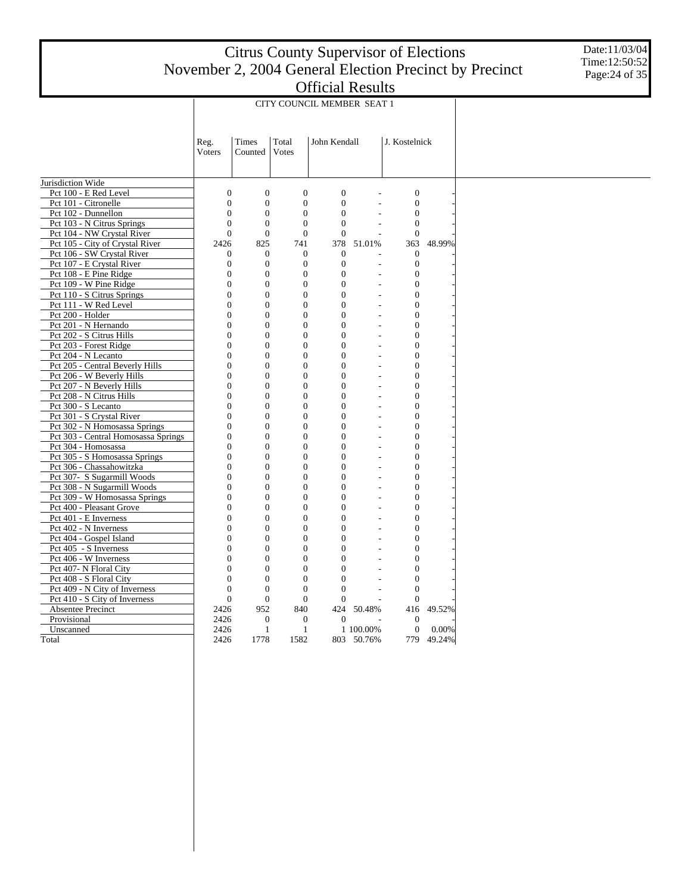# Citrus County Supervisor of Elections
## November 2, 2004 General Election Precinct by Precinct
## Official Results

Date:11/03/04
Time:12:50:52

CITY COUNCIL MEMBER SEAT 1

| | Reg. Voters | Times Counted | Total Votes | John Kendall | | J. Kostelnick | |
|---|---|---|---|---|---|---|---|
| Jurisdiction Wide | | | | | | | |
| Pct 100 - E Red Level | 0 | 0 | 0 | 0 | - | 0 | - |
| Pct 101 - Citronelle | 0 | 0 | 0 | 0 | - | 0 | - |
| Pct 102 - Dunnellon | 0 | 0 | 0 | 0 | - | 0 | - |
| Pct 103 - N Citrus Springs | 0 | 0 | 0 | 0 | - | 0 | - |
| Pct 104 - NW Crystal River | 0 | 0 | 0 | 0 | - | 0 | - |
| Pct 105 - City of Crystal River | 2426 | 825 | 741 | 378 | 51.01% | 363 | 48.99% |
| Pct 106 - SW Crystal River | 0 | 0 | 0 | 0 | - | 0 | - |
| Pct 107 - E Crystal River | 0 | 0 | 0 | 0 | - | 0 | - |
| Pct 108 - E Pine Ridge | 0 | 0 | 0 | 0 | - | 0 | - |
| Pct 109 - W Pine Ridge | 0 | 0 | 0 | 0 | - | 0 | - |
| Pct 110 - S Citrus Springs | 0 | 0 | 0 | 0 | - | 0 | - |
| Pct 111 - W Red Level | 0 | 0 | 0 | 0 | - | 0 | - |
| Pct 200 - Holder | 0 | 0 | 0 | 0 | - | 0 | - |
| Pct 201 - N Hernando | 0 | 0 | 0 | 0 | - | 0 | - |
| Pct 202 - S Citrus Hills | 0 | 0 | 0 | 0 | - | 0 | - |
| Pct 203 - Forest Ridge | 0 | 0 | 0 | 0 | - | 0 | - |
| Pct 204 - N Lecanto | 0 | 0 | 0 | 0 | - | 0 | - |
| Pct 205 - Central Beverly Hills | 0 | 0 | 0 | 0 | - | 0 | - |
| Pct 206 - W Beverly Hills | 0 | 0 | 0 | 0 | - | 0 | - |
| Pct 207 - N Beverly Hills | 0 | 0 | 0 | 0 | - | 0 | - |
| Pct 208 - N Citrus Hills | 0 | 0 | 0 | 0 | - | 0 | - |
| Pct 300 - S Lecanto | 0 | 0 | 0 | 0 | - | 0 | - |
| Pct 301 - S Crystal River | 0 | 0 | 0 | 0 | - | 0 | - |
| Pct 302 - N Homosassa Springs | 0 | 0 | 0 | 0 | - | 0 | - |
| Pct 303 - Central Homosassa Springs | 0 | 0 | 0 | 0 | - | 0 | - |
| Pct 304 - Homosassa | 0 | 0 | 0 | 0 | - | 0 | - |
| Pct 305 - S Homosassa Springs | 0 | 0 | 0 | 0 | - | 0 | - |
| Pct 306 - Chassahowitzka | 0 | 0 | 0 | 0 | - | 0 | - |
| Pct 307- S Sugarmill Woods | 0 | 0 | 0 | 0 | - | 0 | - |
| Pct 308 - N Sugarmill Woods | 0 | 0 | 0 | 0 | - | 0 | - |
| Pct 309 - W Homosassa Springs | 0 | 0 | 0 | 0 | - | 0 | - |
| Pct 400 - Pleasant Grove | 0 | 0 | 0 | 0 | - | 0 | - |
| Pct 401 - E Inverness | 0 | 0 | 0 | 0 | - | 0 | - |
| Pct 402 - N Inverness | 0 | 0 | 0 | 0 | - | 0 | - |
| Pct 404 - Gospel Island | 0 | 0 | 0 | 0 | - | 0 | - |
| Pct 405 - S Inverness | 0 | 0 | 0 | 0 | - | 0 | - |
| Pct 406 - W Inverness | 0 | 0 | 0 | 0 | - | 0 | - |
| Pct 407- N Floral City | 0 | 0 | 0 | 0 | - | 0 | - |
| Pct 408 - S Floral City | 0 | 0 | 0 | 0 | - | 0 | - |
| Pct 409 - N City of Inverness | 0 | 0 | 0 | 0 | - | 0 | - |
| Pct 410 - S City of Inverness | 0 | 0 | 0 | 0 | - | 0 | - |
| Absentee Precinct | 2426 | 952 | 840 | 424 | 50.48% | 416 | 49.52% |
| Provisional | 2426 | 0 | 0 | 0 | - | 0 | - |
| Unscanned | 2426 | 1 | 1 | 1 | 100.00% | 0 | 0.00% |
| Total | 2426 | 1778 | 1582 | 803 | 50.76% | 779 | 49.24% |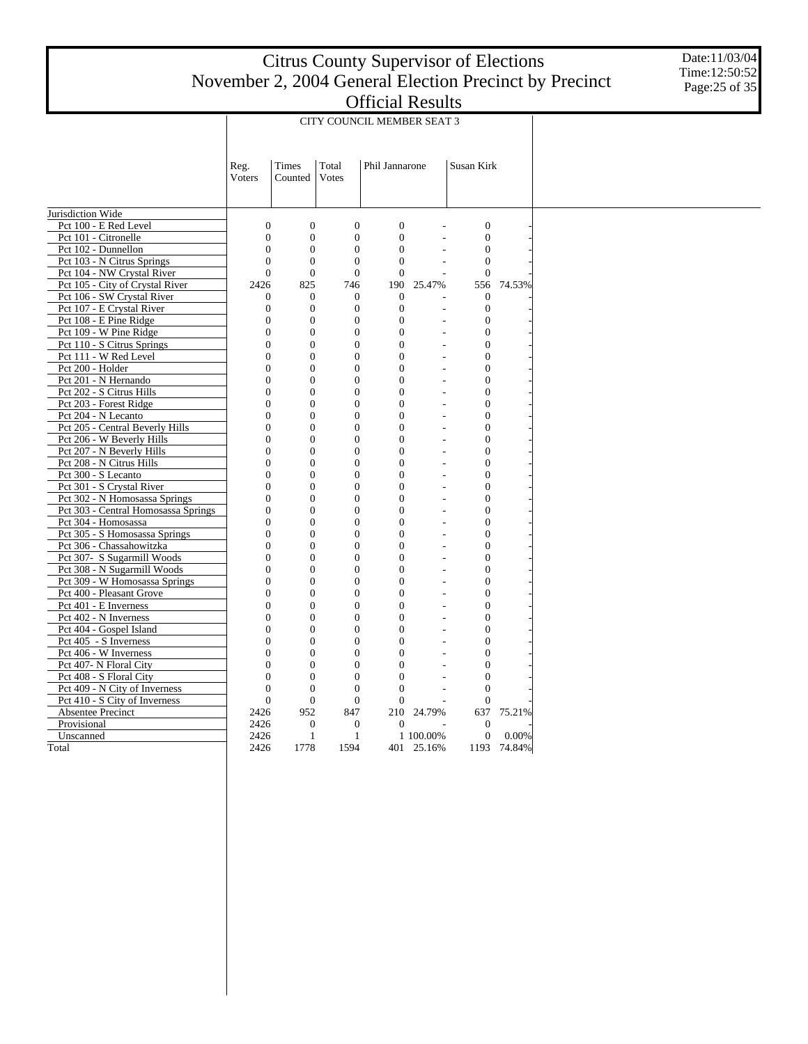# Citrus County Supervisor of Elections
## November 2, 2004 General Election Precinct by Precinct
## Official Results

Date:11/03/04
Time:12:50:52

| | CITY COUNCIL MEMBER SEAT 3 | | | | | | |
|---|---|---|---|---|---|---|---|
| | Reg. Voters | Times Counted | Total Votes | Phil Jannarone | | Susan Kirk | |
| Jurisdiction Wide | | | | | | | |
| Pct 100 - E Red Level | 0 | 0 | 0 | 0 | - | 0 | - |
| Pct 101 - Citronelle | 0 | 0 | 0 | 0 | - | 0 | - |
| Pct 102 - Dunnellon | 0 | 0 | 0 | 0 | - | 0 | - |
| Pct 103 - N Citrus Springs | 0 | 0 | 0 | 0 | - | 0 | - |
| Pct 104 - NW Crystal River | 0 | 0 | 0 | 0 | - | 0 | - |
| Pct 105 - City of Crystal River | 2426 | 825 | 746 | 190 | 25.47% | 556 | 74.53% |
| Pct 106 - SW Crystal River | 0 | 0 | 0 | 0 | - | 0 | - |
| Pct 107 - E Crystal River | 0 | 0 | 0 | 0 | - | 0 | - |
| Pct 108 - E Pine Ridge | 0 | 0 | 0 | 0 | - | 0 | - |
| Pct 109 - W Pine Ridge | 0 | 0 | 0 | 0 | - | 0 | - |
| Pct 110 - S Citrus Springs | 0 | 0 | 0 | 0 | - | 0 | - |
| Pct 111 - W Red Level | 0 | 0 | 0 | 0 | - | 0 | - |
| Pct 200 - Holder | 0 | 0 | 0 | 0 | - | 0 | - |
| Pct 201 - N Hernando | 0 | 0 | 0 | 0 | - | 0 | - |
| Pct 202 - S Citrus Hills | 0 | 0 | 0 | 0 | - | 0 | - |
| Pct 203 - Forest Ridge | 0 | 0 | 0 | 0 | - | 0 | - |
| Pct 204 - N Lecanto | 0 | 0 | 0 | 0 | - | 0 | - |
| Pct 205 - Central Beverly Hills | 0 | 0 | 0 | 0 | - | 0 | - |
| Pct 206 - W Beverly Hills | 0 | 0 | 0 | 0 | - | 0 | - |
| Pct 207 - N Beverly Hills | 0 | 0 | 0 | 0 | - | 0 | - |
| Pct 208 - N Citrus Hills | 0 | 0 | 0 | 0 | - | 0 | - |
| Pct 300 - S Lecanto | 0 | 0 | 0 | 0 | - | 0 | - |
| Pct 301 - S Crystal River | 0 | 0 | 0 | 0 | - | 0 | - |
| Pct 302 - N Homosassa Springs | 0 | 0 | 0 | 0 | - | 0 | - |
| Pct 303 - Central Homosassa Springs | 0 | 0 | 0 | 0 | - | 0 | - |
| Pct 304 - Homosassa | 0 | 0 | 0 | 0 | - | 0 | - |
| Pct 305 - S Homosassa Springs | 0 | 0 | 0 | 0 | - | 0 | - |
| Pct 306 - Chassahowitzka | 0 | 0 | 0 | 0 | - | 0 | - |
| Pct 307- S Sugarmill Woods | 0 | 0 | 0 | 0 | - | 0 | - |
| Pct 308 - N Sugarmill Woods | 0 | 0 | 0 | 0 | - | 0 | - |
| Pct 309 - W Homosassa Springs | 0 | 0 | 0 | 0 | - | 0 | - |
| Pct 400 - Pleasant Grove | 0 | 0 | 0 | 0 | - | 0 | - |
| Pct 401 - E Inverness | 0 | 0 | 0 | 0 | - | 0 | - |
| Pct 402 - N Inverness | 0 | 0 | 0 | 0 | - | 0 | - |
| Pct 404 - Gospel Island | 0 | 0 | 0 | 0 | - | 0 | - |
| Pct 405 - S Inverness | 0 | 0 | 0 | 0 | - | 0 | - |
| Pct 406 - W Inverness | 0 | 0 | 0 | 0 | - | 0 | - |
| Pct 407- N Floral City | 0 | 0 | 0 | 0 | - | 0 | - |
| Pct 408 - S Floral City | 0 | 0 | 0 | 0 | - | 0 | - |
| Pct 409 - N City of Inverness | 0 | 0 | 0 | 0 | - | 0 | - |
| Pct 410 - S City of Inverness | 0 | 0 | 0 | 0 | - | 0 | - |
| Absentee Precinct | 2426 | 952 | 847 | 210 | 24.79% | 637 | 75.21% |
| Provisional | 2426 | 0 | 0 | 0 | - | 0 | - |
| Unscanned | 2426 | 1 | 1 | 1 | 100.00% | 0 | 0.00% |
| Total | 2426 | 1778 | 1594 | 401 | 25.16% | 1193 | 74.84% |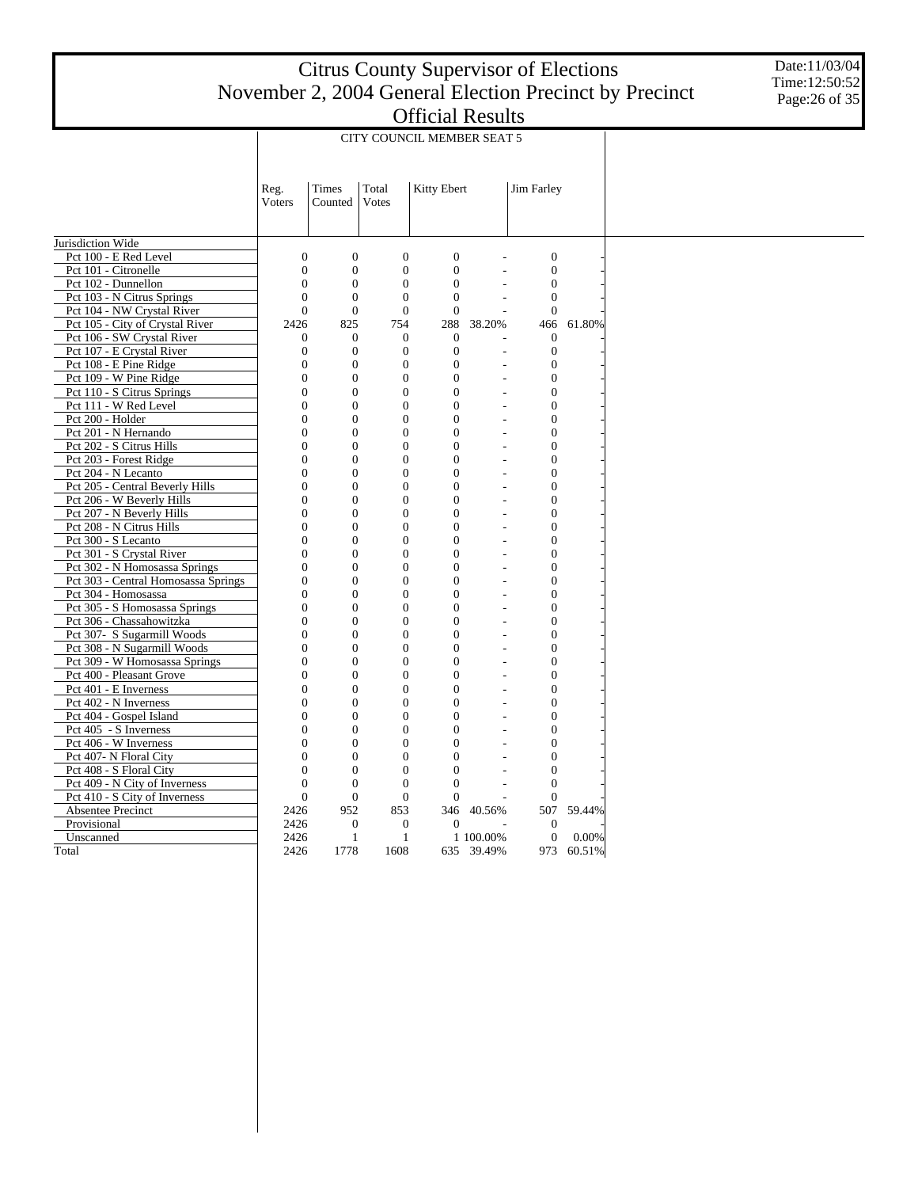# Citrus County Supervisor of Elections
# November 2, 2004 General Election Precinct by Precinct
# Official Results

Date:11/03/04
Time:12:50:52

## CITY COUNCIL MEMBER SEAT 5

| | Reg. Voters | Times Counted | Total Votes | Kitty Ebert | | Jim Farley | |
|---|---|---|---|---|---|---|---|
| Jurisdiction Wide | | | | | | | |
| Pct 100 - E Red Level | 0 | 0 | 0 | 0 | - | 0 | - |
| Pct 101 - Citronelle | 0 | 0 | 0 | 0 | - | 0 | - |
| Pct 102 - Dunnellon | 0 | 0 | 0 | 0 | - | 0 | - |
| Pct 103 - N Citrus Springs | 0 | 0 | 0 | 0 | - | 0 | - |
| Pct 104 - NW Crystal River | 0 | 0 | 0 | 0 | - | 0 | - |
| Pct 105 - City of Crystal River | 2426 | 825 | 754 | 288 | 38.20% | 466 | 61.80% |
| Pct 106 - SW Crystal River | 0 | 0 | 0 | 0 | - | 0 | - |
| Pct 107 - E Crystal River | 0 | 0 | 0 | 0 | - | 0 | - |
| Pct 108 - E Pine Ridge | 0 | 0 | 0 | 0 | - | 0 | - |
| Pct 109 - W Pine Ridge | 0 | 0 | 0 | 0 | - | 0 | - |
| Pct 110 - S Citrus Springs | 0 | 0 | 0 | 0 | - | 0 | - |
| Pct 111 - W Red Level | 0 | 0 | 0 | 0 | - | 0 | - |
| Pct 200 - Holder | 0 | 0 | 0 | 0 | - | 0 | - |
| Pct 201 - N Hernando | 0 | 0 | 0 | 0 | - | 0 | - |
| Pct 202 - S Citrus Hills | 0 | 0 | 0 | 0 | - | 0 | - |
| Pct 203 - Forest Ridge | 0 | 0 | 0 | 0 | - | 0 | - |
| Pct 204 - N Lecanto | 0 | 0 | 0 | 0 | - | 0 | - |
| Pct 205 - Central Beverly Hills | 0 | 0 | 0 | 0 | - | 0 | - |
| Pct 206 - W Beverly Hills | 0 | 0 | 0 | 0 | - | 0 | - |
| Pct 207 - N Beverly Hills | 0 | 0 | 0 | 0 | - | 0 | - |
| Pct 208 - N Citrus Hills | 0 | 0 | 0 | 0 | - | 0 | - |
| Pct 300 - S Lecanto | 0 | 0 | 0 | 0 | - | 0 | - |
| Pct 301 - S Crystal River | 0 | 0 | 0 | 0 | - | 0 | - |
| Pct 302 - N Homosassa Springs | 0 | 0 | 0 | 0 | - | 0 | - |
| Pct 303 - Central Homosassa Springs | 0 | 0 | 0 | 0 | - | 0 | - |
| Pct 304 - Homosassa | 0 | 0 | 0 | 0 | - | 0 | - |
| Pct 305 - S Homosassa Springs | 0 | 0 | 0 | 0 | - | 0 | - |
| Pct 306 - Chassahowitzka | 0 | 0 | 0 | 0 | - | 0 | - |
| Pct 307- S Sugarmill Woods | 0 | 0 | 0 | 0 | - | 0 | - |
| Pct 308 - N Sugarmill Woods | 0 | 0 | 0 | 0 | - | 0 | - |
| Pct 309 - W Homosassa Springs | 0 | 0 | 0 | 0 | - | 0 | - |
| Pct 400 - Pleasant Grove | 0 | 0 | 0 | 0 | - | 0 | - |
| Pct 401 - E Inverness | 0 | 0 | 0 | 0 | - | 0 | - |
| Pct 402 - N Inverness | 0 | 0 | 0 | 0 | - | 0 | - |
| Pct 404 - Gospel Island | 0 | 0 | 0 | 0 | - | 0 | - |
| Pct 405 - S Inverness | 0 | 0 | 0 | 0 | - | 0 | - |
| Pct 406 - W Inverness | 0 | 0 | 0 | 0 | - | 0 | - |
| Pct 407- N Floral City | 0 | 0 | 0 | 0 | - | 0 | - |
| Pct 408 - S Floral City | 0 | 0 | 0 | 0 | - | 0 | - |
| Pct 409 - N City of Inverness | 0 | 0 | 0 | 0 | - | 0 | - |
| Pct 410 - S City of Inverness | 0 | 0 | 0 | 0 | - | 0 | - |
| Absentee Precinct | 2426 | 952 | 853 | 346 | 40.56% | 507 | 59.44% |
| Provisional | 2426 | 0 | 0 | 0 | - | 0 | - |
| Unscanned | 2426 | 1 | 1 | 1 | 100.00% | 0 | 0.00% |
| Total | 2426 | 1778 | 1608 | 635 | 39.49% | 973 | 60.51% |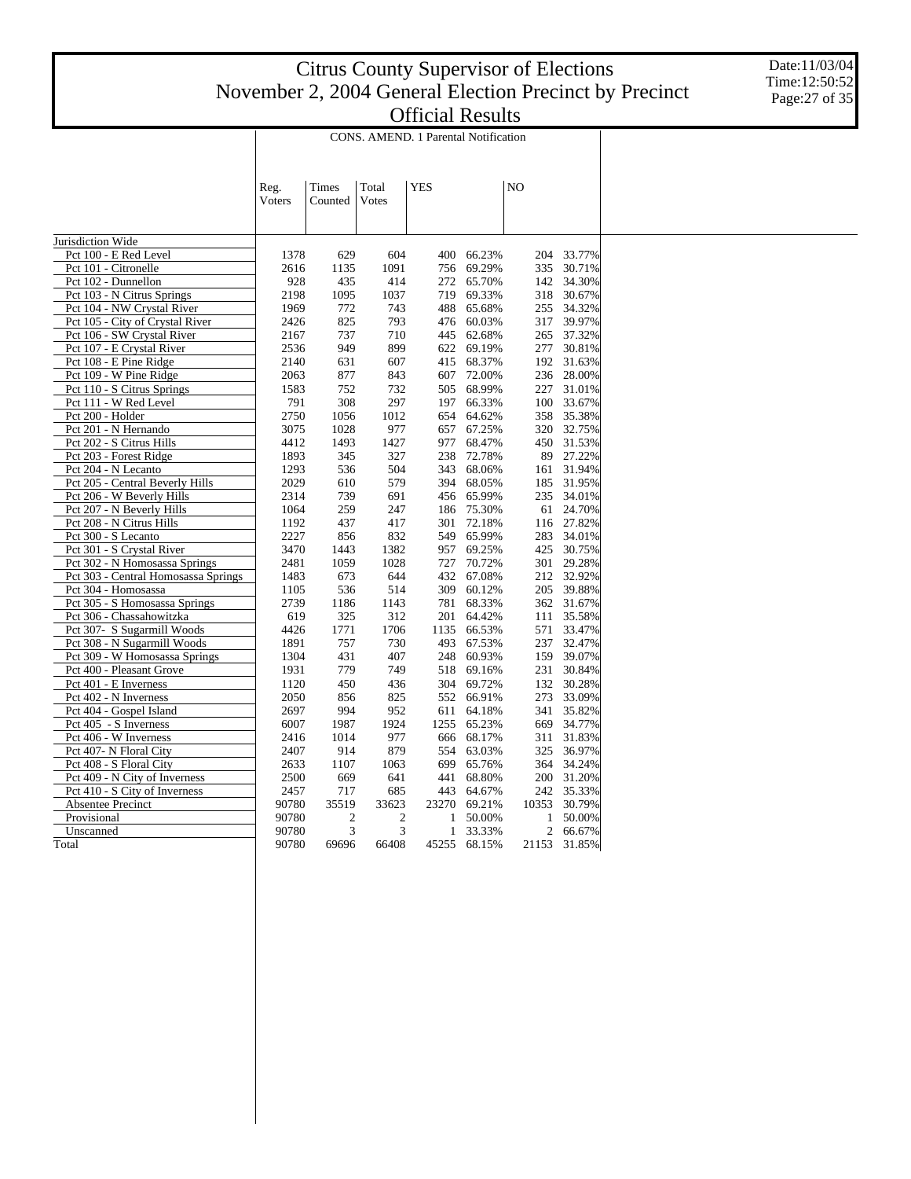# Citrus County Supervisor of Elections
# November 2, 2004 General Election Precinct by Precinct
# Official Results

Date:11/03/04
Time:12:50:52

CONS. AMEND. 1 Parental Notification

| | Reg. Voters | Times Counted | Total Votes | YES | | NO | |
|---|---|---|---|---|---|---|---|
| Jurisdiction Wide | | | | | | | |
| Pct 100 - E Red Level | 1378 | 629 | 604 | 400 | 66.23% | 204 | 33.77% |
| Pct 101 - Citronelle | 2616 | 1135 | 1091 | 756 | 69.29% | 335 | 30.71% |
| Pct 102 - Dunnellon | 928 | 435 | 414 | 272 | 65.70% | 142 | 34.30% |
| Pct 103 - N Citrus Springs | 2198 | 1095 | 1037 | 719 | 69.33% | 318 | 30.67% |
| Pct 104 - NW Crystal River | 1969 | 772 | 743 | 488 | 65.68% | 255 | 34.32% |
| Pct 105 - City of Crystal River | 2426 | 825 | 793 | 476 | 60.03% | 317 | 39.97% |
| Pct 106 - SW Crystal River | 2167 | 737 | 710 | 445 | 62.68% | 265 | 37.32% |
| Pct 107 - E Crystal River | 2536 | 949 | 899 | 622 | 69.19% | 277 | 30.81% |
| Pct 108 - E Pine Ridge | 2140 | 631 | 607 | 415 | 68.37% | 192 | 31.63% |
| Pct 109 - W Pine Ridge | 2063 | 877 | 843 | 607 | 72.00% | 236 | 28.00% |
| Pct 110 - S Citrus Springs | 1583 | 752 | 732 | 505 | 68.99% | 227 | 31.01% |
| Pct 111 - W Red Level | 791 | 308 | 297 | 197 | 66.33% | 100 | 33.67% |
| Pct 200 - Holder | 2750 | 1056 | 1012 | 654 | 64.62% | 358 | 35.38% |
| Pct 201 - N Hernando | 3075 | 1028 | 977 | 657 | 67.25% | 320 | 32.75% |
| Pct 202 - S Citrus Hills | 4412 | 1493 | 1427 | 977 | 68.47% | 450 | 31.53% |
| Pct 203 - Forest Ridge | 1893 | 345 | 327 | 238 | 72.78% | 89 | 27.22% |
| Pct 204 - N Lecanto | 1293 | 536 | 504 | 343 | 68.06% | 161 | 31.94% |
| Pct 205 - Central Beverly Hills | 2029 | 610 | 579 | 394 | 68.05% | 185 | 31.95% |
| Pct 206 - W Beverly Hills | 2314 | 739 | 691 | 456 | 65.99% | 235 | 34.01% |
| Pct 207 - N Beverly Hills | 1064 | 259 | 247 | 186 | 75.30% | 61 | 24.70% |
| Pct 208 - N Citrus Hills | 1192 | 437 | 417 | 301 | 72.18% | 116 | 27.82% |
| Pct 300 - S Lecanto | 2227 | 856 | 832 | 549 | 65.99% | 283 | 34.01% |
| Pct 301 - S Crystal River | 3470 | 1443 | 1382 | 957 | 69.25% | 425 | 30.75% |
| Pct 302 - N Homosassa Springs | 2481 | 1059 | 1028 | 727 | 70.72% | 301 | 29.28% |
| Pct 303 - Central Homosassa Springs | 1483 | 673 | 644 | 432 | 67.08% | 212 | 32.92% |
| Pct 304 - Homosassa | 1105 | 536 | 514 | 309 | 60.12% | 205 | 39.88% |
| Pct 305 - S Homosassa Springs | 2739 | 1186 | 1143 | 781 | 68.33% | 362 | 31.67% |
| Pct 306 - Chassahowitzka | 619 | 325 | 312 | 201 | 64.42% | 111 | 35.58% |
| Pct 307- S Sugarmill Woods | 4426 | 1771 | 1706 | 1135 | 66.53% | 571 | 33.47% |
| Pct 308 - N Sugarmill Woods | 1891 | 757 | 730 | 493 | 67.53% | 237 | 32.47% |
| Pct 309 - W Homosassa Springs | 1304 | 431 | 407 | 248 | 60.93% | 159 | 39.07% |
| Pct 400 - Pleasant Grove | 1931 | 779 | 749 | 518 | 69.16% | 231 | 30.84% |
| Pct 401 - E Inverness | 1120 | 450 | 436 | 304 | 69.72% | 132 | 30.28% |
| Pct 402 - N Inverness | 2050 | 856 | 825 | 552 | 66.91% | 273 | 33.09% |
| Pct 404 - Gospel Island | 2697 | 994 | 952 | 611 | 64.18% | 341 | 35.82% |
| Pct 405 - S Inverness | 6007 | 1987 | 1924 | 1255 | 65.23% | 669 | 34.77% |
| Pct 406 - W Inverness | 2416 | 1014 | 977 | 666 | 68.17% | 311 | 31.83% |
| Pct 407- N Floral City | 2407 | 914 | 879 | 554 | 63.03% | 325 | 36.97% |
| Pct 408 - S Floral City | 2633 | 1107 | 1063 | 699 | 65.76% | 364 | 34.24% |
| Pct 409 - N City of Inverness | 2500 | 669 | 641 | 441 | 68.80% | 200 | 31.20% |
| Pct 410 - S City of Inverness | 2457 | 717 | 685 | 443 | 64.67% | 242 | 35.33% |
| Absentee Precinct | 90780 | 35519 | 33623 | 23270 | 69.21% | 10353 | 30.79% |
| Provisional | 90780 | 2 | 2 | 1 | 50.00% | 1 | 50.00% |
| Unscanned | 90780 | 3 | 3 | 1 | 33.33% | 2 | 66.67% |
| Total | 90780 | 69696 | 66408 | 45255 | 68.15% | 21153 | 31.85% |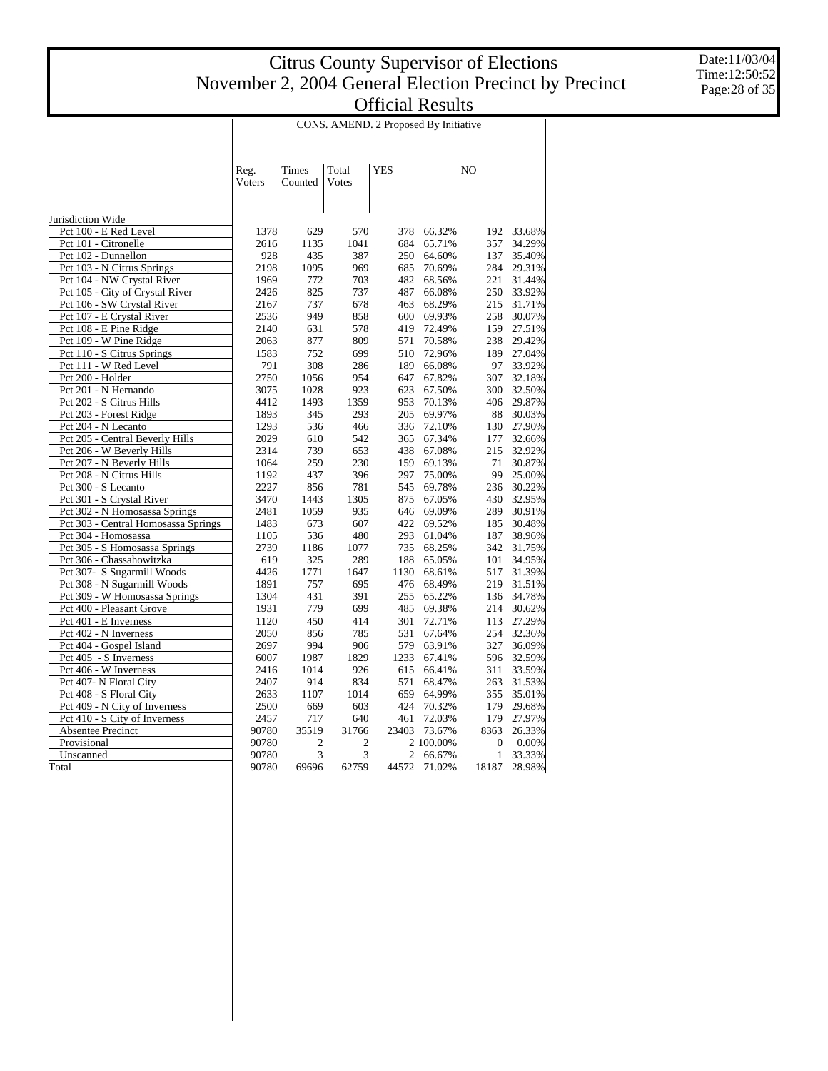# Citrus County Supervisor of Elections
# November 2, 2004 General Election Precinct by Precinct
# Official Results

Date:11/03/04
Time:12:50:52

CONS. AMEND. 2 Proposed By Initiative

| | Reg. Voters | Times Counted | Total Votes | YES | | NO | |
|---|---|---|---|---|---|---|---|
| Jurisdiction Wide | | | | | | | |
| Pct 100 - E Red Level | 1378 | 629 | 570 | 378 | 66.32% | 192 | 33.68% |
| Pct 101 - Citronelle | 2616 | 1135 | 1041 | 684 | 65.71% | 357 | 34.29% |
| Pct 102 - Dunnellon | 928 | 435 | 387 | 250 | 64.60% | 137 | 35.40% |
| Pct 103 - N Citrus Springs | 2198 | 1095 | 969 | 685 | 70.69% | 284 | 29.31% |
| Pct 104 - NW Crystal River | 1969 | 772 | 703 | 482 | 68.56% | 221 | 31.44% |
| Pct 105 - City of Crystal River | 2426 | 825 | 737 | 487 | 66.08% | 250 | 33.92% |
| Pct 106 - SW Crystal River | 2167 | 737 | 678 | 463 | 68.29% | 215 | 31.71% |
| Pct 107 - E Crystal River | 2536 | 949 | 858 | 600 | 69.93% | 258 | 30.07% |
| Pct 108 - E Pine Ridge | 2140 | 631 | 578 | 419 | 72.49% | 159 | 27.51% |
| Pct 109 - W Pine Ridge | 2063 | 877 | 809 | 571 | 70.58% | 238 | 29.42% |
| Pct 110 - S Citrus Springs | 1583 | 752 | 699 | 510 | 72.96% | 189 | 27.04% |
| Pct 111 - W Red Level | 791 | 308 | 286 | 189 | 66.08% | 97 | 33.92% |
| Pct 200 - Holder | 2750 | 1056 | 954 | 647 | 67.82% | 307 | 32.18% |
| Pct 201 - N Hernando | 3075 | 1028 | 923 | 623 | 67.50% | 300 | 32.50% |
| Pct 202 - S Citrus Hills | 4412 | 1493 | 1359 | 953 | 70.13% | 406 | 29.87% |
| Pct 203 - Forest Ridge | 1893 | 345 | 293 | 205 | 69.97% | 88 | 30.03% |
| Pct 204 - N Lecanto | 1293 | 536 | 466 | 336 | 72.10% | 130 | 27.90% |
| Pct 205 - Central Beverly Hills | 2029 | 610 | 542 | 365 | 67.34% | 177 | 32.66% |
| Pct 206 - W Beverly Hills | 2314 | 739 | 653 | 438 | 67.08% | 215 | 32.92% |
| Pct 207 - N Beverly Hills | 1064 | 259 | 230 | 159 | 69.13% | 71 | 30.87% |
| Pct 208 - N Citrus Hills | 1192 | 437 | 396 | 297 | 75.00% | 99 | 25.00% |
| Pct 300 - S Lecanto | 2227 | 856 | 781 | 545 | 69.78% | 236 | 30.22% |
| Pct 301 - S Crystal River | 3470 | 1443 | 1305 | 875 | 67.05% | 430 | 32.95% |
| Pct 302 - N Homosassa Springs | 2481 | 1059 | 935 | 646 | 69.09% | 289 | 30.91% |
| Pct 303 - Central Homosassa Springs | 1483 | 673 | 607 | 422 | 69.52% | 185 | 30.48% |
| Pct 304 - Homosassa | 1105 | 536 | 480 | 293 | 61.04% | 187 | 38.96% |
| Pct 305 - S Homosassa Springs | 2739 | 1186 | 1077 | 735 | 68.25% | 342 | 31.75% |
| Pct 306 - Chassahowitzka | 619 | 325 | 289 | 188 | 65.05% | 101 | 34.95% |
| Pct 307- S Sugarmill Woods | 4426 | 1771 | 1647 | 1130 | 68.61% | 517 | 31.39% |
| Pct 308 - N Sugarmill Woods | 1891 | 757 | 695 | 476 | 68.49% | 219 | 31.51% |
| Pct 309 - W Homosassa Springs | 1304 | 431 | 391 | 255 | 65.22% | 136 | 34.78% |
| Pct 400 - Pleasant Grove | 1931 | 779 | 699 | 485 | 69.38% | 214 | 30.62% |
| Pct 401 - E Inverness | 1120 | 450 | 414 | 301 | 72.71% | 113 | 27.29% |
| Pct 402 - N Inverness | 2050 | 856 | 785 | 531 | 67.64% | 254 | 32.36% |
| Pct 404 - Gospel Island | 2697 | 994 | 906 | 579 | 63.91% | 327 | 36.09% |
| Pct 405 - S Inverness | 6007 | 1987 | 1829 | 1233 | 67.41% | 596 | 32.59% |
| Pct 406 - W Inverness | 2416 | 1014 | 926 | 615 | 66.41% | 311 | 33.59% |
| Pct 407- N Floral City | 2407 | 914 | 834 | 571 | 68.47% | 263 | 31.53% |
| Pct 408 - S Floral City | 2633 | 1107 | 1014 | 659 | 64.99% | 355 | 35.01% |
| Pct 409 - N City of Inverness | 2500 | 669 | 603 | 424 | 70.32% | 179 | 29.68% |
| Pct 410 - S City of Inverness | 2457 | 717 | 640 | 461 | 72.03% | 179 | 27.97% |
| Absentee Precinct | 90780 | 35519 | 31766 | 23403 | 73.67% | 8363 | 26.33% |
| Provisional | 90780 | 2 | 2 | 2 | 100.00% | 0 | 0.00% |
| Unscanned | 90780 | 3 | 3 | 2 | 66.67% | 1 | 33.33% |
| Total | 90780 | 69696 | 62759 | 44572 | 71.02% | 18187 | 28.98% |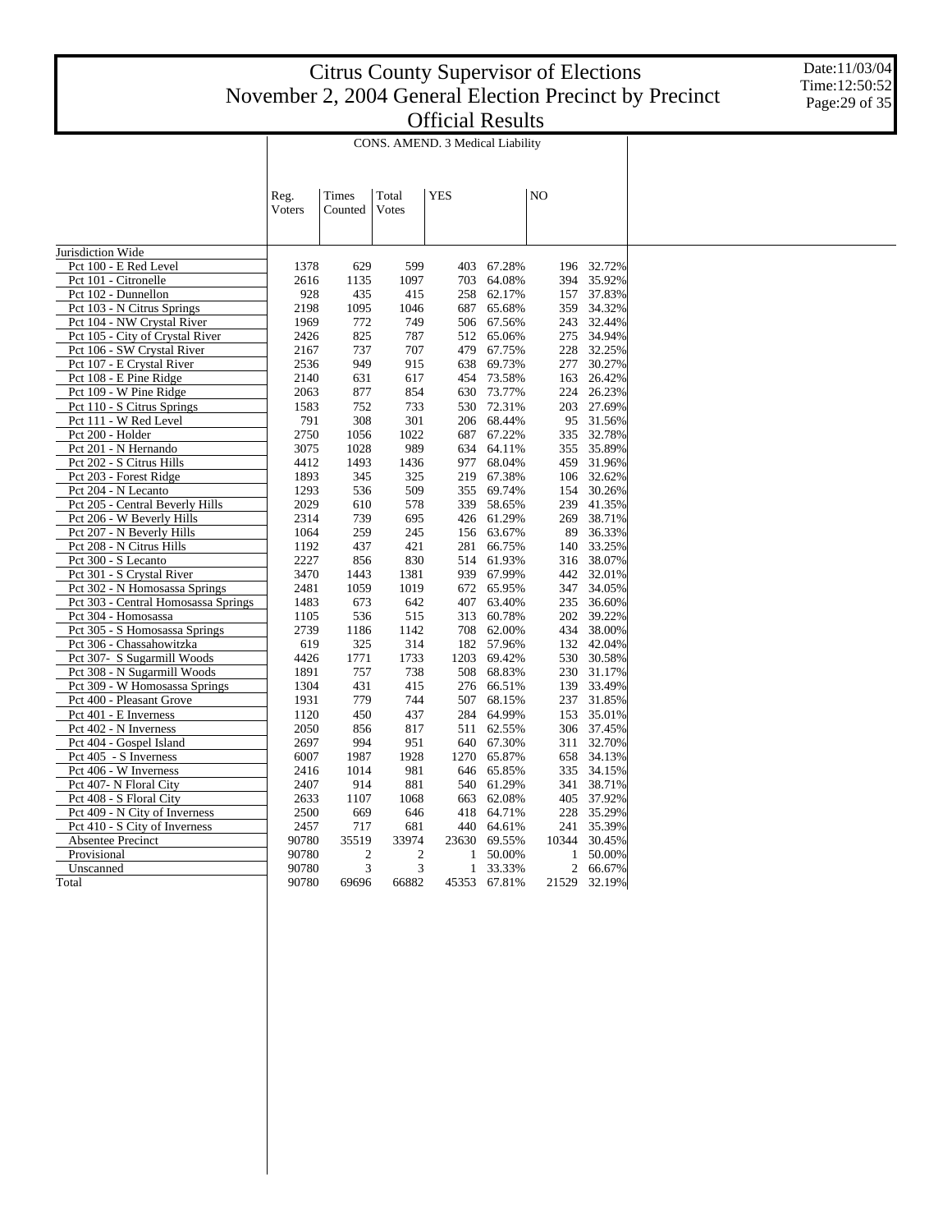# Citrus County Supervisor of Elections
# November 2, 2004 General Election Precinct by Precinct
# Official Results

Date:11/03/04
Time:12:50:52

CONS. AMEND. 3 Medical Liability

| | Reg. Voters | Times Counted | Total Votes | YES | | NO | |
|---|---|---|---|---|---|---|---|
| Jurisdiction Wide | | | | | | | |
| Pct 100 - E Red Level | 1378 | 629 | 599 | 403 | 67.28% | 196 | 32.72% |
| Pct 101 - Citronelle | 2616 | 1135 | 1097 | 703 | 64.08% | 394 | 35.92% |
| Pct 102 - Dunnellon | 928 | 435 | 415 | 258 | 62.17% | 157 | 37.83% |
| Pct 103 - N Citrus Springs | 2198 | 1095 | 1046 | 687 | 65.68% | 359 | 34.32% |
| Pct 104 - NW Crystal River | 1969 | 772 | 749 | 506 | 67.56% | 243 | 32.44% |
| Pct 105 - City of Crystal River | 2426 | 825 | 787 | 512 | 65.06% | 275 | 34.94% |
| Pct 106 - SW Crystal River | 2167 | 737 | 707 | 479 | 67.75% | 228 | 32.25% |
| Pct 107 - E Crystal River | 2536 | 949 | 915 | 638 | 69.73% | 277 | 30.27% |
| Pct 108 - E Pine Ridge | 2140 | 631 | 617 | 454 | 73.58% | 163 | 26.42% |
| Pct 109 - W Pine Ridge | 2063 | 877 | 854 | 630 | 73.77% | 224 | 26.23% |
| Pct 110 - S Citrus Springs | 1583 | 752 | 733 | 530 | 72.31% | 203 | 27.69% |
| Pct 111 - W Red Level | 791 | 308 | 301 | 206 | 68.44% | 95 | 31.56% |
| Pct 200 - Holder | 2750 | 1056 | 1022 | 687 | 67.22% | 335 | 32.78% |
| Pct 201 - N Hernando | 3075 | 1028 | 989 | 634 | 64.11% | 355 | 35.89% |
| Pct 202 - S Citrus Hills | 4412 | 1493 | 1436 | 977 | 68.04% | 459 | 31.96% |
| Pct 203 - Forest Ridge | 1893 | 345 | 325 | 219 | 67.38% | 106 | 32.62% |
| Pct 204 - N Lecanto | 1293 | 536 | 509 | 355 | 69.74% | 154 | 30.26% |
| Pct 205 - Central Beverly Hills | 2029 | 610 | 578 | 339 | 58.65% | 239 | 41.35% |
| Pct 206 - W Beverly Hills | 2314 | 739 | 695 | 426 | 61.29% | 269 | 38.71% |
| Pct 207 - N Beverly Hills | 1064 | 259 | 245 | 156 | 63.67% | 89 | 36.33% |
| Pct 208 - N Citrus Hills | 1192 | 437 | 421 | 281 | 66.75% | 140 | 33.25% |
| Pct 300 - S Lecanto | 2227 | 856 | 830 | 514 | 61.93% | 316 | 38.07% |
| Pct 301 - S Crystal River | 3470 | 1443 | 1381 | 939 | 67.99% | 442 | 32.01% |
| Pct 302 - N Homosassa Springs | 2481 | 1059 | 1019 | 672 | 65.95% | 347 | 34.05% |
| Pct 303 - Central Homosassa Springs | 1483 | 673 | 642 | 407 | 63.40% | 235 | 36.60% |
| Pct 304 - Homosassa | 1105 | 536 | 515 | 313 | 60.78% | 202 | 39.22% |
| Pct 305 - S Homosassa Springs | 2739 | 1186 | 1142 | 708 | 62.00% | 434 | 38.00% |
| Pct 306 - Chassahowitzka | 619 | 325 | 314 | 182 | 57.96% | 132 | 42.04% |
| Pct 307- S Sugarmill Woods | 4426 | 1771 | 1733 | 1203 | 69.42% | 530 | 30.58% |
| Pct 308 - N Sugarmill Woods | 1891 | 757 | 738 | 508 | 68.83% | 230 | 31.17% |
| Pct 309 - W Homosassa Springs | 1304 | 431 | 415 | 276 | 66.51% | 139 | 33.49% |
| Pct 400 - Pleasant Grove | 1931 | 779 | 744 | 507 | 68.15% | 237 | 31.85% |
| Pct 401 - E Inverness | 1120 | 450 | 437 | 284 | 64.99% | 153 | 35.01% |
| Pct 402 - N Inverness | 2050 | 856 | 817 | 511 | 62.55% | 306 | 37.45% |
| Pct 404 - Gospel Island | 2697 | 994 | 951 | 640 | 67.30% | 311 | 32.70% |
| Pct 405 - S Inverness | 6007 | 1987 | 1928 | 1270 | 65.87% | 658 | 34.13% |
| Pct 406 - W Inverness | 2416 | 1014 | 981 | 646 | 65.85% | 335 | 34.15% |
| Pct 407- N Floral City | 2407 | 914 | 881 | 540 | 61.29% | 341 | 38.71% |
| Pct 408 - S Floral City | 2633 | 1107 | 1068 | 663 | 62.08% | 405 | 37.92% |
| Pct 409 - N City of Inverness | 2500 | 669 | 646 | 418 | 64.71% | 228 | 35.29% |
| Pct 410 - S City of Inverness | 2457 | 717 | 681 | 440 | 64.61% | 241 | 35.39% |
| Absentee Precinct | 90780 | 35519 | 33974 | 23630 | 69.55% | 10344 | 30.45% |
| Provisional | 90780 | 2 | 2 | 1 | 50.00% | 1 | 50.00% |
| Unscanned | 90780 | 3 | 3 | 1 | 33.33% | 2 | 66.67% |
| Total | 90780 | 69696 | 66882 | 45353 | 67.81% | 21529 | 32.19% |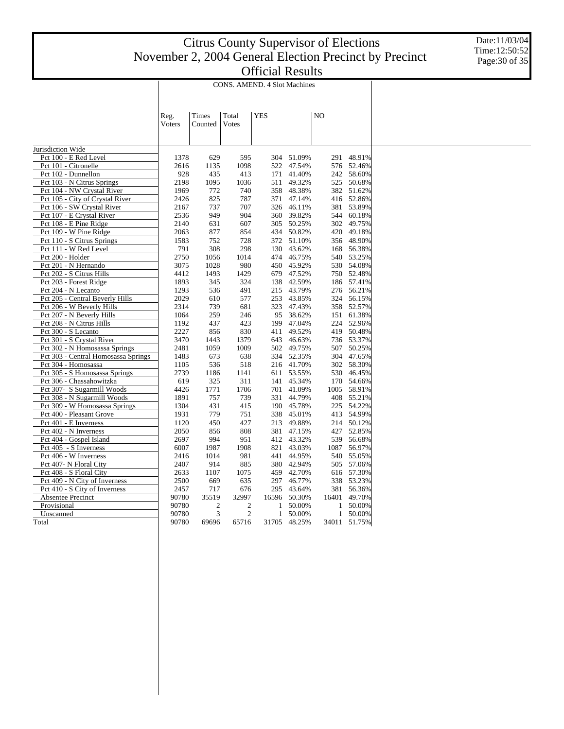# Citrus County Supervisor of Elections
# November 2, 2004 General Election Precinct by Precinct
# Official Results

Date:11/03/04
Time:12:50:52

| | CONS. AMEND. 4 Slot Machines | | | | | | |
|---|---|---|---|---|---|---|---|
| | Reg. Voters | Times Counted | Total Votes | YES | | NO | |
| Jurisdiction Wide | | | | | | | |
| Pct 100 - E Red Level | 1378 | 629 | 595 | 304 | 51.09% | 291 | 48.91% |
| Pct 101 - Citronelle | 2616 | 1135 | 1098 | 522 | 47.54% | 576 | 52.46% |
| Pct 102 - Dunnellon | 928 | 435 | 413 | 171 | 41.40% | 242 | 58.60% |
| Pct 103 - N Citrus Springs | 2198 | 1095 | 1036 | 511 | 49.32% | 525 | 50.68% |
| Pct 104 - NW Crystal River | 1969 | 772 | 740 | 358 | 48.38% | 382 | 51.62% |
| Pct 105 - City of Crystal River | 2426 | 825 | 787 | 371 | 47.14% | 416 | 52.86% |
| Pct 106 - SW Crystal River | 2167 | 737 | 707 | 326 | 46.11% | 381 | 53.89% |
| Pct 107 - E Crystal River | 2536 | 949 | 904 | 360 | 39.82% | 544 | 60.18% |
| Pct 108 - E Pine Ridge | 2140 | 631 | 607 | 305 | 50.25% | 302 | 49.75% |
| Pct 109 - W Pine Ridge | 2063 | 877 | 854 | 434 | 50.82% | 420 | 49.18% |
| Pct 110 - S Citrus Springs | 1583 | 752 | 728 | 372 | 51.10% | 356 | 48.90% |
| Pct 111 - W Red Level | 791 | 308 | 298 | 130 | 43.62% | 168 | 56.38% |
| Pct 200 - Holder | 2750 | 1056 | 1014 | 474 | 46.75% | 540 | 53.25% |
| Pct 201 - N Hernando | 3075 | 1028 | 980 | 450 | 45.92% | 530 | 54.08% |
| Pct 202 - S Citrus Hills | 4412 | 1493 | 1429 | 679 | 47.52% | 750 | 52.48% |
| Pct 203 - Forest Ridge | 1893 | 345 | 324 | 138 | 42.59% | 186 | 57.41% |
| Pct 204 - N Lecanto | 1293 | 536 | 491 | 215 | 43.79% | 276 | 56.21% |
| Pct 205 - Central Beverly Hills | 2029 | 610 | 577 | 253 | 43.85% | 324 | 56.15% |
| Pct 206 - W Beverly Hills | 2314 | 739 | 681 | 323 | 47.43% | 358 | 52.57% |
| Pct 207 - N Beverly Hills | 1064 | 259 | 246 | 95 | 38.62% | 151 | 61.38% |
| Pct 208 - N Citrus Hills | 1192 | 437 | 423 | 199 | 47.04% | 224 | 52.96% |
| Pct 300 - S Lecanto | 2227 | 856 | 830 | 411 | 49.52% | 419 | 50.48% |
| Pct 301 - S Crystal River | 3470 | 1443 | 1379 | 643 | 46.63% | 736 | 53.37% |
| Pct 302 - N Homosassa Springs | 2481 | 1059 | 1009 | 502 | 49.75% | 507 | 50.25% |
| Pct 303 - Central Homosassa Springs | 1483 | 673 | 638 | 334 | 52.35% | 304 | 47.65% |
| Pct 304 - Homosassa | 1105 | 536 | 518 | 216 | 41.70% | 302 | 58.30% |
| Pct 305 - S Homosassa Springs | 2739 | 1186 | 1141 | 611 | 53.55% | 530 | 46.45% |
| Pct 306 - Chassahowitzka | 619 | 325 | 311 | 141 | 45.34% | 170 | 54.66% |
| Pct 307- S Sugarmill Woods | 4426 | 1771 | 1706 | 701 | 41.09% | 1005 | 58.91% |
| Pct 308 - N Sugarmill Woods | 1891 | 757 | 739 | 331 | 44.79% | 408 | 55.21% |
| Pct 309 - W Homosassa Springs | 1304 | 431 | 415 | 190 | 45.78% | 225 | 54.22% |
| Pct 400 - Pleasant Grove | 1931 | 779 | 751 | 338 | 45.01% | 413 | 54.99% |
| Pct 401 - E Inverness | 1120 | 450 | 427 | 213 | 49.88% | 214 | 50.12% |
| Pct 402 - N Inverness | 2050 | 856 | 808 | 381 | 47.15% | 427 | 52.85% |
| Pct 404 - Gospel Island | 2697 | 994 | 951 | 412 | 43.32% | 539 | 56.68% |
| Pct 405 - S Inverness | 6007 | 1987 | 1908 | 821 | 43.03% | 1087 | 56.97% |
| Pct 406 - W Inverness | 2416 | 1014 | 981 | 441 | 44.95% | 540 | 55.05% |
| Pct 407- N Floral City | 2407 | 914 | 885 | 380 | 42.94% | 505 | 57.06% |
| Pct 408 - S Floral City | 2633 | 1107 | 1075 | 459 | 42.70% | 616 | 57.30% |
| Pct 409 - N City of Inverness | 2500 | 669 | 635 | 297 | 46.77% | 338 | 53.23% |
| Pct 410 - S City of Inverness | 2457 | 717 | 676 | 295 | 43.64% | 381 | 56.36% |
| Absentee Precinct | 90780 | 35519 | 32997 | 16596 | 50.30% | 16401 | 49.70% |
| Provisional | 90780 | 2 | 2 | 1 | 50.00% | 1 | 50.00% |
| Unscanned | 90780 | 3 | 2 | 1 | 50.00% | 1 | 50.00% |
| Total | 90780 | 69696 | 65716 | 31705 | 48.25% | 34011 | 51.75% |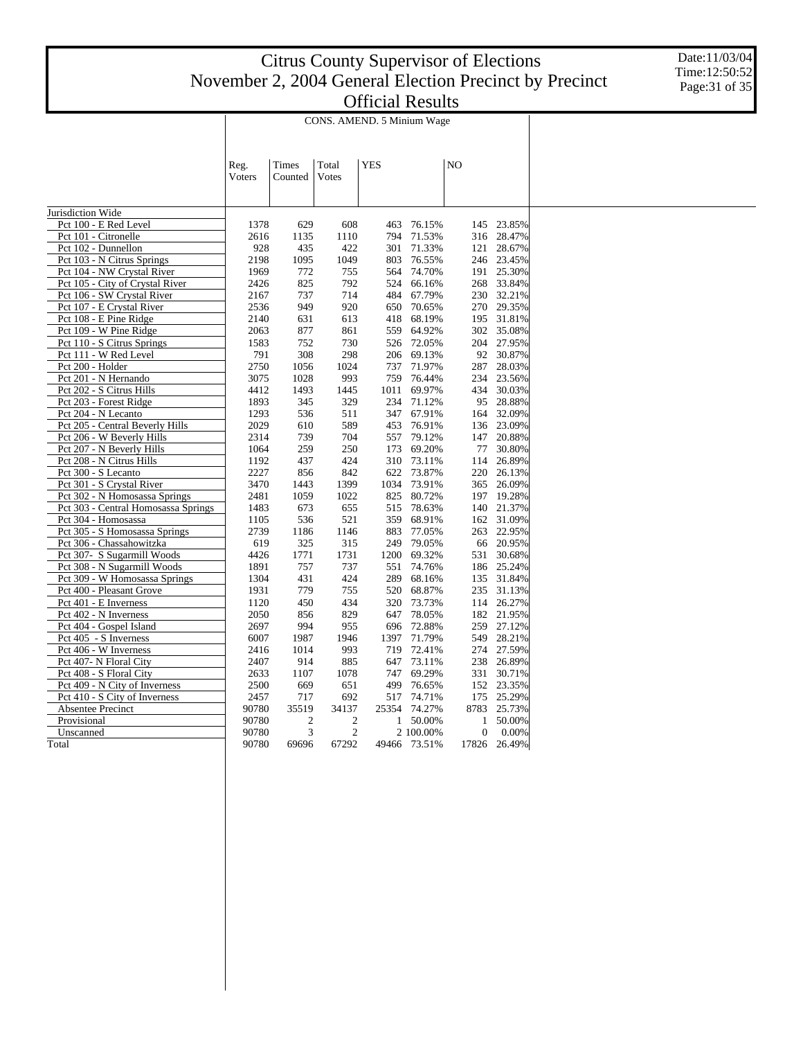# Citrus County Supervisor of Elections
# November 2, 2004 General Election Precinct by Precinct
# Official Results

Date:11/03/04
Time:12:50:52

## CONS. AMEND. 5 Minium Wage

| | Reg. Voters | Times Counted | Total Votes | YES | | NO | |
|---|---|---|---|---|---|---|---|
| Jurisdiction Wide | | | | | | | |
| Pct 100 - E Red Level | 1378 | 629 | 608 | 463 | 76.15% | 145 | 23.85% |
| Pct 101 - Citronelle | 2616 | 1135 | 1110 | 794 | 71.53% | 316 | 28.47% |
| Pct 102 - Dunnellon | 928 | 435 | 422 | 301 | 71.33% | 121 | 28.67% |
| Pct 103 - N Citrus Springs | 2198 | 1095 | 1049 | 803 | 76.55% | 246 | 23.45% |
| Pct 104 - NW Crystal River | 1969 | 772 | 755 | 564 | 74.70% | 191 | 25.30% |
| Pct 105 - City of Crystal River | 2426 | 825 | 792 | 524 | 66.16% | 268 | 33.84% |
| Pct 106 - SW Crystal River | 2167 | 737 | 714 | 484 | 67.79% | 230 | 32.21% |
| Pct 107 - E Crystal River | 2536 | 949 | 920 | 650 | 70.65% | 270 | 29.35% |
| Pct 108 - E Pine Ridge | 2140 | 631 | 613 | 418 | 68.19% | 195 | 31.81% |
| Pct 109 - W Pine Ridge | 2063 | 877 | 861 | 559 | 64.92% | 302 | 35.08% |
| Pct 110 - S Citrus Springs | 1583 | 752 | 730 | 526 | 72.05% | 204 | 27.95% |
| Pct 111 - W Red Level | 791 | 308 | 298 | 206 | 69.13% | 92 | 30.87% |
| Pct 200 - Holder | 2750 | 1056 | 1024 | 737 | 71.97% | 287 | 28.03% |
| Pct 201 - N Hernando | 3075 | 1028 | 993 | 759 | 76.44% | 234 | 23.56% |
| Pct 202 - S Citrus Hills | 4412 | 1493 | 1445 | 1011 | 69.97% | 434 | 30.03% |
| Pct 203 - Forest Ridge | 1893 | 345 | 329 | 234 | 71.12% | 95 | 28.88% |
| Pct 204 - N Lecanto | 1293 | 536 | 511 | 347 | 67.91% | 164 | 32.09% |
| Pct 205 - Central Beverly Hills | 2029 | 610 | 589 | 453 | 76.91% | 136 | 23.09% |
| Pct 206 - W Beverly Hills | 2314 | 739 | 704 | 557 | 79.12% | 147 | 20.88% |
| Pct 207 - N Beverly Hills | 1064 | 259 | 250 | 173 | 69.20% | 77 | 30.80% |
| Pct 208 - N Citrus Hills | 1192 | 437 | 424 | 310 | 73.11% | 114 | 26.89% |
| Pct 300 - S Lecanto | 2227 | 856 | 842 | 622 | 73.87% | 220 | 26.13% |
| Pct 301 - S Crystal River | 3470 | 1443 | 1399 | 1034 | 73.91% | 365 | 26.09% |
| Pct 302 - N Homosassa Springs | 2481 | 1059 | 1022 | 825 | 80.72% | 197 | 19.28% |
| Pct 303 - Central Homosassa Springs | 1483 | 673 | 655 | 515 | 78.63% | 140 | 21.37% |
| Pct 304 - Homosassa | 1105 | 536 | 521 | 359 | 68.91% | 162 | 31.09% |
| Pct 305 - S Homosassa Springs | 2739 | 1186 | 1146 | 883 | 77.05% | 263 | 22.95% |
| Pct 306 - Chassahowitzka | 619 | 325 | 315 | 249 | 79.05% | 66 | 20.95% |
| Pct 307- S Sugarmill Woods | 4426 | 1771 | 1731 | 1200 | 69.32% | 531 | 30.68% |
| Pct 308 - N Sugarmill Woods | 1891 | 757 | 737 | 551 | 74.76% | 186 | 25.24% |
| Pct 309 - W Homosassa Springs | 1304 | 431 | 424 | 289 | 68.16% | 135 | 31.84% |
| Pct 400 - Pleasant Grove | 1931 | 779 | 755 | 520 | 68.87% | 235 | 31.13% |
| Pct 401 - E Inverness | 1120 | 450 | 434 | 320 | 73.73% | 114 | 26.27% |
| Pct 402 - N Inverness | 2050 | 856 | 829 | 647 | 78.05% | 182 | 21.95% |
| Pct 404 - Gospel Island | 2697 | 994 | 955 | 696 | 72.88% | 259 | 27.12% |
| Pct 405 - S Inverness | 6007 | 1987 | 1946 | 1397 | 71.79% | 549 | 28.21% |
| Pct 406 - W Inverness | 2416 | 1014 | 993 | 719 | 72.41% | 274 | 27.59% |
| Pct 407- N Floral City | 2407 | 914 | 885 | 647 | 73.11% | 238 | 26.89% |
| Pct 408 - S Floral City | 2633 | 1107 | 1078 | 747 | 69.29% | 331 | 30.71% |
| Pct 409 - N City of Inverness | 2500 | 669 | 651 | 499 | 76.65% | 152 | 23.35% |
| Pct 410 - S City of Inverness | 2457 | 717 | 692 | 517 | 74.71% | 175 | 25.29% |
| Absentee Precinct | 90780 | 35519 | 34137 | 25354 | 74.27% | 8783 | 25.73% |
| Provisional | 90780 | 2 | 2 | 1 | 50.00% | 1 | 50.00% |
| Unscanned | 90780 | 3 | 2 | 2 | 100.00% | 0 | 0.00% |
| Total | 90780 | 69696 | 67292 | 49466 | 73.51% | 17826 | 26.49% |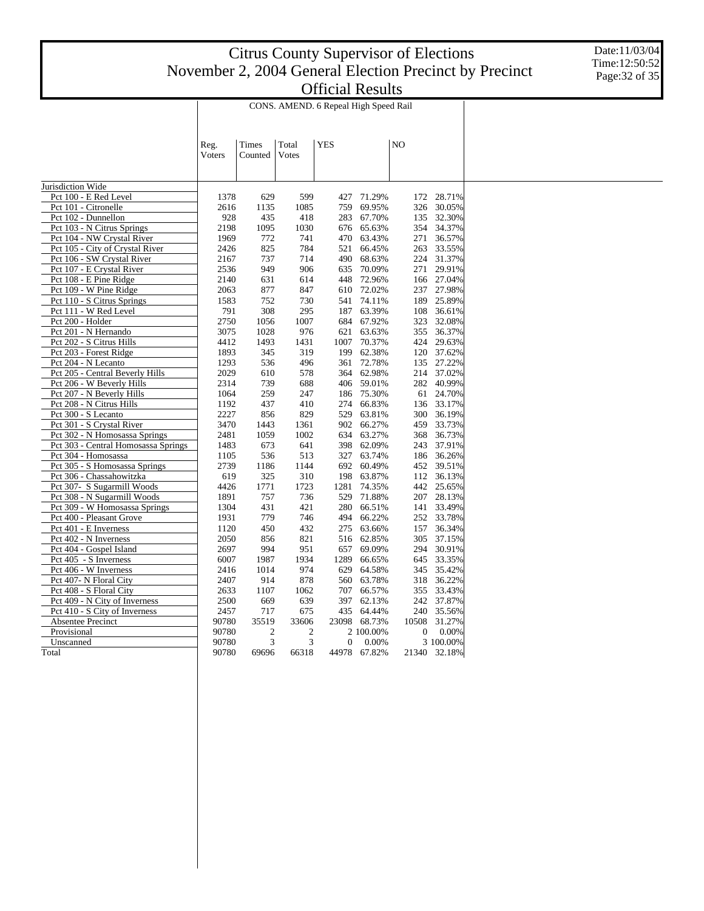# Citrus County Supervisor of Elections
# November 2, 2004 General Election Precinct by Precinct
# Official Results

Date:11/03/04
Time:12:50:52

| | CONS. AMEND. 6 Repeal High Speed Rail | | | | | | |
|---|---|---|---|---|---|---|---|
| | Reg. Voters | Times Counted | Total Votes | YES | | NO | |
| Jurisdiction Wide | | | | | | | |
| Pct 100 - E Red Level | 1378 | 629 | 599 | 427 | 71.29% | 172 | 28.71% |
| Pct 101 - Citronelle | 2616 | 1135 | 1085 | 759 | 69.95% | 326 | 30.05% |
| Pct 102 - Dunnellon | 928 | 435 | 418 | 283 | 67.70% | 135 | 32.30% |
| Pct 103 - N Citrus Springs | 2198 | 1095 | 1030 | 676 | 65.63% | 354 | 34.37% |
| Pct 104 - NW Crystal River | 1969 | 772 | 741 | 470 | 63.43% | 271 | 36.57% |
| Pct 105 - City of Crystal River | 2426 | 825 | 784 | 521 | 66.45% | 263 | 33.55% |
| Pct 106 - SW Crystal River | 2167 | 737 | 714 | 490 | 68.63% | 224 | 31.37% |
| Pct 107 - E Crystal River | 2536 | 949 | 906 | 635 | 70.09% | 271 | 29.91% |
| Pct 108 - E Pine Ridge | 2140 | 631 | 614 | 448 | 72.96% | 166 | 27.04% |
| Pct 109 - W Pine Ridge | 2063 | 877 | 847 | 610 | 72.02% | 237 | 27.98% |
| Pct 110 - S Citrus Springs | 1583 | 752 | 730 | 541 | 74.11% | 189 | 25.89% |
| Pct 111 - W Red Level | 791 | 308 | 295 | 187 | 63.39% | 108 | 36.61% |
| Pct 200 - Holder | 2750 | 1056 | 1007 | 684 | 67.92% | 323 | 32.08% |
| Pct 201 - N Hernando | 3075 | 1028 | 976 | 621 | 63.63% | 355 | 36.37% |
| Pct 202 - S Citrus Hills | 4412 | 1493 | 1431 | 1007 | 70.37% | 424 | 29.63% |
| Pct 203 - Forest Ridge | 1893 | 345 | 319 | 199 | 62.38% | 120 | 37.62% |
| Pct 204 - N Lecanto | 1293 | 536 | 496 | 361 | 72.78% | 135 | 27.22% |
| Pct 205 - Central Beverly Hills | 2029 | 610 | 578 | 364 | 62.98% | 214 | 37.02% |
| Pct 206 - W Beverly Hills | 2314 | 739 | 688 | 406 | 59.01% | 282 | 40.99% |
| Pct 207 - N Beverly Hills | 1064 | 259 | 247 | 186 | 75.30% | 61 | 24.70% |
| Pct 208 - N Citrus Hills | 1192 | 437 | 410 | 274 | 66.83% | 136 | 33.17% |
| Pct 300 - S Lecanto | 2227 | 856 | 829 | 529 | 63.81% | 300 | 36.19% |
| Pct 301 - S Crystal River | 3470 | 1443 | 1361 | 902 | 66.27% | 459 | 33.73% |
| Pct 302 - N Homosassa Springs | 2481 | 1059 | 1002 | 634 | 63.27% | 368 | 36.73% |
| Pct 303 - Central Homosassa Springs | 1483 | 673 | 641 | 398 | 62.09% | 243 | 37.91% |
| Pct 304 - Homosassa | 1105 | 536 | 513 | 327 | 63.74% | 186 | 36.26% |
| Pct 305 - S Homosassa Springs | 2739 | 1186 | 1144 | 692 | 60.49% | 452 | 39.51% |
| Pct 306 - Chassahowitzka | 619 | 325 | 310 | 198 | 63.87% | 112 | 36.13% |
| Pct 307- S Sugarmill Woods | 4426 | 1771 | 1723 | 1281 | 74.35% | 442 | 25.65% |
| Pct 308 - N Sugarmill Woods | 1891 | 757 | 736 | 529 | 71.88% | 207 | 28.13% |
| Pct 309 - W Homosassa Springs | 1304 | 431 | 421 | 280 | 66.51% | 141 | 33.49% |
| Pct 400 - Pleasant Grove | 1931 | 779 | 746 | 494 | 66.22% | 252 | 33.78% |
| Pct 401 - E Inverness | 1120 | 450 | 432 | 275 | 63.66% | 157 | 36.34% |
| Pct 402 - N Inverness | 2050 | 856 | 821 | 516 | 62.85% | 305 | 37.15% |
| Pct 404 - Gospel Island | 2697 | 994 | 951 | 657 | 69.09% | 294 | 30.91% |
| Pct 405 - S Inverness | 6007 | 1987 | 1934 | 1289 | 66.65% | 645 | 33.35% |
| Pct 406 - W Inverness | 2416 | 1014 | 974 | 629 | 64.58% | 345 | 35.42% |
| Pct 407- N Floral City | 2407 | 914 | 878 | 560 | 63.78% | 318 | 36.22% |
| Pct 408 - S Floral City | 2633 | 1107 | 1062 | 707 | 66.57% | 355 | 33.43% |
| Pct 409 - N City of Inverness | 2500 | 669 | 639 | 397 | 62.13% | 242 | 37.87% |
| Pct 410 - S City of Inverness | 2457 | 717 | 675 | 435 | 64.44% | 240 | 35.56% |
| Absentee Precinct | 90780 | 35519 | 33606 | 23098 | 68.73% | 10508 | 31.27% |
| Provisional | 90780 | 2 | 2 | 2 | 100.00% | 0 | 0.00% |
| Unscanned | 90780 | 3 | 3 | 0 | 0.00% | 3 | 100.00% |
| Total | 90780 | 69696 | 66318 | 44978 | 67.82% | 21340 | 32.18% |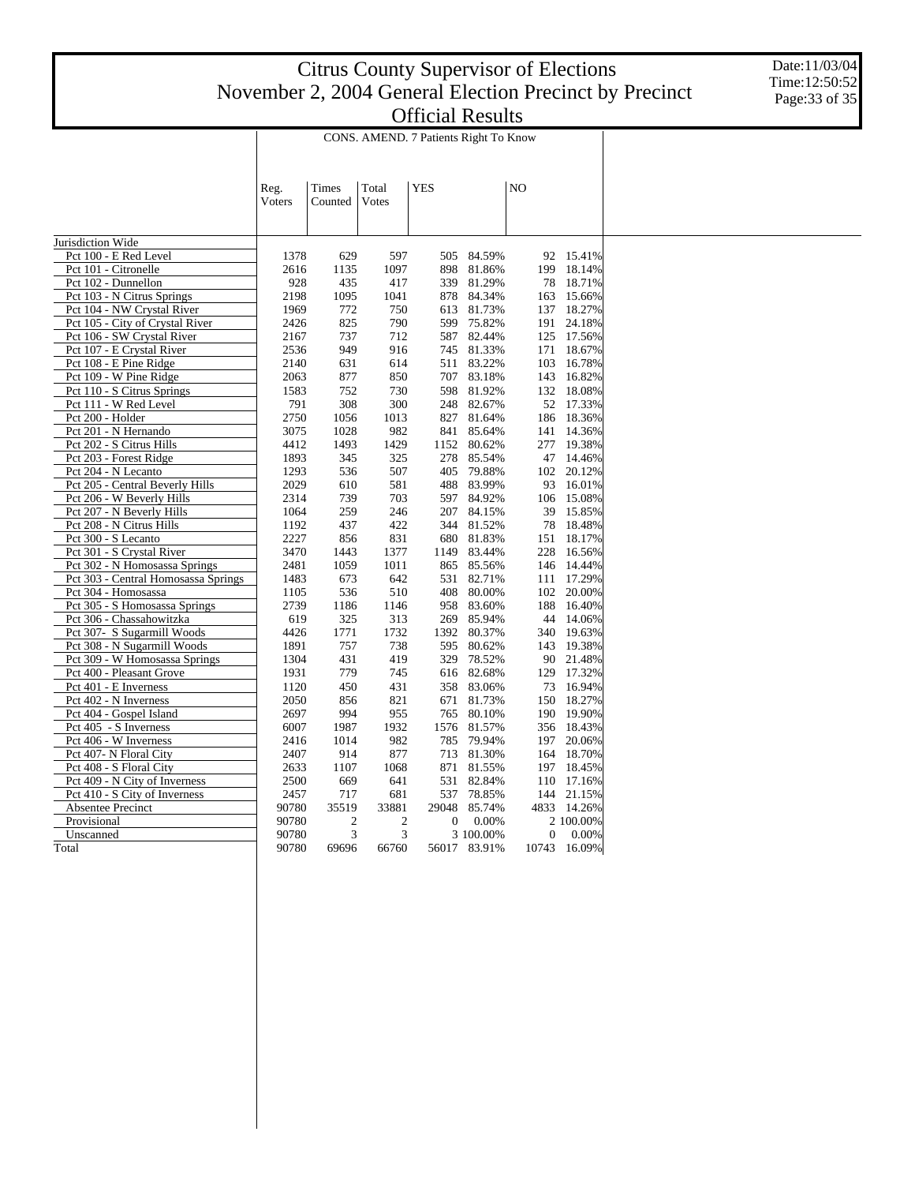# Citrus County Supervisor of Elections
# November 2, 2004 General Election Precinct by Precinct
# Official Results

Date:11/03/04
Time:12:50:52

CONS. AMEND. 7 Patients Right To Know

| | Reg. Voters | Times Counted | Total Votes | YES | | NO | |
|---|---|---|---|---|---|---|---|
| Jurisdiction Wide | | | | | | | |
| Pct 100 - E Red Level | 1378 | 629 | 597 | 505 | 84.59% | 92 | 15.41% |
| Pct 101 - Citronelle | 2616 | 1135 | 1097 | 898 | 81.86% | 199 | 18.14% |
| Pct 102 - Dunnellon | 928 | 435 | 417 | 339 | 81.29% | 78 | 18.71% |
| Pct 103 - N Citrus Springs | 2198 | 1095 | 1041 | 878 | 84.34% | 163 | 15.66% |
| Pct 104 - NW Crystal River | 1969 | 772 | 750 | 613 | 81.73% | 137 | 18.27% |
| Pct 105 - City of Crystal River | 2426 | 825 | 790 | 599 | 75.82% | 191 | 24.18% |
| Pct 106 - SW Crystal River | 2167 | 737 | 712 | 587 | 82.44% | 125 | 17.56% |
| Pct 107 - E Crystal River | 2536 | 949 | 916 | 745 | 81.33% | 171 | 18.67% |
| Pct 108 - E Pine Ridge | 2140 | 631 | 614 | 511 | 83.22% | 103 | 16.78% |
| Pct 109 - W Pine Ridge | 2063 | 877 | 850 | 707 | 83.18% | 143 | 16.82% |
| Pct 110 - S Citrus Springs | 1583 | 752 | 730 | 598 | 81.92% | 132 | 18.08% |
| Pct 111 - W Red Level | 791 | 308 | 300 | 248 | 82.67% | 52 | 17.33% |
| Pct 200 - Holder | 2750 | 1056 | 1013 | 827 | 81.64% | 186 | 18.36% |
| Pct 201 - N Hernando | 3075 | 1028 | 982 | 841 | 85.64% | 141 | 14.36% |
| Pct 202 - S Citrus Hills | 4412 | 1493 | 1429 | 1152 | 80.62% | 277 | 19.38% |
| Pct 203 - Forest Ridge | 1893 | 345 | 325 | 278 | 85.54% | 47 | 14.46% |
| Pct 204 - N Lecanto | 1293 | 536 | 507 | 405 | 79.88% | 102 | 20.12% |
| Pct 205 - Central Beverly Hills | 2029 | 610 | 581 | 488 | 83.99% | 93 | 16.01% |
| Pct 206 - W Beverly Hills | 2314 | 739 | 703 | 597 | 84.92% | 106 | 15.08% |
| Pct 207 - N Beverly Hills | 1064 | 259 | 246 | 207 | 84.15% | 39 | 15.85% |
| Pct 208 - N Citrus Hills | 1192 | 437 | 422 | 344 | 81.52% | 78 | 18.48% |
| Pct 300 - S Lecanto | 2227 | 856 | 831 | 680 | 81.83% | 151 | 18.17% |
| Pct 301 - S Crystal River | 3470 | 1443 | 1377 | 1149 | 83.44% | 228 | 16.56% |
| Pct 302 - N Homosassa Springs | 2481 | 1059 | 1011 | 865 | 85.56% | 146 | 14.44% |
| Pct 303 - Central Homosassa Springs | 1483 | 673 | 642 | 531 | 82.71% | 111 | 17.29% |
| Pct 304 - Homosassa | 1105 | 536 | 510 | 408 | 80.00% | 102 | 20.00% |
| Pct 305 - S Homosassa Springs | 2739 | 1186 | 1146 | 958 | 83.60% | 188 | 16.40% |
| Pct 306 - Chassahowitzka | 619 | 325 | 313 | 269 | 85.94% | 44 | 14.06% |
| Pct 307- S Sugarmill Woods | 4426 | 1771 | 1732 | 1392 | 80.37% | 340 | 19.63% |
| Pct 308 - N Sugarmill Woods | 1891 | 757 | 738 | 595 | 80.62% | 143 | 19.38% |
| Pct 309 - W Homosassa Springs | 1304 | 431 | 419 | 329 | 78.52% | 90 | 21.48% |
| Pct 400 - Pleasant Grove | 1931 | 779 | 745 | 616 | 82.68% | 129 | 17.32% |
| Pct 401 - E Inverness | 1120 | 450 | 431 | 358 | 83.06% | 73 | 16.94% |
| Pct 402 - N Inverness | 2050 | 856 | 821 | 671 | 81.73% | 150 | 18.27% |
| Pct 404 - Gospel Island | 2697 | 994 | 955 | 765 | 80.10% | 190 | 19.90% |
| Pct 405 - S Inverness | 6007 | 1987 | 1932 | 1576 | 81.57% | 356 | 18.43% |
| Pct 406 - W Inverness | 2416 | 1014 | 982 | 785 | 79.94% | 197 | 20.06% |
| Pct 407- N Floral City | 2407 | 914 | 877 | 713 | 81.30% | 164 | 18.70% |
| Pct 408 - S Floral City | 2633 | 1107 | 1068 | 871 | 81.55% | 197 | 18.45% |
| Pct 409 - N City of Inverness | 2500 | 669 | 641 | 531 | 82.84% | 110 | 17.16% |
| Pct 410 - S City of Inverness | 2457 | 717 | 681 | 537 | 78.85% | 144 | 21.15% |
| Absentee Precinct | 90780 | 35519 | 33881 | 29048 | 85.74% | 4833 | 14.26% |
| Provisional | 90780 | 2 | 2 | 0 | 0.00% | 2 | 100.00% |
| Unscanned | 90780 | 3 | 3 | 3 | 100.00% | 0 | 0.00% |
| Total | 90780 | 69696 | 66760 | 56017 | 83.91% | 10743 | 16.09% |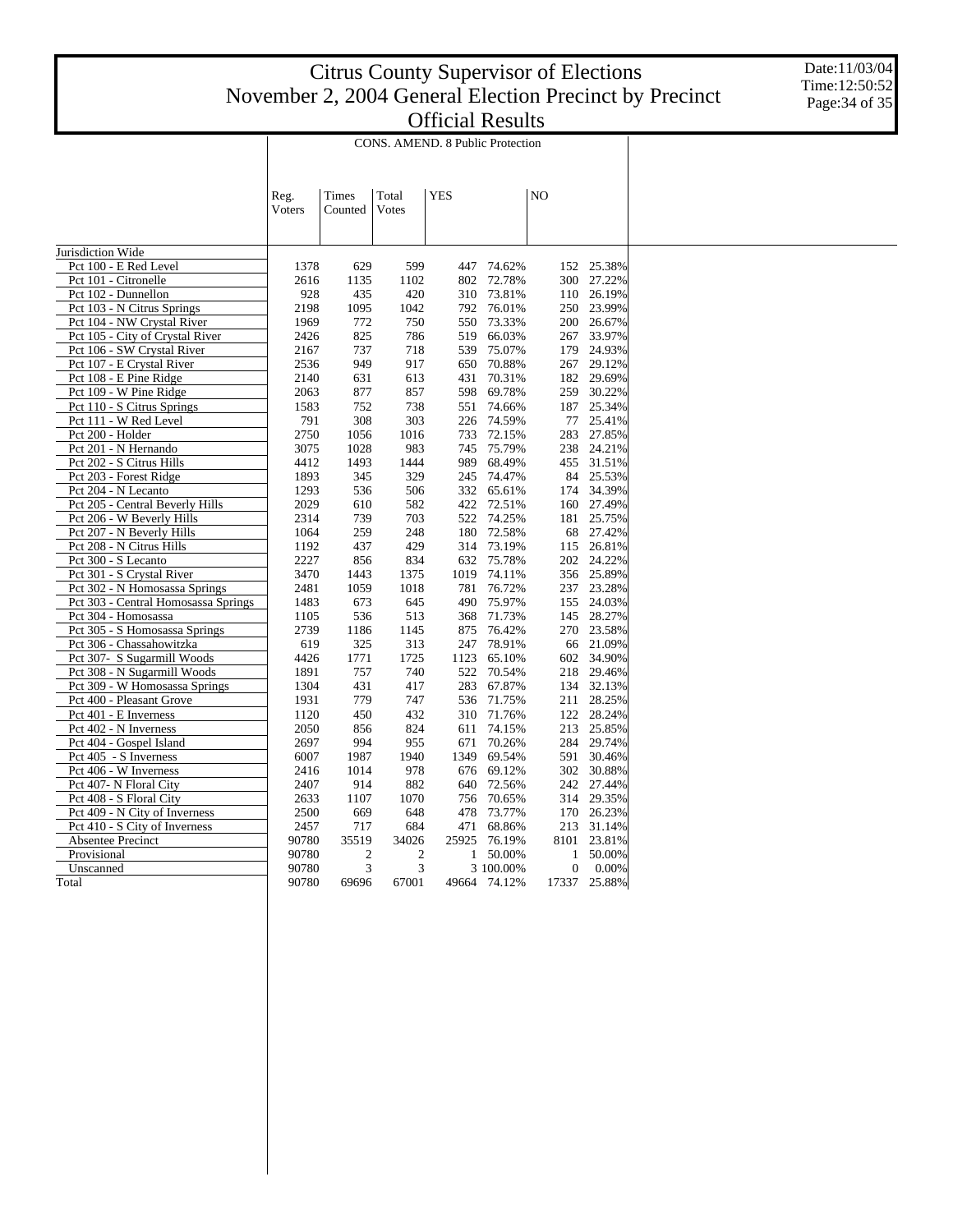# Citrus County Supervisor of Elections
# November 2, 2004 General Election Precinct by Precinct
# Official Results

Date:11/03/04
Time:12:50:52

**CONS. AMEND. 8 Public Protection**

| | Reg. Voters | Times Counted | Total Votes | YES | | NO | |
|---|---|---|---|---|---|---|---|
| Jurisdiction Wide | | | | | | | |
| Pct 100 - E Red Level | 1378 | 629 | 599 | 447 | 74.62% | 152 | 25.38% |
| Pct 101 - Citronelle | 2616 | 1135 | 1102 | 802 | 72.78% | 300 | 27.22% |
| Pct 102 - Dunnellon | 928 | 435 | 420 | 310 | 73.81% | 110 | 26.19% |
| Pct 103 - N Citrus Springs | 2198 | 1095 | 1042 | 792 | 76.01% | 250 | 23.99% |
| Pct 104 - NW Crystal River | 1969 | 772 | 750 | 550 | 73.33% | 200 | 26.67% |
| Pct 105 - City of Crystal River | 2426 | 825 | 786 | 519 | 66.03% | 267 | 33.97% |
| Pct 106 - SW Crystal River | 2167 | 737 | 718 | 539 | 75.07% | 179 | 24.93% |
| Pct 107 - E Crystal River | 2536 | 949 | 917 | 650 | 70.88% | 267 | 29.12% |
| Pct 108 - E Pine Ridge | 2140 | 631 | 613 | 431 | 70.31% | 182 | 29.69% |
| Pct 109 - W Pine Ridge | 2063 | 877 | 857 | 598 | 69.78% | 259 | 30.22% |
| Pct 110 - S Citrus Springs | 1583 | 752 | 738 | 551 | 74.66% | 187 | 25.34% |
| Pct 111 - W Red Level | 791 | 308 | 303 | 226 | 74.59% | 77 | 25.41% |
| Pct 200 - Holder | 2750 | 1056 | 1016 | 733 | 72.15% | 283 | 27.85% |
| Pct 201 - N Hernando | 3075 | 1028 | 983 | 745 | 75.79% | 238 | 24.21% |
| Pct 202 - S Citrus Hills | 4412 | 1493 | 1444 | 989 | 68.49% | 455 | 31.51% |
| Pct 203 - Forest Ridge | 1893 | 345 | 329 | 245 | 74.47% | 84 | 25.53% |
| Pct 204 - N Lecanto | 1293 | 536 | 506 | 332 | 65.61% | 174 | 34.39% |
| Pct 205 - Central Beverly Hills | 2029 | 610 | 582 | 422 | 72.51% | 160 | 27.49% |
| Pct 206 - W Beverly Hills | 2314 | 739 | 703 | 522 | 74.25% | 181 | 25.75% |
| Pct 207 - N Beverly Hills | 1064 | 259 | 248 | 180 | 72.58% | 68 | 27.42% |
| Pct 208 - N Citrus Hills | 1192 | 437 | 429 | 314 | 73.19% | 115 | 26.81% |
| Pct 300 - S Lecanto | 2227 | 856 | 834 | 632 | 75.78% | 202 | 24.22% |
| Pct 301 - S Crystal River | 3470 | 1443 | 1375 | 1019 | 74.11% | 356 | 25.89% |
| Pct 302 - N Homosassa Springs | 2481 | 1059 | 1018 | 781 | 76.72% | 237 | 23.28% |
| Pct 303 - Central Homosassa Springs | 1483 | 673 | 645 | 490 | 75.97% | 155 | 24.03% |
| Pct 304 - Homosassa | 1105 | 536 | 513 | 368 | 71.73% | 145 | 28.27% |
| Pct 305 - S Homosassa Springs | 2739 | 1186 | 1145 | 875 | 76.42% | 270 | 23.58% |
| Pct 306 - Chassahowitzka | 619 | 325 | 313 | 247 | 78.91% | 66 | 21.09% |
| Pct 307- S Sugarmill Woods | 4426 | 1771 | 1725 | 1123 | 65.10% | 602 | 34.90% |
| Pct 308 - N Sugarmill Woods | 1891 | 757 | 740 | 522 | 70.54% | 218 | 29.46% |
| Pct 309 - W Homosassa Springs | 1304 | 431 | 417 | 283 | 67.87% | 134 | 32.13% |
| Pct 400 - Pleasant Grove | 1931 | 779 | 747 | 536 | 71.75% | 211 | 28.25% |
| Pct 401 - E Inverness | 1120 | 450 | 432 | 310 | 71.76% | 122 | 28.24% |
| Pct 402 - N Inverness | 2050 | 856 | 824 | 611 | 74.15% | 213 | 25.85% |
| Pct 404 - Gospel Island | 2697 | 994 | 955 | 671 | 70.26% | 284 | 29.74% |
| Pct 405 - S Inverness | 6007 | 1987 | 1940 | 1349 | 69.54% | 591 | 30.46% |
| Pct 406 - W Inverness | 2416 | 1014 | 978 | 676 | 69.12% | 302 | 30.88% |
| Pct 407- N Floral City | 2407 | 914 | 882 | 640 | 72.56% | 242 | 27.44% |
| Pct 408 - S Floral City | 2633 | 1107 | 1070 | 756 | 70.65% | 314 | 29.35% |
| Pct 409 - N City of Inverness | 2500 | 669 | 648 | 478 | 73.77% | 170 | 26.23% |
| Pct 410 - S City of Inverness | 2457 | 717 | 684 | 471 | 68.86% | 213 | 31.14% |
| Absentee Precinct | 90780 | 35519 | 34026 | 25925 | 76.19% | 8101 | 23.81% |
| Provisional | 90780 | 2 | 2 | 1 | 50.00% | 1 | 50.00% |
| Unscanned | 90780 | 3 | 3 | 3 | 100.00% | 0 | 0.00% |
| Total | 90780 | 69696 | 67001 | 49664 | 74.12% | 17337 | 25.88% |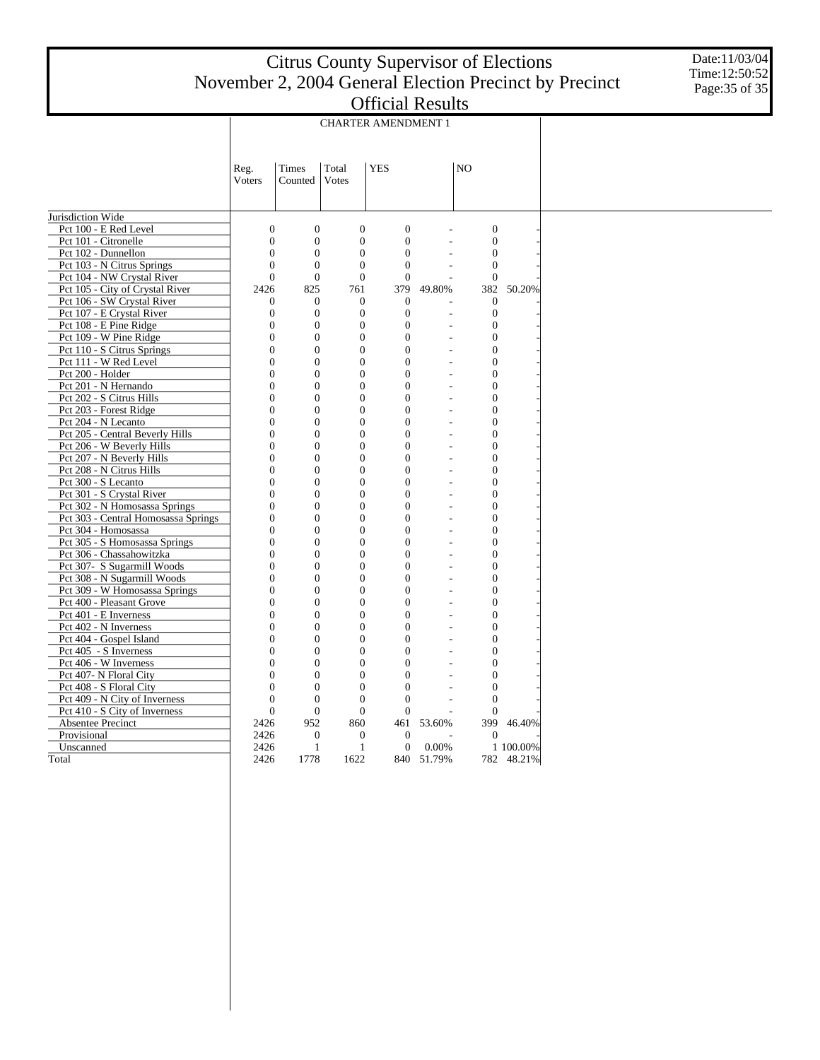# Citrus County Supervisor of Elections
# November 2, 2004 General Election Precinct by Precinct
# Official Results

Date:11/03/04
Time:12:50:52

| | CHARTER AMENDMENT 1 | | | | | | |
|---|---|---|---|---|---|---|---|
| | Reg. Voters | Times Counted | Total Votes | YES | | NO | |
| Jurisdiction Wide | | | | | | | |
| Pct 100 - E Red Level | 0 | 0 | 0 | 0 | - | 0 | - |
| Pct 101 - Citronelle | 0 | 0 | 0 | 0 | - | 0 | - |
| Pct 102 - Dunnellon | 0 | 0 | 0 | 0 | - | 0 | - |
| Pct 103 - N Citrus Springs | 0 | 0 | 0 | 0 | - | 0 | - |
| Pct 104 - NW Crystal River | 0 | 0 | 0 | 0 | - | 0 | - |
| Pct 105 - City of Crystal River | 2426 | 825 | 761 | 379 | 49.80% | 382 | 50.20% |
| Pct 106 - SW Crystal River | 0 | 0 | 0 | 0 | - | 0 | - |
| Pct 107 - E Crystal River | 0 | 0 | 0 | 0 | - | 0 | - |
| Pct 108 - E Pine Ridge | 0 | 0 | 0 | 0 | - | 0 | - |
| Pct 109 - W Pine Ridge | 0 | 0 | 0 | 0 | - | 0 | - |
| Pct 110 - S Citrus Springs | 0 | 0 | 0 | 0 | - | 0 | - |
| Pct 111 - W Red Level | 0 | 0 | 0 | 0 | - | 0 | - |
| Pct 200 - Holder | 0 | 0 | 0 | 0 | - | 0 | - |
| Pct 201 - N Hernando | 0 | 0 | 0 | 0 | - | 0 | - |
| Pct 202 - S Citrus Hills | 0 | 0 | 0 | 0 | - | 0 | - |
| Pct 203 - Forest Ridge | 0 | 0 | 0 | 0 | - | 0 | - |
| Pct 204 - N Lecanto | 0 | 0 | 0 | 0 | - | 0 | - |
| Pct 205 - Central Beverly Hills | 0 | 0 | 0 | 0 | - | 0 | - |
| Pct 206 - W Beverly Hills | 0 | 0 | 0 | 0 | - | 0 | - |
| Pct 207 - N Beverly Hills | 0 | 0 | 0 | 0 | - | 0 | - |
| Pct 208 - N Citrus Hills | 0 | 0 | 0 | 0 | - | 0 | - |
| Pct 300 - S Lecanto | 0 | 0 | 0 | 0 | - | 0 | - |
| Pct 301 - S Crystal River | 0 | 0 | 0 | 0 | - | 0 | - |
| Pct 302 - N Homosassa Springs | 0 | 0 | 0 | 0 | - | 0 | - |
| Pct 303 - Central Homosassa Springs | 0 | 0 | 0 | 0 | - | 0 | - |
| Pct 304 - Homosassa | 0 | 0 | 0 | 0 | - | 0 | - |
| Pct 305 - S Homosassa Springs | 0 | 0 | 0 | 0 | - | 0 | - |
| Pct 306 - Chassahowitzka | 0 | 0 | 0 | 0 | - | 0 | - |
| Pct 307- S Sugarmill Woods | 0 | 0 | 0 | 0 | - | 0 | - |
| Pct 308 - N Sugarmill Woods | 0 | 0 | 0 | 0 | - | 0 | - |
| Pct 309 - W Homosassa Springs | 0 | 0 | 0 | 0 | - | 0 | - |
| Pct 400 - Pleasant Grove | 0 | 0 | 0 | 0 | - | 0 | - |
| Pct 401 - E Inverness | 0 | 0 | 0 | 0 | - | 0 | - |
| Pct 402 - N Inverness | 0 | 0 | 0 | 0 | - | 0 | - |
| Pct 404 - Gospel Island | 0 | 0 | 0 | 0 | - | 0 | - |
| Pct 405 - S Inverness | 0 | 0 | 0 | 0 | - | 0 | - |
| Pct 406 - W Inverness | 0 | 0 | 0 | 0 | - | 0 | - |
| Pct 407- N Floral City | 0 | 0 | 0 | 0 | - | 0 | - |
| Pct 408 - S Floral City | 0 | 0 | 0 | 0 | - | 0 | - |
| Pct 409 - N City of Inverness | 0 | 0 | 0 | 0 | - | 0 | - |
| Pct 410 - S City of Inverness | 0 | 0 | 0 | 0 | - | 0 | - |
| Absentee Precinct | 2426 | 952 | 860 | 461 | 53.60% | 399 | 46.40% |
| Provisional | 2426 | 0 | 0 | 0 | - | 0 | - |
| Unscanned | 2426 | 1 | 1 | 0 | 0.00% | 1 | 100.00% |
| Total | 2426 | 1778 | 1622 | 840 | 51.79% | 782 | 48.21% |